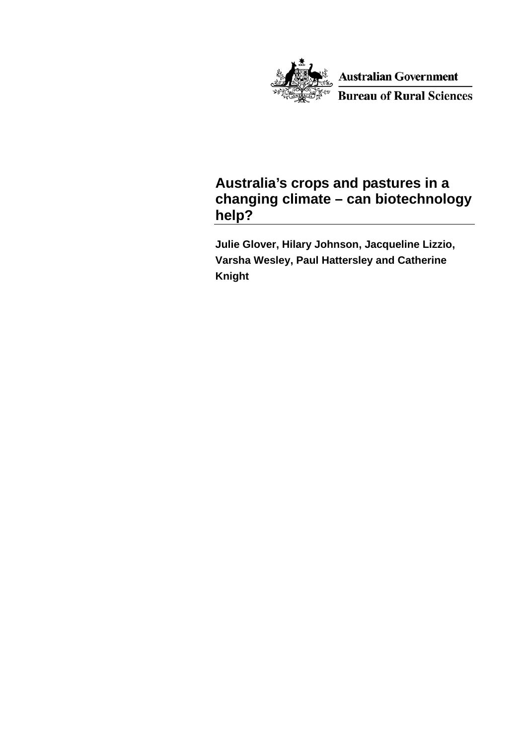Australian Government

Bureau of Rural Sciences

# Australia's crops and pastures in a changing climate – can biotechnology help?

**Julie Glover, Hilary Johnson, Jacqueline Lizzio, Varsha Wesley, Paul Hattersley and Catherine Knight**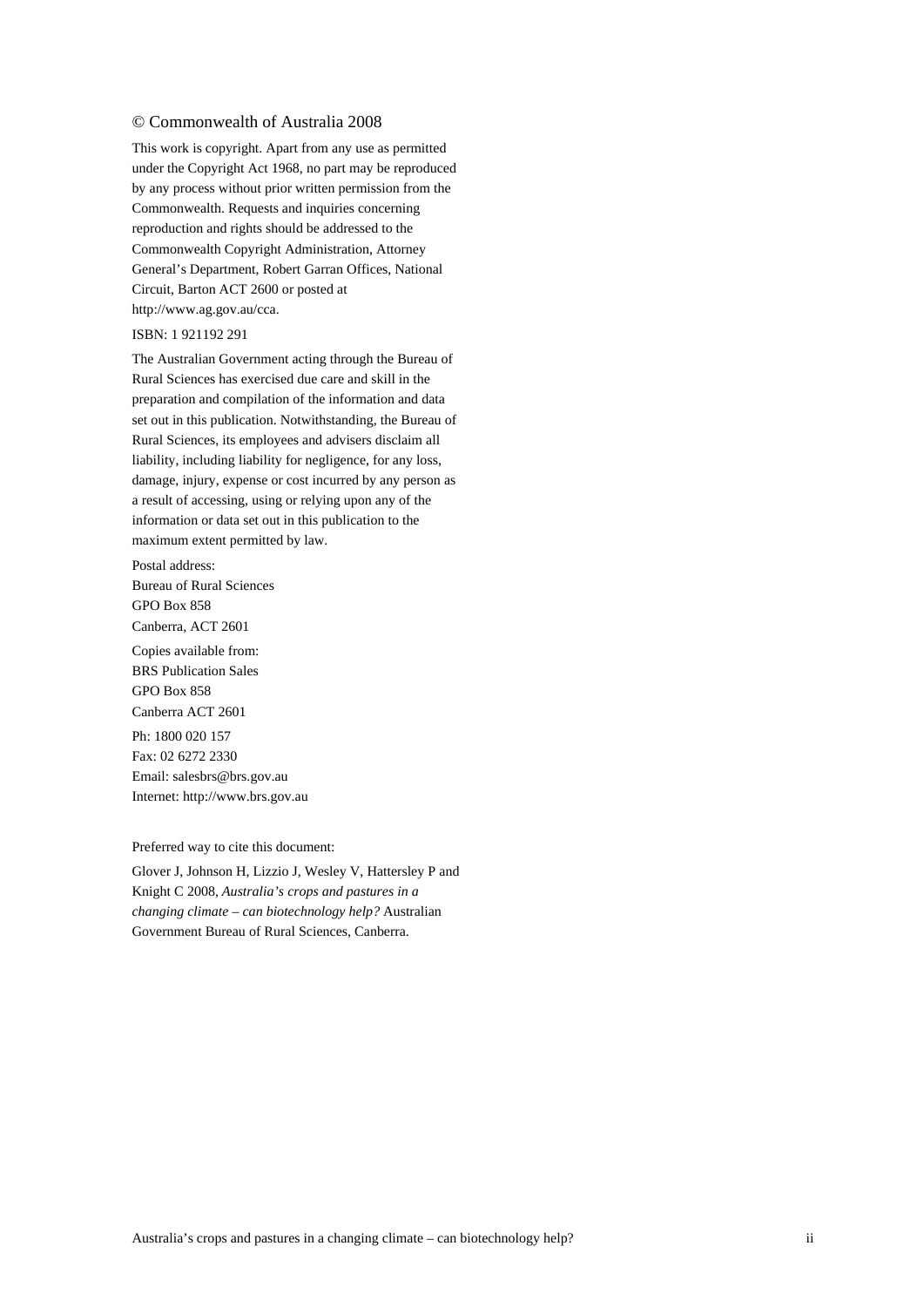© Commonwealth of Australia 2008

This work is copyright. Apart from any use as permitted under the Copyright Act 1968, no part may be reproduced by any process without prior written permission from the Commonwealth. Requests and inquiries concerning reproduction and rights should be addressed to the Commonwealth Copyright Administration, Attorney General's Department, Robert Garran Offices, National Circuit, Barton ACT 2600 or posted at http://www.ag.gov.au/cca.

ISBN: 1 921192 291

The Australian Government acting through the Bureau of Rural Sciences has exercised due care and skill in the preparation and compilation of the information and data set out in this publication. Notwithstanding, the Bureau of Rural Sciences, its employees and advisers disclaim all liability, including liability for negligence, for any loss, damage, injury, expense or cost incurred by any person as a result of accessing, using or relying upon any of the information or data set out in this publication to the maximum extent permitted by law.

Postal address:
Bureau of Rural Sciences
GPO Box 858
Canberra, ACT 2601

Copies available from:
BRS Publication Sales
GPO Box 858
Canberra ACT 2601

Ph: 1800 020 157
Fax: 02 6272 2330
Email: salesbrs@brs.gov.au
Internet: http://www.brs.gov.au

Preferred way to cite this document:

Glover J, Johnson H, Lizzio J, Wesley V, Hattersley P and Knight C 2008, *Australia's crops and pastures in a changing climate – can biotechnology help?* Australian Government Bureau of Rural Sciences, Canberra.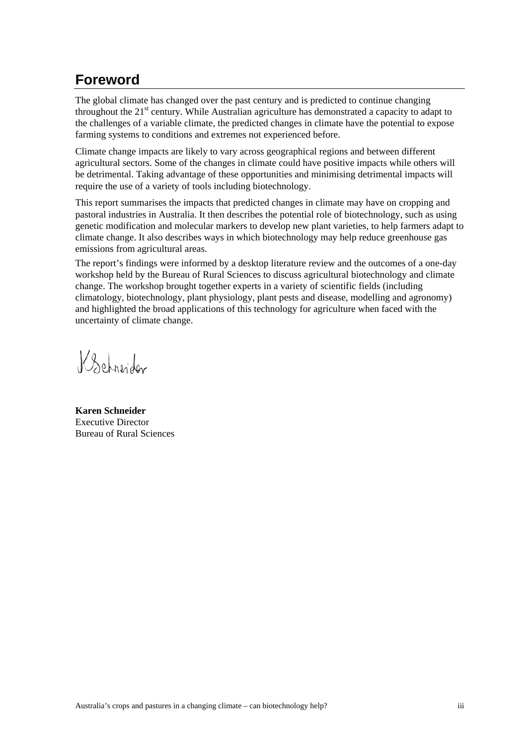# Foreword

The global climate has changed over the past century and is predicted to continue changing throughout the 21st century. While Australian agriculture has demonstrated a capacity to adapt to the challenges of a variable climate, the predicted changes in climate have the potential to expose farming systems to conditions and extremes not experienced before.

Climate change impacts are likely to vary across geographical regions and between different agricultural sectors. Some of the changes in climate could have positive impacts while others will be detrimental. Taking advantage of these opportunities and minimising detrimental impacts will require the use of a variety of tools including biotechnology.

This report summarises the impacts that predicted changes in climate may have on cropping and pastoral industries in Australia. It then describes the potential role of biotechnology, such as using genetic modification and molecular markers to develop new plant varieties, to help farmers adapt to climate change. It also describes ways in which biotechnology may help reduce greenhouse gas emissions from agricultural areas.

The report's findings were informed by a desktop literature review and the outcomes of a one-day workshop held by the Bureau of Rural Sciences to discuss agricultural biotechnology and climate change. The workshop brought together experts in a variety of scientific fields (including climatology, biotechnology, plant physiology, plant pests and disease, modelling and agronomy) and highlighted the broad applications of this technology for agriculture when faced with the uncertainty of climate change.

K Schneider

**Karen Schneider**
Executive Director
Bureau of Rural Sciences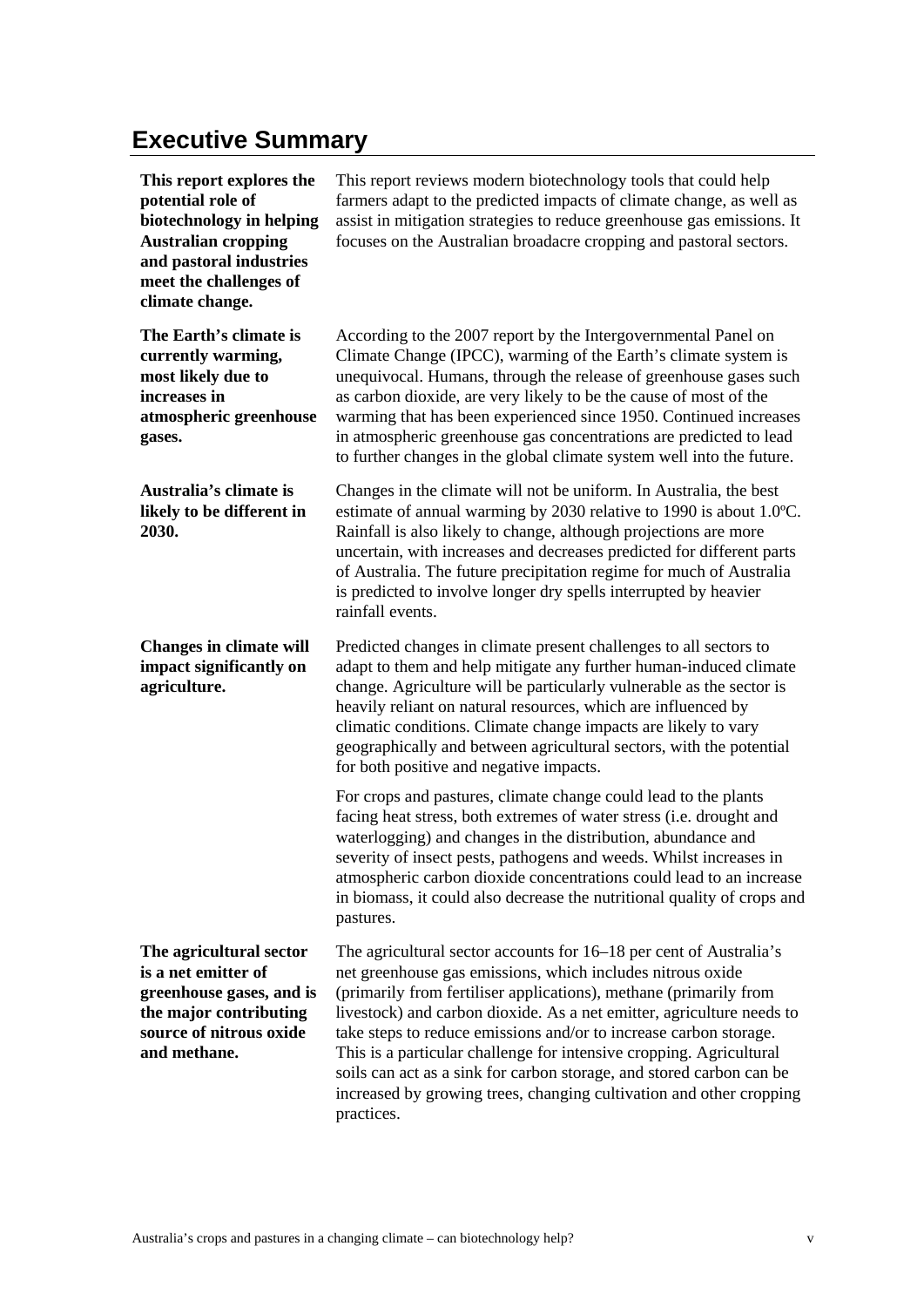# Executive Summary

**This report explores the potential role of biotechnology in helping Australian cropping and pastoral industries meet the challenges of climate change.**

This report reviews modern biotechnology tools that could help farmers adapt to the predicted impacts of climate change, as well as assist in mitigation strategies to reduce greenhouse gas emissions. It focuses on the Australian broadacre cropping and pastoral sectors.

**The Earth's climate is currently warming, most likely due to increases in atmospheric greenhouse gases.**

According to the 2007 report by the Intergovernmental Panel on Climate Change (IPCC), warming of the Earth's climate system is unequivocal. Humans, through the release of greenhouse gases such as carbon dioxide, are very likely to be the cause of most of the warming that has been experienced since 1950. Continued increases in atmospheric greenhouse gas concentrations are predicted to lead to further changes in the global climate system well into the future.

**Australia's climate is likely to be different in 2030.**

Changes in the climate will not be uniform. In Australia, the best estimate of annual warming by 2030 relative to 1990 is about 1.0ºC. Rainfall is also likely to change, although projections are more uncertain, with increases and decreases predicted for different parts of Australia. The future precipitation regime for much of Australia is predicted to involve longer dry spells interrupted by heavier rainfall events.

**Changes in climate will impact significantly on agriculture.**

Predicted changes in climate present challenges to all sectors to adapt to them and help mitigate any further human-induced climate change. Agriculture will be particularly vulnerable as the sector is heavily reliant on natural resources, which are influenced by climatic conditions. Climate change impacts are likely to vary geographically and between agricultural sectors, with the potential for both positive and negative impacts.

For crops and pastures, climate change could lead to the plants facing heat stress, both extremes of water stress (i.e. drought and waterlogging) and changes in the distribution, abundance and severity of insect pests, pathogens and weeds. Whilst increases in atmospheric carbon dioxide concentrations could lead to an increase in biomass, it could also decrease the nutritional quality of crops and pastures.

**The agricultural sector is a net emitter of greenhouse gases, and is the major contributing source of nitrous oxide and methane.**

The agricultural sector accounts for 16–18 per cent of Australia's net greenhouse gas emissions, which includes nitrous oxide (primarily from fertiliser applications), methane (primarily from livestock) and carbon dioxide. As a net emitter, agriculture needs to take steps to reduce emissions and/or to increase carbon storage. This is a particular challenge for intensive cropping. Agricultural soils can act as a sink for carbon storage, and stored carbon can be increased by growing trees, changing cultivation and other cropping practices.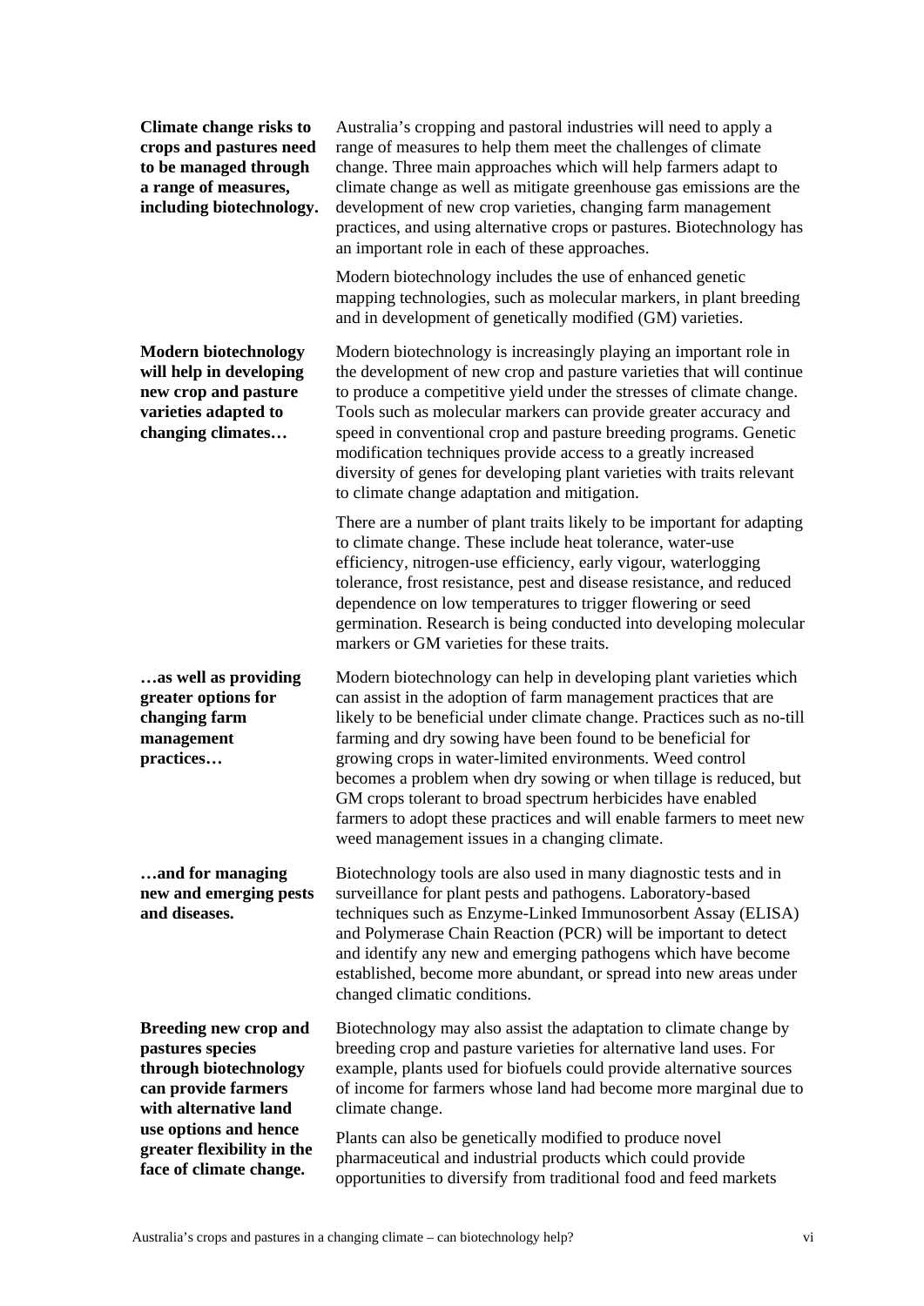**Climate change risks to crops and pastures need to be managed through a range of measures, including biotechnology.**

Australia's cropping and pastoral industries will need to apply a range of measures to help them meet the challenges of climate change. Three main approaches which will help farmers adapt to climate change as well as mitigate greenhouse gas emissions are the development of new crop varieties, changing farm management practices, and using alternative crops or pastures. Biotechnology has an important role in each of these approaches.

Modern biotechnology includes the use of enhanced genetic mapping technologies, such as molecular markers, in plant breeding and in development of genetically modified (GM) varieties.

**Modern biotechnology will help in developing new crop and pasture varieties adapted to changing climates…**

Modern biotechnology is increasingly playing an important role in the development of new crop and pasture varieties that will continue to produce a competitive yield under the stresses of climate change. Tools such as molecular markers can provide greater accuracy and speed in conventional crop and pasture breeding programs. Genetic modification techniques provide access to a greatly increased diversity of genes for developing plant varieties with traits relevant to climate change adaptation and mitigation.

There are a number of plant traits likely to be important for adapting to climate change. These include heat tolerance, water-use efficiency, nitrogen-use efficiency, early vigour, waterlogging tolerance, frost resistance, pest and disease resistance, and reduced dependence on low temperatures to trigger flowering or seed germination. Research is being conducted into developing molecular markers or GM varieties for these traits.

**…as well as providing greater options for changing farm management practices…**

Modern biotechnology can help in developing plant varieties which can assist in the adoption of farm management practices that are likely to be beneficial under climate change. Practices such as no-till farming and dry sowing have been found to be beneficial for growing crops in water-limited environments. Weed control becomes a problem when dry sowing or when tillage is reduced, but GM crops tolerant to broad spectrum herbicides have enabled farmers to adopt these practices and will enable farmers to meet new weed management issues in a changing climate.

**…and for managing new and emerging pests and diseases.**

Biotechnology tools are also used in many diagnostic tests and in surveillance for plant pests and pathogens. Laboratory-based techniques such as Enzyme-Linked Immunosorbent Assay (ELISA) and Polymerase Chain Reaction (PCR) will be important to detect and identify any new and emerging pathogens which have become established, become more abundant, or spread into new areas under changed climatic conditions.

**Breeding new crop and pastures species through biotechnology can provide farmers with alternative land use options and hence greater flexibility in the face of climate change.**

Biotechnology may also assist the adaptation to climate change by breeding crop and pasture varieties for alternative land uses. For example, plants used for biofuels could provide alternative sources of income for farmers whose land had become more marginal due to climate change.

Plants can also be genetically modified to produce novel pharmaceutical and industrial products which could provide opportunities to diversify from traditional food and feed markets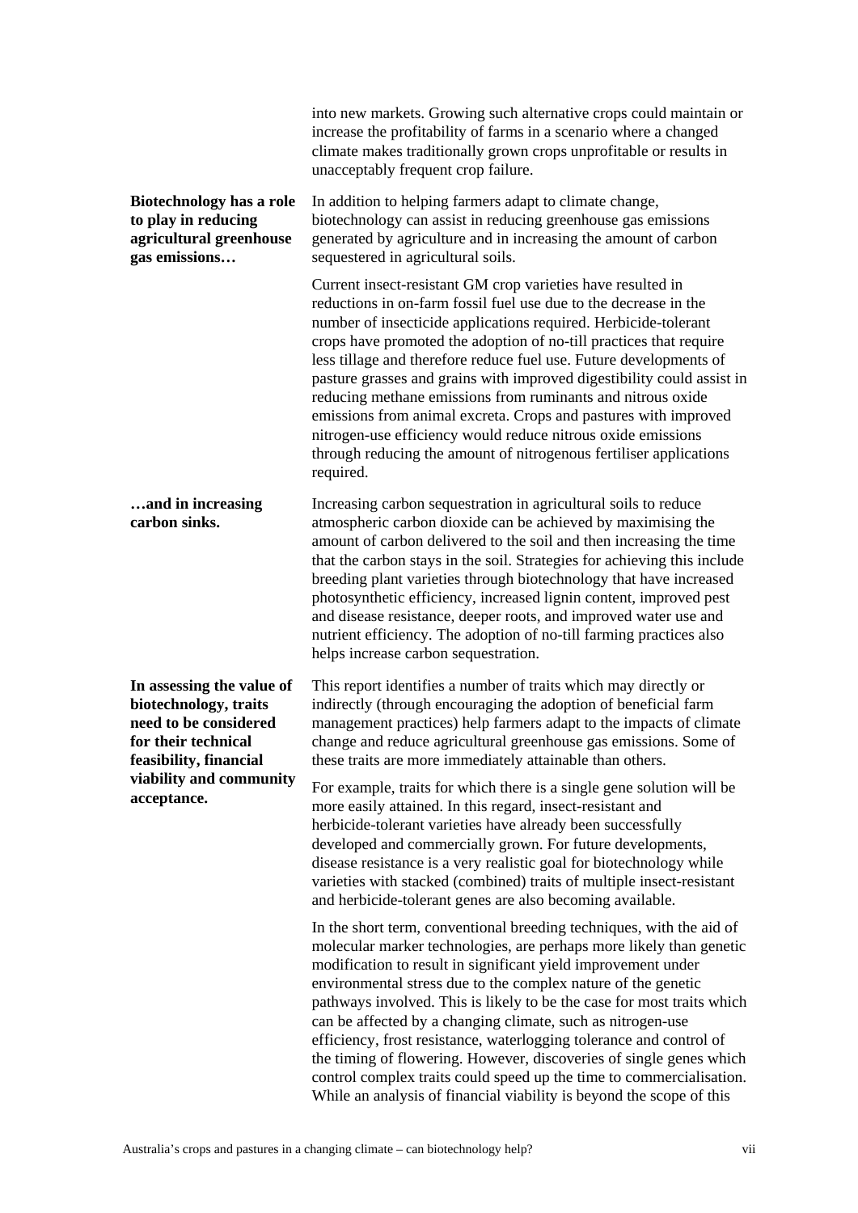into new markets. Growing such alternative crops could maintain or increase the profitability of farms in a scenario where a changed climate makes traditionally grown crops unprofitable or results in unacceptably frequent crop failure.

**Biotechnology has a role to play in reducing agricultural greenhouse gas emissions…**

In addition to helping farmers adapt to climate change, biotechnology can assist in reducing greenhouse gas emissions generated by agriculture and in increasing the amount of carbon sequestered in agricultural soils.

Current insect-resistant GM crop varieties have resulted in reductions in on-farm fossil fuel use due to the decrease in the number of insecticide applications required. Herbicide-tolerant crops have promoted the adoption of no-till practices that require less tillage and therefore reduce fuel use. Future developments of pasture grasses and grains with improved digestibility could assist in reducing methane emissions from ruminants and nitrous oxide emissions from animal excreta. Crops and pastures with improved nitrogen-use efficiency would reduce nitrous oxide emissions through reducing the amount of nitrogenous fertiliser applications required.

**…and in increasing carbon sinks.**

Increasing carbon sequestration in agricultural soils to reduce atmospheric carbon dioxide can be achieved by maximising the amount of carbon delivered to the soil and then increasing the time that the carbon stays in the soil. Strategies for achieving this include breeding plant varieties through biotechnology that have increased photosynthetic efficiency, increased lignin content, improved pest and disease resistance, deeper roots, and improved water use and nutrient efficiency. The adoption of no-till farming practices also helps increase carbon sequestration.

**In assessing the value of biotechnology, traits need to be considered for their technical feasibility, financial viability and community acceptance.**

This report identifies a number of traits which may directly or indirectly (through encouraging the adoption of beneficial farm management practices) help farmers adapt to the impacts of climate change and reduce agricultural greenhouse gas emissions. Some of these traits are more immediately attainable than others.

For example, traits for which there is a single gene solution will be more easily attained. In this regard, insect-resistant and herbicide-tolerant varieties have already been successfully developed and commercially grown. For future developments, disease resistance is a very realistic goal for biotechnology while varieties with stacked (combined) traits of multiple insect-resistant and herbicide-tolerant genes are also becoming available.

In the short term, conventional breeding techniques, with the aid of molecular marker technologies, are perhaps more likely than genetic modification to result in significant yield improvement under environmental stress due to the complex nature of the genetic pathways involved. This is likely to be the case for most traits which can be affected by a changing climate, such as nitrogen-use efficiency, frost resistance, waterlogging tolerance and control of the timing of flowering. However, discoveries of single genes which control complex traits could speed up the time to commercialisation. While an analysis of financial viability is beyond the scope of this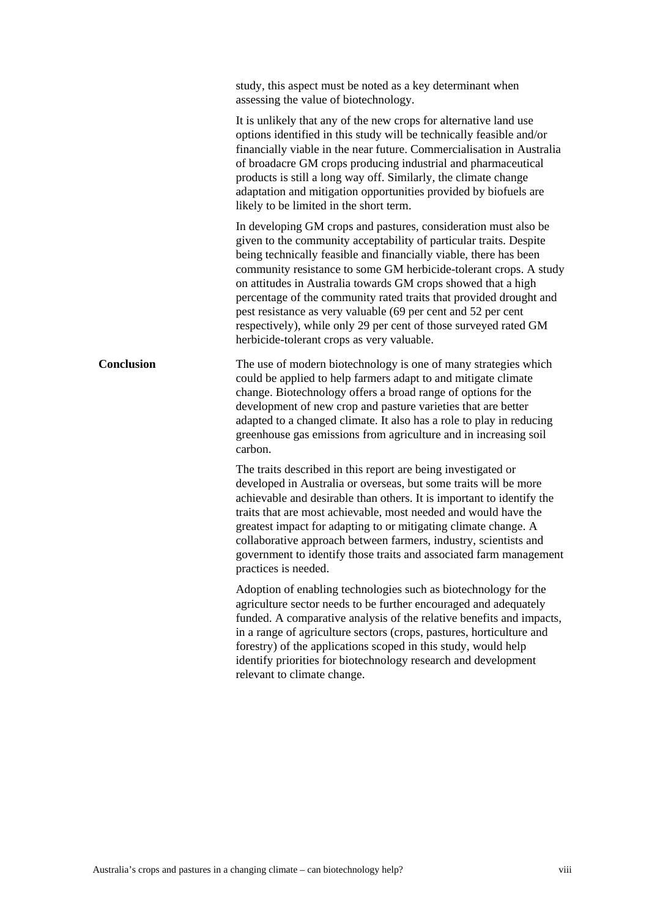study, this aspect must be noted as a key determinant when assessing the value of biotechnology.

It is unlikely that any of the new crops for alternative land use options identified in this study will be technically feasible and/or financially viable in the near future. Commercialisation in Australia of broadacre GM crops producing industrial and pharmaceutical products is still a long way off. Similarly, the climate change adaptation and mitigation opportunities provided by biofuels are likely to be limited in the short term.

In developing GM crops and pastures, consideration must also be given to the community acceptability of particular traits. Despite being technically feasible and financially viable, there has been community resistance to some GM herbicide-tolerant crops. A study on attitudes in Australia towards GM crops showed that a high percentage of the community rated traits that provided drought and pest resistance as very valuable (69 per cent and 52 per cent respectively), while only 29 per cent of those surveyed rated GM herbicide-tolerant crops as very valuable.

**Conclusion**

The use of modern biotechnology is one of many strategies which could be applied to help farmers adapt to and mitigate climate change. Biotechnology offers a broad range of options for the development of new crop and pasture varieties that are better adapted to a changed climate. It also has a role to play in reducing greenhouse gas emissions from agriculture and in increasing soil carbon.

The traits described in this report are being investigated or developed in Australia or overseas, but some traits will be more achievable and desirable than others. It is important to identify the traits that are most achievable, most needed and would have the greatest impact for adapting to or mitigating climate change. A collaborative approach between farmers, industry, scientists and government to identify those traits and associated farm management practices is needed.

Adoption of enabling technologies such as biotechnology for the agriculture sector needs to be further encouraged and adequately funded. A comparative analysis of the relative benefits and impacts, in a range of agriculture sectors (crops, pastures, horticulture and forestry) of the applications scoped in this study, would help identify priorities for biotechnology research and development relevant to climate change.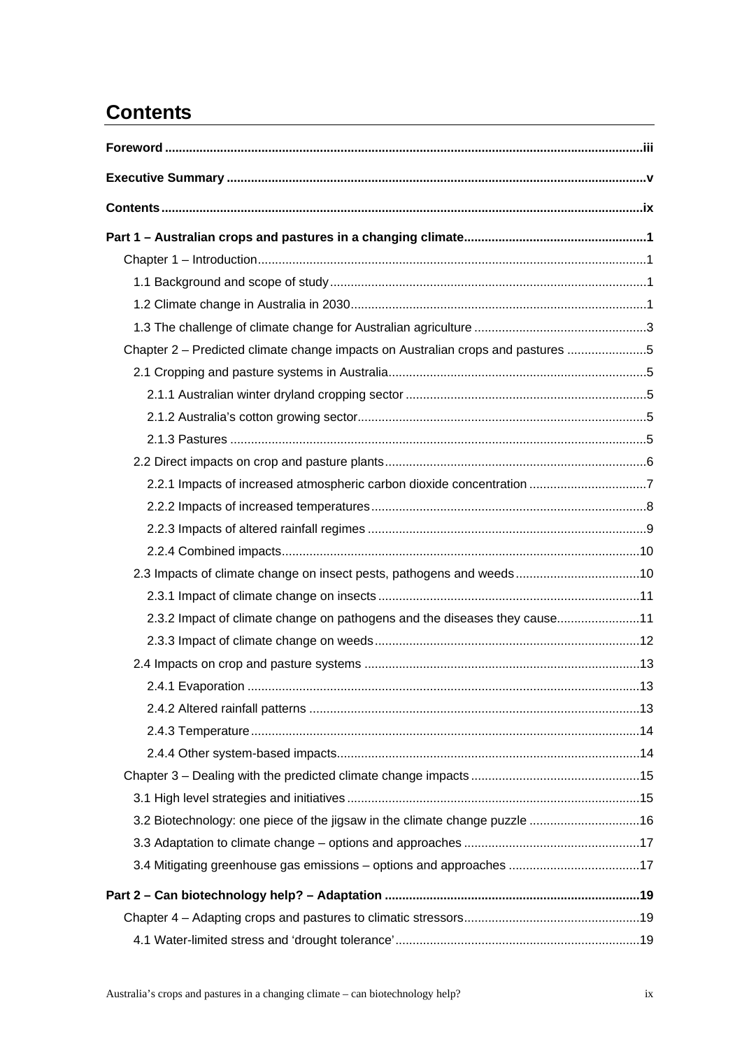# Contents

**Foreword** ..... iii

**Executive Summary** ..... v

**Contents** ..... ix

**Part 1 – Australian crops and pastures in a changing climate** ..... 1

- Chapter 1 – Introduction ..... 1
  - 1.1 Background and scope of study ..... 1
  - 1.2 Climate change in Australia in 2030 ..... 1
  - 1.3 The challenge of climate change for Australian agriculture ..... 3
- Chapter 2 – Predicted climate change impacts on Australian crops and pastures ..... 5
  - 2.1 Cropping and pasture systems in Australia ..... 5
    - 2.1.1 Australian winter dryland cropping sector ..... 5
    - 2.1.2 Australia's cotton growing sector ..... 5
    - 2.1.3 Pastures ..... 5
  - 2.2 Direct impacts on crop and pasture plants ..... 6
    - 2.2.1 Impacts of increased atmospheric carbon dioxide concentration ..... 7
    - 2.2.2 Impacts of increased temperatures ..... 8
    - 2.2.3 Impacts of altered rainfall regimes ..... 9
    - 2.2.4 Combined impacts ..... 10
  - 2.3 Impacts of climate change on insect pests, pathogens and weeds ..... 10
    - 2.3.1 Impact of climate change on insects ..... 11
    - 2.3.2 Impact of climate change on pathogens and the diseases they cause ..... 11
    - 2.3.3 Impact of climate change on weeds ..... 12
  - 2.4 Impacts on crop and pasture systems ..... 13
    - 2.4.1 Evaporation ..... 13
    - 2.4.2 Altered rainfall patterns ..... 13
    - 2.4.3 Temperature ..... 14
    - 2.4.4 Other system-based impacts ..... 14
- Chapter 3 – Dealing with the predicted climate change impacts ..... 15
  - 3.1 High level strategies and initiatives ..... 15
  - 3.2 Biotechnology: one piece of the jigsaw in the climate change puzzle ..... 16
  - 3.3 Adaptation to climate change – options and approaches ..... 17
  - 3.4 Mitigating greenhouse gas emissions – options and approaches ..... 17

**Part 2 – Can biotechnology help? – Adaptation** ..... 19

- Chapter 4 – Adapting crops and pastures to climatic stressors ..... 19
  - 4.1 Water-limited stress and 'drought tolerance' ..... 19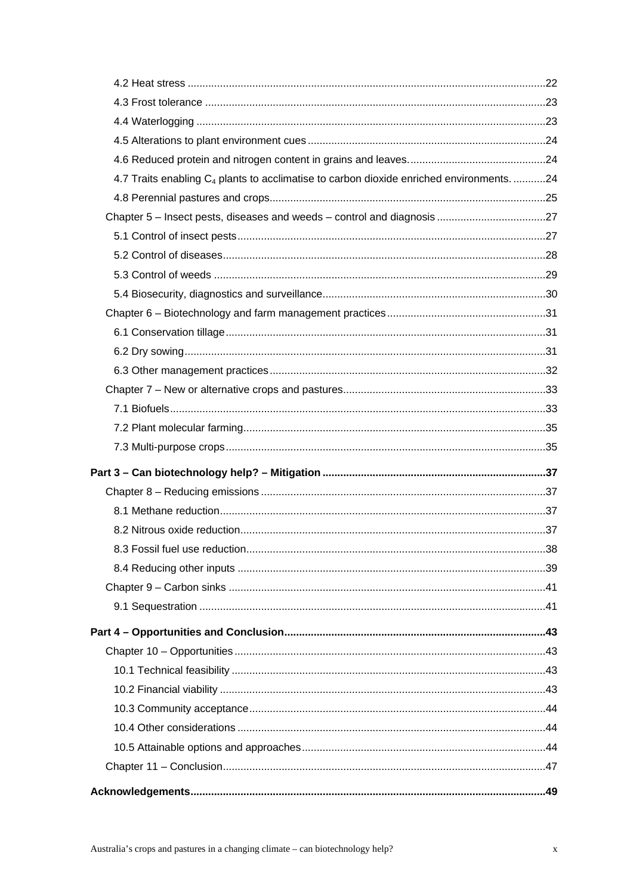4.2 Heat stress ........................................................................................................................22

4.3 Frost tolerance ....................................................................................................................23

4.4 Waterlogging ......................................................................................................................23

4.5 Alterations to plant environment cues ................................................................................24

4.6 Reduced protein and nitrogen content in grains and leaves...............................................24

4.7 Traits enabling $C_4$ plants to acclimatise to carbon dioxide enriched environments. ...........24

4.8 Perennial pastures and crops.............................................................................................25

Chapter 5 – Insect pests, diseases and weeds – control and diagnosis .....................................27

5.1 Control of insect pests........................................................................................................27

5.2 Control of diseases.............................................................................................................28

5.3 Control of weeds ................................................................................................................29

5.4 Biosecurity, diagnostics and surveillance...........................................................................30

Chapter 6 – Biotechnology and farm management practices......................................................31

6.1 Conservation tillage............................................................................................................31

6.2 Dry sowing..........................................................................................................................31

6.3 Other management practices.............................................................................................32

Chapter 7 – New or alternative crops and pastures.....................................................................33

7.1 Biofuels...............................................................................................................................33

7.2 Plant molecular farming......................................................................................................35

7.3 Multi-purpose crops............................................................................................................35

**Part 3 – Can biotechnology help? – Mitigation ............................................................................37**

Chapter 8 – Reducing emissions ................................................................................................37

8.1 Methane reduction..............................................................................................................37

8.2 Nitrous oxide reduction.......................................................................................................37

8.3 Fossil fuel use reduction.....................................................................................................38

8.4 Reducing other inputs ........................................................................................................39

Chapter 9 – Carbon sinks ...........................................................................................................41

9.1 Sequestration .....................................................................................................................41

**Part 4 – Opportunities and Conclusion........................................................................................43**

Chapter 10 – Opportunities .........................................................................................................43

10.1 Technical feasibility ..........................................................................................................43

10.2 Financial viability ..............................................................................................................43

10.3 Community acceptance....................................................................................................44

10.4 Other considerations ........................................................................................................44

10.5 Attainable options and approaches..................................................................................44

Chapter 11 – Conclusion.............................................................................................................47

**Acknowledgements.......................................................................................................................49**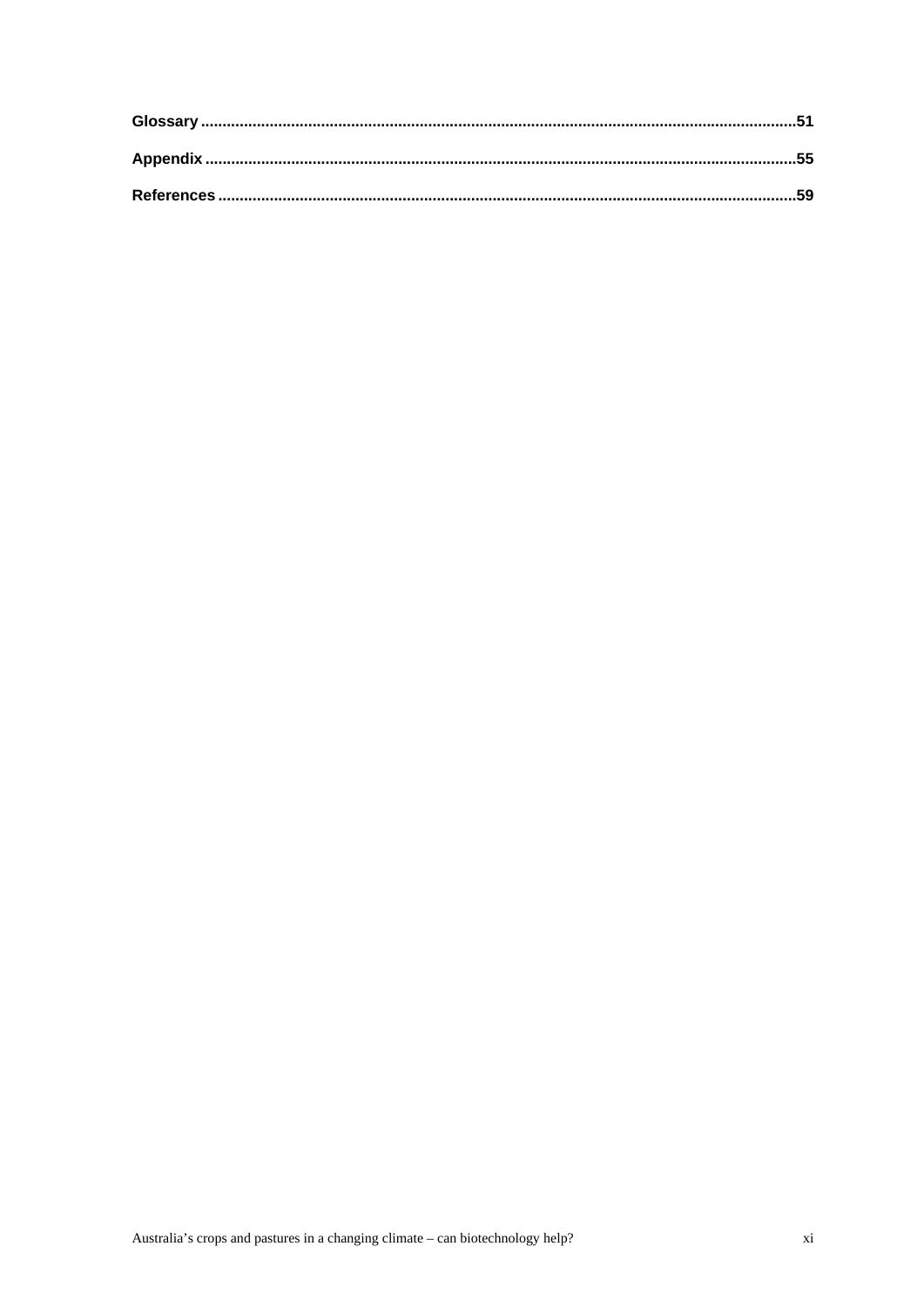**Glossary** ..........................................................................................................................51

**Appendix** ..........................................................................................................................55

**References** ........................................................................................................................59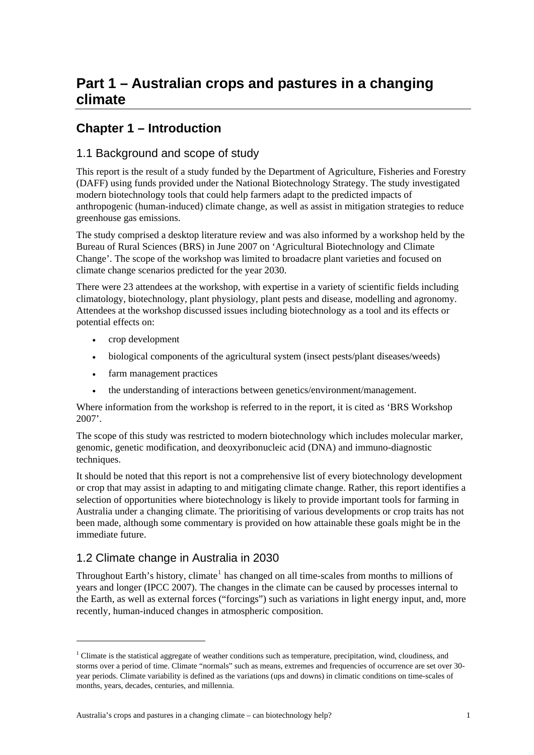# Part 1 – Australian crops and pastures in a changing climate

## Chapter 1 – Introduction

### 1.1 Background and scope of study

This report is the result of a study funded by the Department of Agriculture, Fisheries and Forestry (DAFF) using funds provided under the National Biotechnology Strategy. The study investigated modern biotechnology tools that could help farmers adapt to the predicted impacts of anthropogenic (human-induced) climate change, as well as assist in mitigation strategies to reduce greenhouse gas emissions.

The study comprised a desktop literature review and was also informed by a workshop held by the Bureau of Rural Sciences (BRS) in June 2007 on 'Agricultural Biotechnology and Climate Change'. The scope of the workshop was limited to broadacre plant varieties and focused on climate change scenarios predicted for the year 2030.

There were 23 attendees at the workshop, with expertise in a variety of scientific fields including climatology, biotechnology, plant physiology, plant pests and disease, modelling and agronomy. Attendees at the workshop discussed issues including biotechnology as a tool and its effects or potential effects on:

- crop development
- biological components of the agricultural system (insect pests/plant diseases/weeds)
- farm management practices
- the understanding of interactions between genetics/environment/management.

Where information from the workshop is referred to in the report, it is cited as 'BRS Workshop 2007'.

The scope of this study was restricted to modern biotechnology which includes molecular marker, genomic, genetic modification, and deoxyribonucleic acid (DNA) and immuno-diagnostic techniques.

It should be noted that this report is not a comprehensive list of every biotechnology development or crop that may assist in adapting to and mitigating climate change. Rather, this report identifies a selection of opportunities where biotechnology is likely to provide important tools for farming in Australia under a changing climate. The prioritising of various developments or crop traits has not been made, although some commentary is provided on how attainable these goals might be in the immediate future.

### 1.2 Climate change in Australia in 2030

Throughout Earth's history, climate[1] has changed on all time-scales from months to millions of years and longer (IPCC 2007). The changes in the climate can be caused by processes internal to the Earth, as well as external forces ("forcings") such as variations in light energy input, and, more recently, human-induced changes in atmospheric composition.

---

[1] Climate is the statistical aggregate of weather conditions such as temperature, precipitation, wind, cloudiness, and storms over a period of time. Climate "normals" such as means, extremes and frequencies of occurrence are set over 30-year periods. Climate variability is defined as the variations (ups and downs) in climatic conditions on time-scales of months, years, decades, centuries, and millennia.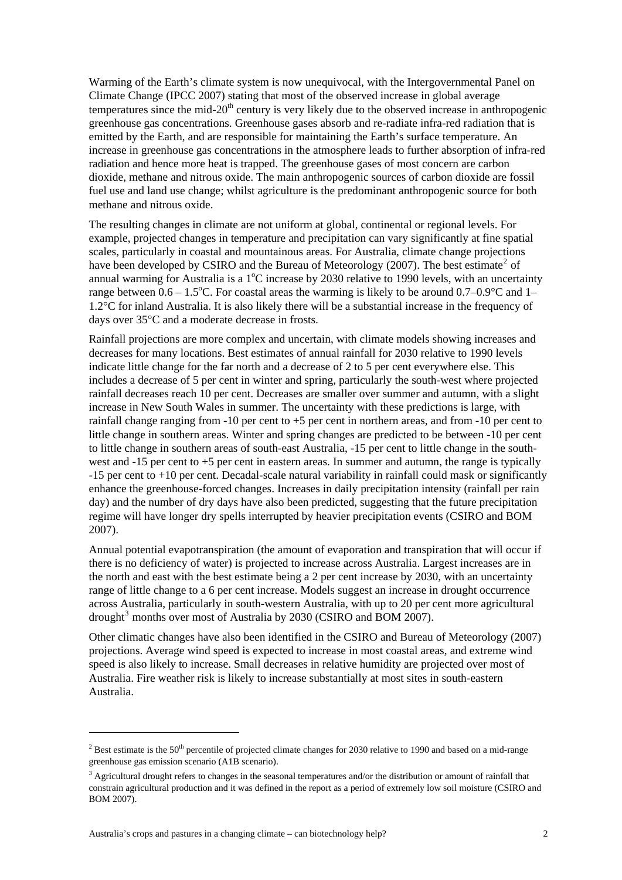Warming of the Earth's climate system is now unequivocal, with the Intergovernmental Panel on Climate Change (IPCC 2007) stating that most of the observed increase in global average temperatures since the mid-20$^{th}$ century is very likely due to the observed increase in anthropogenic greenhouse gas concentrations. Greenhouse gases absorb and re-radiate infra-red radiation that is emitted by the Earth, and are responsible for maintaining the Earth's surface temperature. An increase in greenhouse gas concentrations in the atmosphere leads to further absorption of infra-red radiation and hence more heat is trapped. The greenhouse gases of most concern are carbon dioxide, methane and nitrous oxide. The main anthropogenic sources of carbon dioxide are fossil fuel use and land use change; whilst agriculture is the predominant anthropogenic source for both methane and nitrous oxide.

The resulting changes in climate are not uniform at global, continental or regional levels. For example, projected changes in temperature and precipitation can vary significantly at fine spatial scales, particularly in coastal and mountainous areas. For Australia, climate change projections have been developed by CSIRO and the Bureau of Meteorology (2007). The best estimate[2] of annual warming for Australia is a 1$^{o}$C increase by 2030 relative to 1990 levels, with an uncertainty range between 0.6 – 1.5$^{o}$C. For coastal areas the warming is likely to be around 0.7–0.9°C and 1–1.2°C for inland Australia. It is also likely there will be a substantial increase in the frequency of days over 35°C and a moderate decrease in frosts.

Rainfall projections are more complex and uncertain, with climate models showing increases and decreases for many locations. Best estimates of annual rainfall for 2030 relative to 1990 levels indicate little change for the far north and a decrease of 2 to 5 per cent everywhere else. This includes a decrease of 5 per cent in winter and spring, particularly the south-west where projected rainfall decreases reach 10 per cent. Decreases are smaller over summer and autumn, with a slight increase in New South Wales in summer. The uncertainty with these predictions is large, with rainfall change ranging from -10 per cent to +5 per cent in northern areas, and from -10 per cent to little change in southern areas. Winter and spring changes are predicted to be between -10 per cent to little change in southern areas of south-east Australia, -15 per cent to little change in the south-west and -15 per cent to +5 per cent in eastern areas. In summer and autumn, the range is typically -15 per cent to +10 per cent. Decadal-scale natural variability in rainfall could mask or significantly enhance the greenhouse-forced changes. Increases in daily precipitation intensity (rainfall per rain day) and the number of dry days have also been predicted, suggesting that the future precipitation regime will have longer dry spells interrupted by heavier precipitation events (CSIRO and BOM 2007).

Annual potential evapotranspiration (the amount of evaporation and transpiration that will occur if there is no deficiency of water) is projected to increase across Australia. Largest increases are in the north and east with the best estimate being a 2 per cent increase by 2030, with an uncertainty range of little change to a 6 per cent increase. Models suggest an increase in drought occurrence across Australia, particularly in south-western Australia, with up to 20 per cent more agricultural drought[3] months over most of Australia by 2030 (CSIRO and BOM 2007).

Other climatic changes have also been identified in the CSIRO and Bureau of Meteorology (2007) projections. Average wind speed is expected to increase in most coastal areas, and extreme wind speed is also likely to increase. Small decreases in relative humidity are projected over most of Australia. Fire weather risk is likely to increase substantially at most sites in south-eastern Australia.

---

[2] Best estimate is the 50$^{th}$ percentile of projected climate changes for 2030 relative to 1990 and based on a mid-range greenhouse gas emission scenario (A1B scenario).

[3] Agricultural drought refers to changes in the seasonal temperatures and/or the distribution or amount of rainfall that constrain agricultural production and it was defined in the report as a period of extremely low soil moisture (CSIRO and BOM 2007).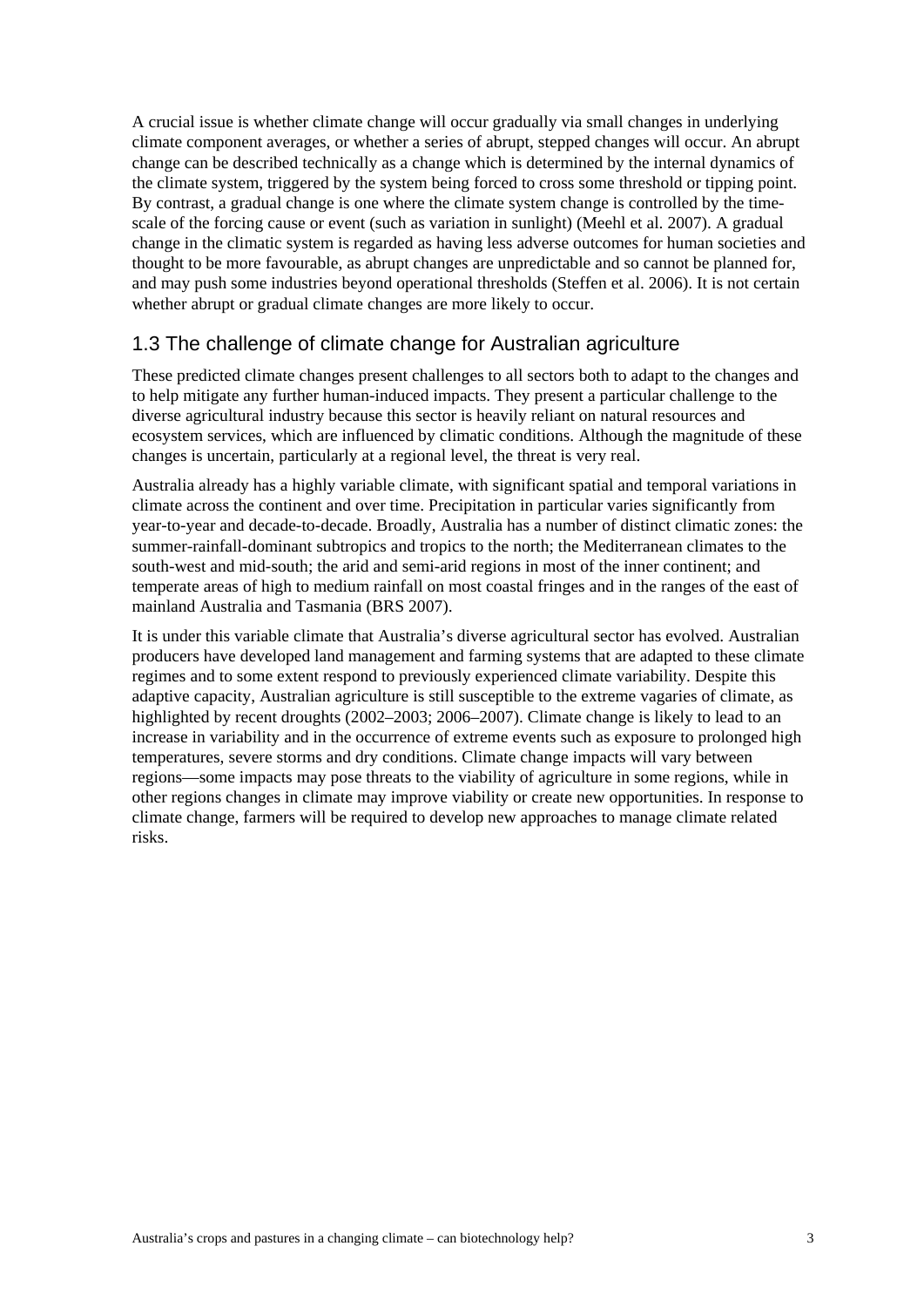A crucial issue is whether climate change will occur gradually via small changes in underlying climate component averages, or whether a series of abrupt, stepped changes will occur. An abrupt change can be described technically as a change which is determined by the internal dynamics of the climate system, triggered by the system being forced to cross some threshold or tipping point. By contrast, a gradual change is one where the climate system change is controlled by the time-scale of the forcing cause or event (such as variation in sunlight) (Meehl et al. 2007). A gradual change in the climatic system is regarded as having less adverse outcomes for human societies and thought to be more favourable, as abrupt changes are unpredictable and so cannot be planned for, and may push some industries beyond operational thresholds (Steffen et al. 2006). It is not certain whether abrupt or gradual climate changes are more likely to occur.

## 1.3 The challenge of climate change for Australian agriculture

These predicted climate changes present challenges to all sectors both to adapt to the changes and to help mitigate any further human-induced impacts. They present a particular challenge to the diverse agricultural industry because this sector is heavily reliant on natural resources and ecosystem services, which are influenced by climatic conditions. Although the magnitude of these changes is uncertain, particularly at a regional level, the threat is very real.

Australia already has a highly variable climate, with significant spatial and temporal variations in climate across the continent and over time. Precipitation in particular varies significantly from year-to-year and decade-to-decade. Broadly, Australia has a number of distinct climatic zones: the summer-rainfall-dominant subtropics and tropics to the north; the Mediterranean climates to the south-west and mid-south; the arid and semi-arid regions in most of the inner continent; and temperate areas of high to medium rainfall on most coastal fringes and in the ranges of the east of mainland Australia and Tasmania (BRS 2007).

It is under this variable climate that Australia's diverse agricultural sector has evolved. Australian producers have developed land management and farming systems that are adapted to these climate regimes and to some extent respond to previously experienced climate variability. Despite this adaptive capacity, Australian agriculture is still susceptible to the extreme vagaries of climate, as highlighted by recent droughts (2002–2003; 2006–2007). Climate change is likely to lead to an increase in variability and in the occurrence of extreme events such as exposure to prolonged high temperatures, severe storms and dry conditions. Climate change impacts will vary between regions—some impacts may pose threats to the viability of agriculture in some regions, while in other regions changes in climate may improve viability or create new opportunities. In response to climate change, farmers will be required to develop new approaches to manage climate related risks.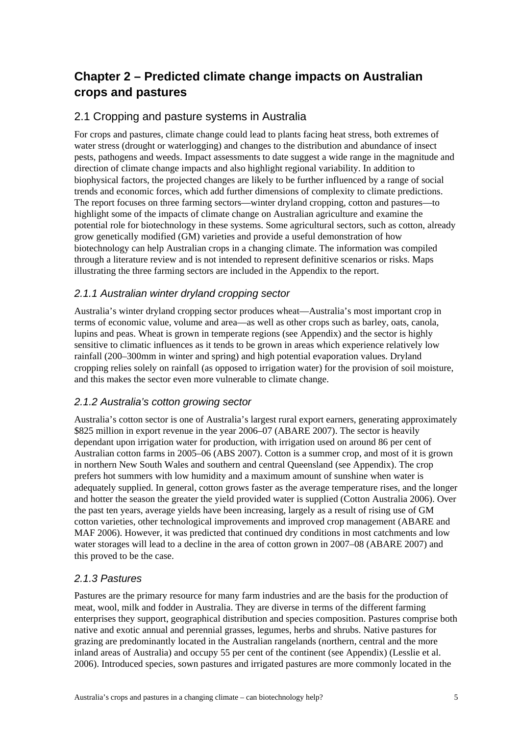# Chapter 2 – Predicted climate change impacts on Australian crops and pastures

## 2.1 Cropping and pasture systems in Australia

For crops and pastures, climate change could lead to plants facing heat stress, both extremes of water stress (drought or waterlogging) and changes to the distribution and abundance of insect pests, pathogens and weeds. Impact assessments to date suggest a wide range in the magnitude and direction of climate change impacts and also highlight regional variability. In addition to biophysical factors, the projected changes are likely to be further influenced by a range of social trends and economic forces, which add further dimensions of complexity to climate predictions. The report focuses on three farming sectors—winter dryland cropping, cotton and pastures—to highlight some of the impacts of climate change on Australian agriculture and examine the potential role for biotechnology in these systems. Some agricultural sectors, such as cotton, already grow genetically modified (GM) varieties and provide a useful demonstration of how biotechnology can help Australian crops in a changing climate. The information was compiled through a literature review and is not intended to represent definitive scenarios or risks. Maps illustrating the three farming sectors are included in the Appendix to the report.

### *2.1.1 Australian winter dryland cropping sector*

Australia's winter dryland cropping sector produces wheat—Australia's most important crop in terms of economic value, volume and area—as well as other crops such as barley, oats, canola, lupins and peas. Wheat is grown in temperate regions (see Appendix) and the sector is highly sensitive to climatic influences as it tends to be grown in areas which experience relatively low rainfall (200–300mm in winter and spring) and high potential evaporation values. Dryland cropping relies solely on rainfall (as opposed to irrigation water) for the provision of soil moisture, and this makes the sector even more vulnerable to climate change.

### *2.1.2 Australia's cotton growing sector*

Australia's cotton sector is one of Australia's largest rural export earners, generating approximately \$825 million in export revenue in the year 2006–07 (ABARE 2007). The sector is heavily dependant upon irrigation water for production, with irrigation used on around 86 per cent of Australian cotton farms in 2005–06 (ABS 2007). Cotton is a summer crop, and most of it is grown in northern New South Wales and southern and central Queensland (see Appendix). The crop prefers hot summers with low humidity and a maximum amount of sunshine when water is adequately supplied. In general, cotton grows faster as the average temperature rises, and the longer and hotter the season the greater the yield provided water is supplied (Cotton Australia 2006). Over the past ten years, average yields have been increasing, largely as a result of rising use of GM cotton varieties, other technological improvements and improved crop management (ABARE and MAF 2006). However, it was predicted that continued dry conditions in most catchments and low water storages will lead to a decline in the area of cotton grown in 2007–08 (ABARE 2007) and this proved to be the case.

### *2.1.3 Pastures*

Pastures are the primary resource for many farm industries and are the basis for the production of meat, wool, milk and fodder in Australia. They are diverse in terms of the different farming enterprises they support, geographical distribution and species composition. Pastures comprise both native and exotic annual and perennial grasses, legumes, herbs and shrubs. Native pastures for grazing are predominantly located in the Australian rangelands (northern, central and the more inland areas of Australia) and occupy 55 per cent of the continent (see Appendix) (Lesslie et al. 2006). Introduced species, sown pastures and irrigated pastures are more commonly located in the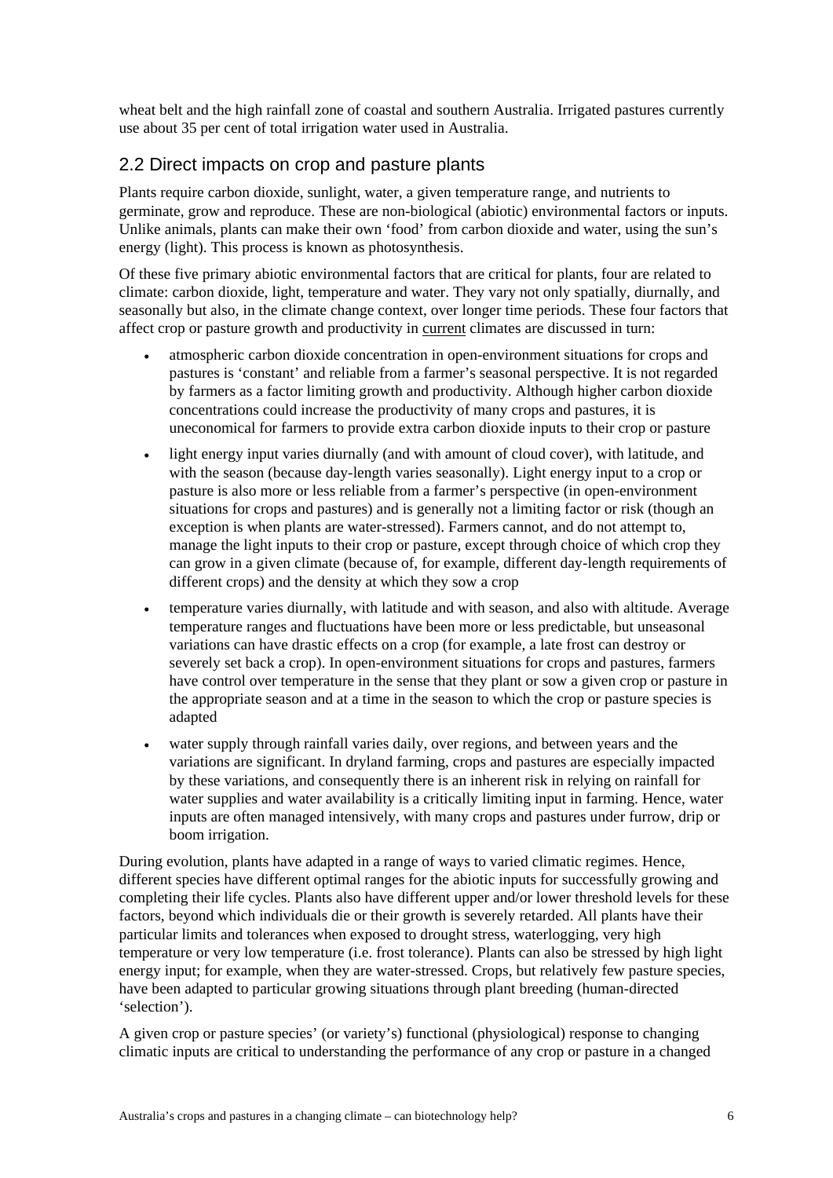wheat belt and the high rainfall zone of coastal and southern Australia. Irrigated pastures currently use about 35 per cent of total irrigation water used in Australia.

## 2.2 Direct impacts on crop and pasture plants

Plants require carbon dioxide, sunlight, water, a given temperature range, and nutrients to germinate, grow and reproduce. These are non-biological (abiotic) environmental factors or inputs. Unlike animals, plants can make their own 'food' from carbon dioxide and water, using the sun's energy (light). This process is known as photosynthesis.

Of these five primary abiotic environmental factors that are critical for plants, four are related to climate: carbon dioxide, light, temperature and water. They vary not only spatially, diurnally, and seasonally but also, in the climate change context, over longer time periods. These four factors that affect crop or pasture growth and productivity in current climates are discussed in turn:

- atmospheric carbon dioxide concentration in open-environment situations for crops and pastures is 'constant' and reliable from a farmer's seasonal perspective. It is not regarded by farmers as a factor limiting growth and productivity. Although higher carbon dioxide concentrations could increase the productivity of many crops and pastures, it is uneconomical for farmers to provide extra carbon dioxide inputs to their crop or pasture
- light energy input varies diurnally (and with amount of cloud cover), with latitude, and with the season (because day-length varies seasonally). Light energy input to a crop or pasture is also more or less reliable from a farmer's perspective (in open-environment situations for crops and pastures) and is generally not a limiting factor or risk (though an exception is when plants are water-stressed). Farmers cannot, and do not attempt to, manage the light inputs to their crop or pasture, except through choice of which crop they can grow in a given climate (because of, for example, different day-length requirements of different crops) and the density at which they sow a crop
- temperature varies diurnally, with latitude and with season, and also with altitude. Average temperature ranges and fluctuations have been more or less predictable, but unseasonal variations can have drastic effects on a crop (for example, a late frost can destroy or severely set back a crop). In open-environment situations for crops and pastures, farmers have control over temperature in the sense that they plant or sow a given crop or pasture in the appropriate season and at a time in the season to which the crop or pasture species is adapted
- water supply through rainfall varies daily, over regions, and between years and the variations are significant. In dryland farming, crops and pastures are especially impacted by these variations, and consequently there is an inherent risk in relying on rainfall for water supplies and water availability is a critically limiting input in farming. Hence, water inputs are often managed intensively, with many crops and pastures under furrow, drip or boom irrigation.

During evolution, plants have adapted in a range of ways to varied climatic regimes. Hence, different species have different optimal ranges for the abiotic inputs for successfully growing and completing their life cycles. Plants also have different upper and/or lower threshold levels for these factors, beyond which individuals die or their growth is severely retarded. All plants have their particular limits and tolerances when exposed to drought stress, waterlogging, very high temperature or very low temperature (i.e. frost tolerance). Plants can also be stressed by high light energy input; for example, when they are water-stressed. Crops, but relatively few pasture species, have been adapted to particular growing situations through plant breeding (human-directed 'selection').

A given crop or pasture species' (or variety's) functional (physiological) response to changing climatic inputs are critical to understanding the performance of any crop or pasture in a changed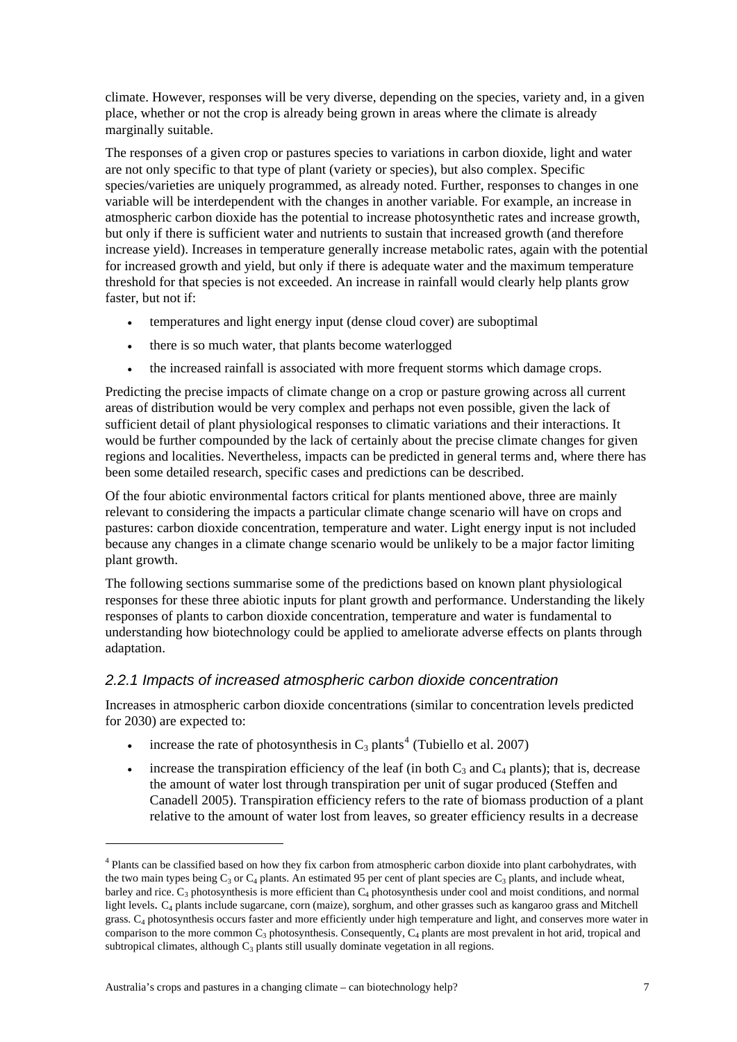climate. However, responses will be very diverse, depending on the species, variety and, in a given place, whether or not the crop is already being grown in areas where the climate is already marginally suitable.

The responses of a given crop or pastures species to variations in carbon dioxide, light and water are not only specific to that type of plant (variety or species), but also complex. Specific species/varieties are uniquely programmed, as already noted. Further, responses to changes in one variable will be interdependent with the changes in another variable. For example, an increase in atmospheric carbon dioxide has the potential to increase photosynthetic rates and increase growth, but only if there is sufficient water and nutrients to sustain that increased growth (and therefore increase yield). Increases in temperature generally increase metabolic rates, again with the potential for increased growth and yield, but only if there is adequate water and the maximum temperature threshold for that species is not exceeded. An increase in rainfall would clearly help plants grow faster, but not if:

- temperatures and light energy input (dense cloud cover) are suboptimal
- there is so much water, that plants become waterlogged
- the increased rainfall is associated with more frequent storms which damage crops.

Predicting the precise impacts of climate change on a crop or pasture growing across all current areas of distribution would be very complex and perhaps not even possible, given the lack of sufficient detail of plant physiological responses to climatic variations and their interactions. It would be further compounded by the lack of certainly about the precise climate changes for given regions and localities. Nevertheless, impacts can be predicted in general terms and, where there has been some detailed research, specific cases and predictions can be described.

Of the four abiotic environmental factors critical for plants mentioned above, three are mainly relevant to considering the impacts a particular climate change scenario will have on crops and pastures: carbon dioxide concentration, temperature and water. Light energy input is not included because any changes in a climate change scenario would be unlikely to be a major factor limiting plant growth.

The following sections summarise some of the predictions based on known plant physiological responses for these three abiotic inputs for plant growth and performance. Understanding the likely responses of plants to carbon dioxide concentration, temperature and water is fundamental to understanding how biotechnology could be applied to ameliorate adverse effects on plants through adaptation.

### *2.2.1 Impacts of increased atmospheric carbon dioxide concentration*

Increases in atmospheric carbon dioxide concentrations (similar to concentration levels predicted for 2030) are expected to:

- increase the rate of photosynthesis in $C_3$ plants[4] (Tubiello et al. 2007)
- increase the transpiration efficiency of the leaf (in both $C_3$ and $C_4$ plants); that is, decrease the amount of water lost through transpiration per unit of sugar produced (Steffen and Canadell 2005). Transpiration efficiency refers to the rate of biomass production of a plant relative to the amount of water lost from leaves, so greater efficiency results in a decrease

---

[4] Plants can be classified based on how they fix carbon from atmospheric carbon dioxide into plant carbohydrates, with the two main types being $C_3$ or $C_4$ plants. An estimated 95 per cent of plant species are $C_3$ plants, and include wheat, barley and rice. $C_3$ photosynthesis is more efficient than $C_4$ photosynthesis under cool and moist conditions, and normal light levels. $C_4$ plants include sugarcane, corn (maize), sorghum, and other grasses such as kangaroo grass and Mitchell grass. $C_4$ photosynthesis occurs faster and more efficiently under high temperature and light, and conserves more water in comparison to the more common $C_3$ photosynthesis. Consequently, $C_4$ plants are most prevalent in hot arid, tropical and subtropical climates, although $C_3$ plants still usually dominate vegetation in all regions.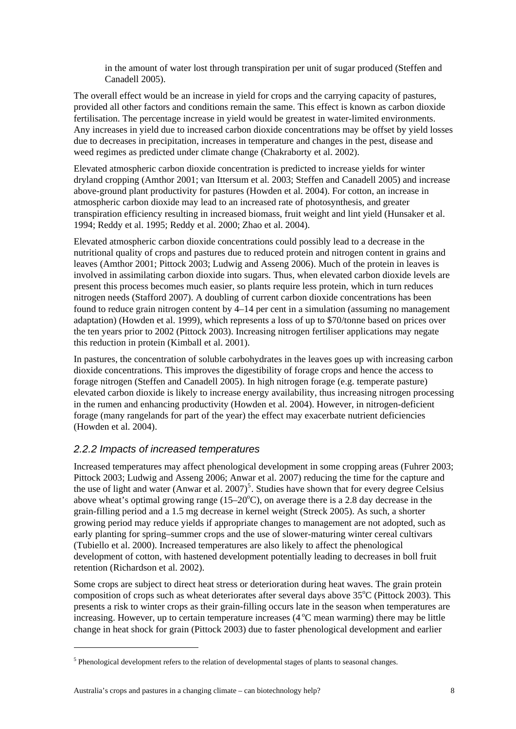in the amount of water lost through transpiration per unit of sugar produced (Steffen and Canadell 2005).

The overall effect would be an increase in yield for crops and the carrying capacity of pastures, provided all other factors and conditions remain the same. This effect is known as carbon dioxide fertilisation. The percentage increase in yield would be greatest in water-limited environments. Any increases in yield due to increased carbon dioxide concentrations may be offset by yield losses due to decreases in precipitation, increases in temperature and changes in the pest, disease and weed regimes as predicted under climate change (Chakraborty et al. 2002).

Elevated atmospheric carbon dioxide concentration is predicted to increase yields for winter dryland cropping (Amthor 2001; van Ittersum et al. 2003; Steffen and Canadell 2005) and increase above-ground plant productivity for pastures (Howden et al. 2004). For cotton, an increase in atmospheric carbon dioxide may lead to an increased rate of photosynthesis, and greater transpiration efficiency resulting in increased biomass, fruit weight and lint yield (Hunsaker et al. 1994; Reddy et al. 1995; Reddy et al. 2000; Zhao et al. 2004).

Elevated atmospheric carbon dioxide concentrations could possibly lead to a decrease in the nutritional quality of crops and pastures due to reduced protein and nitrogen content in grains and leaves (Amthor 2001; Pittock 2003; Ludwig and Asseng 2006). Much of the protein in leaves is involved in assimilating carbon dioxide into sugars. Thus, when elevated carbon dioxide levels are present this process becomes much easier, so plants require less protein, which in turn reduces nitrogen needs (Stafford 2007). A doubling of current carbon dioxide concentrations has been found to reduce grain nitrogen content by 4–14 per cent in a simulation (assuming no management adaptation) (Howden et al. 1999), which represents a loss of up to $70/tonne based on prices over the ten years prior to 2002 (Pittock 2003). Increasing nitrogen fertiliser applications may negate this reduction in protein (Kimball et al. 2001).

In pastures, the concentration of soluble carbohydrates in the leaves goes up with increasing carbon dioxide concentrations. This improves the digestibility of forage crops and hence the access to forage nitrogen (Steffen and Canadell 2005). In high nitrogen forage (e.g. temperate pasture) elevated carbon dioxide is likely to increase energy availability, thus increasing nitrogen processing in the rumen and enhancing productivity (Howden et al. 2004). However, in nitrogen-deficient forage (many rangelands for part of the year) the effect may exacerbate nutrient deficiencies (Howden et al. 2004).

### *2.2.2 Impacts of increased temperatures*

Increased temperatures may affect phenological development in some cropping areas (Fuhrer 2003; Pittock 2003; Ludwig and Asseng 2006; Anwar et al. 2007) reducing the time for the capture and the use of light and water (Anwar et al. 2007)[5]. Studies have shown that for every degree Celsius above wheat's optimal growing range (15–20°C), on average there is a 2.8 day decrease in the grain-filling period and a 1.5 mg decrease in kernel weight (Streck 2005). As such, a shorter growing period may reduce yields if appropriate changes to management are not adopted, such as early planting for spring–summer crops and the use of slower-maturing winter cereal cultivars (Tubiello et al. 2000). Increased temperatures are also likely to affect the phenological development of cotton, with hastened development potentially leading to decreases in boll fruit retention (Richardson et al. 2002).

Some crops are subject to direct heat stress or deterioration during heat waves. The grain protein composition of crops such as wheat deteriorates after several days above 35°C (Pittock 2003). This presents a risk to winter crops as their grain-filling occurs late in the season when temperatures are increasing. However, up to certain temperature increases (4°C mean warming) there may be little change in heat shock for grain (Pittock 2003) due to faster phenological development and earlier

[5] Phenological development refers to the relation of developmental stages of plants to seasonal changes.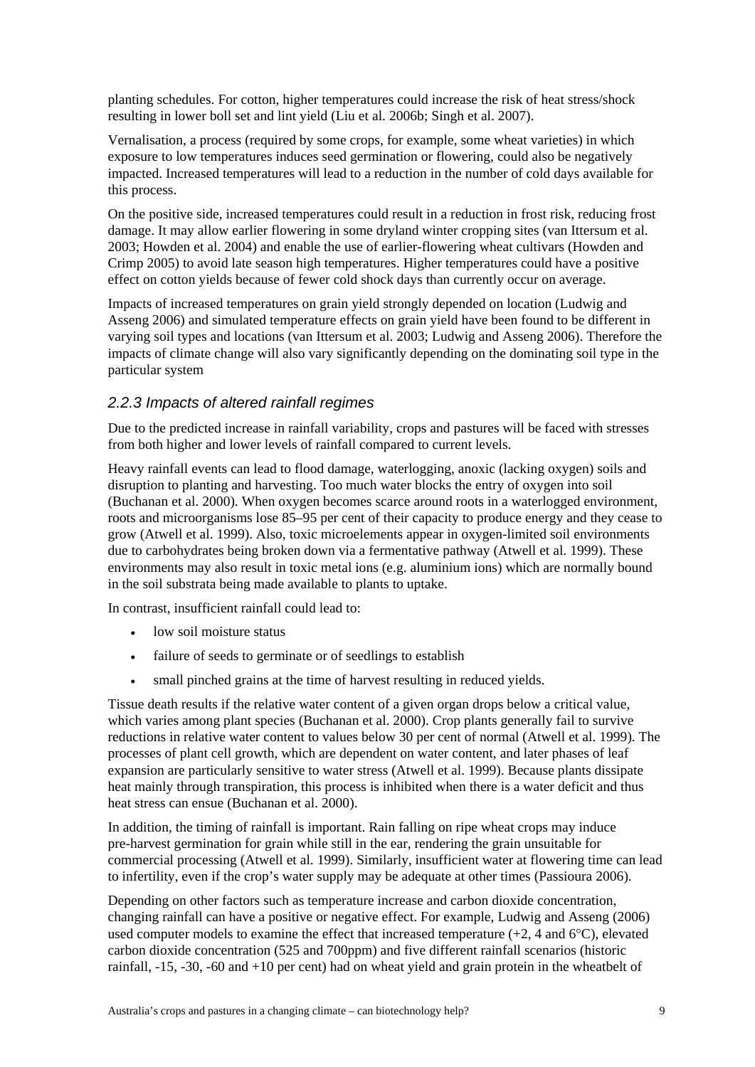planting schedules. For cotton, higher temperatures could increase the risk of heat stress/shock resulting in lower boll set and lint yield (Liu et al. 2006b; Singh et al. 2007).

Vernalisation, a process (required by some crops, for example, some wheat varieties) in which exposure to low temperatures induces seed germination or flowering, could also be negatively impacted. Increased temperatures will lead to a reduction in the number of cold days available for this process.

On the positive side, increased temperatures could result in a reduction in frost risk, reducing frost damage. It may allow earlier flowering in some dryland winter cropping sites (van Ittersum et al. 2003; Howden et al. 2004) and enable the use of earlier-flowering wheat cultivars (Howden and Crimp 2005) to avoid late season high temperatures. Higher temperatures could have a positive effect on cotton yields because of fewer cold shock days than currently occur on average.

Impacts of increased temperatures on grain yield strongly depended on location (Ludwig and Asseng 2006) and simulated temperature effects on grain yield have been found to be different in varying soil types and locations (van Ittersum et al. 2003; Ludwig and Asseng 2006). Therefore the impacts of climate change will also vary significantly depending on the dominating soil type in the particular system

### *2.2.3 Impacts of altered rainfall regimes*

Due to the predicted increase in rainfall variability, crops and pastures will be faced with stresses from both higher and lower levels of rainfall compared to current levels.

Heavy rainfall events can lead to flood damage, waterlogging, anoxic (lacking oxygen) soils and disruption to planting and harvesting. Too much water blocks the entry of oxygen into soil (Buchanan et al. 2000). When oxygen becomes scarce around roots in a waterlogged environment, roots and microorganisms lose 85–95 per cent of their capacity to produce energy and they cease to grow (Atwell et al. 1999). Also, toxic microelements appear in oxygen-limited soil environments due to carbohydrates being broken down via a fermentative pathway (Atwell et al. 1999). These environments may also result in toxic metal ions (e.g. aluminium ions) which are normally bound in the soil substrata being made available to plants to uptake.

In contrast, insufficient rainfall could lead to:

- low soil moisture status
- failure of seeds to germinate or of seedlings to establish
- small pinched grains at the time of harvest resulting in reduced yields.

Tissue death results if the relative water content of a given organ drops below a critical value, which varies among plant species (Buchanan et al. 2000). Crop plants generally fail to survive reductions in relative water content to values below 30 per cent of normal (Atwell et al. 1999). The processes of plant cell growth, which are dependent on water content, and later phases of leaf expansion are particularly sensitive to water stress (Atwell et al. 1999). Because plants dissipate heat mainly through transpiration, this process is inhibited when there is a water deficit and thus heat stress can ensue (Buchanan et al. 2000).

In addition, the timing of rainfall is important. Rain falling on ripe wheat crops may induce pre-harvest germination for grain while still in the ear, rendering the grain unsuitable for commercial processing (Atwell et al. 1999). Similarly, insufficient water at flowering time can lead to infertility, even if the crop's water supply may be adequate at other times (Passioura 2006).

Depending on other factors such as temperature increase and carbon dioxide concentration, changing rainfall can have a positive or negative effect. For example, Ludwig and Asseng (2006) used computer models to examine the effect that increased temperature (+2, 4 and 6°C), elevated carbon dioxide concentration (525 and 700ppm) and five different rainfall scenarios (historic rainfall, -15, -30, -60 and +10 per cent) had on wheat yield and grain protein in the wheatbelt of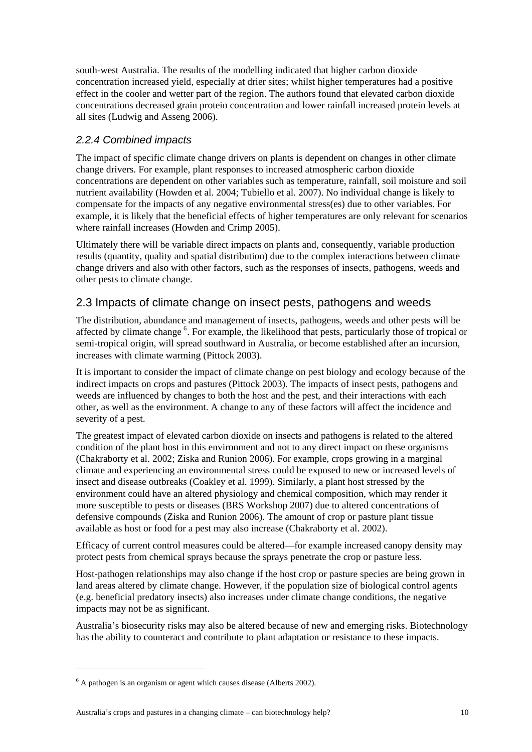south-west Australia. The results of the modelling indicated that higher carbon dioxide concentration increased yield, especially at drier sites; whilst higher temperatures had a positive effect in the cooler and wetter part of the region. The authors found that elevated carbon dioxide concentrations decreased grain protein concentration and lower rainfall increased protein levels at all sites (Ludwig and Asseng 2006).

### *2.2.4 Combined impacts*

The impact of specific climate change drivers on plants is dependent on changes in other climate change drivers. For example, plant responses to increased atmospheric carbon dioxide concentrations are dependent on other variables such as temperature, rainfall, soil moisture and soil nutrient availability (Howden et al. 2004; Tubiello et al. 2007). No individual change is likely to compensate for the impacts of any negative environmental stress(es) due to other variables. For example, it is likely that the beneficial effects of higher temperatures are only relevant for scenarios where rainfall increases (Howden and Crimp 2005).

Ultimately there will be variable direct impacts on plants and, consequently, variable production results (quantity, quality and spatial distribution) due to the complex interactions between climate change drivers and also with other factors, such as the responses of insects, pathogens, weeds and other pests to climate change.

## 2.3 Impacts of climate change on insect pests, pathogens and weeds

The distribution, abundance and management of insects, pathogens, weeds and other pests will be affected by climate change [6]. For example, the likelihood that pests, particularly those of tropical or semi-tropical origin, will spread southward in Australia, or become established after an incursion, increases with climate warming (Pittock 2003).

It is important to consider the impact of climate change on pest biology and ecology because of the indirect impacts on crops and pastures (Pittock 2003). The impacts of insect pests, pathogens and weeds are influenced by changes to both the host and the pest, and their interactions with each other, as well as the environment. A change to any of these factors will affect the incidence and severity of a pest.

The greatest impact of elevated carbon dioxide on insects and pathogens is related to the altered condition of the plant host in this environment and not to any direct impact on these organisms (Chakraborty et al. 2002; Ziska and Runion 2006). For example, crops growing in a marginal climate and experiencing an environmental stress could be exposed to new or increased levels of insect and disease outbreaks (Coakley et al. 1999). Similarly, a plant host stressed by the environment could have an altered physiology and chemical composition, which may render it more susceptible to pests or diseases (BRS Workshop 2007) due to altered concentrations of defensive compounds (Ziska and Runion 2006). The amount of crop or pasture plant tissue available as host or food for a pest may also increase (Chakraborty et al. 2002).

Efficacy of current control measures could be altered—for example increased canopy density may protect pests from chemical sprays because the sprays penetrate the crop or pasture less.

Host-pathogen relationships may also change if the host crop or pasture species are being grown in land areas altered by climate change. However, if the population size of biological control agents (e.g. beneficial predatory insects) also increases under climate change conditions, the negative impacts may not be as significant.

Australia's biosecurity risks may also be altered because of new and emerging risks. Biotechnology has the ability to counteract and contribute to plant adaptation or resistance to these impacts.

---

[6] A pathogen is an organism or agent which causes disease (Alberts 2002).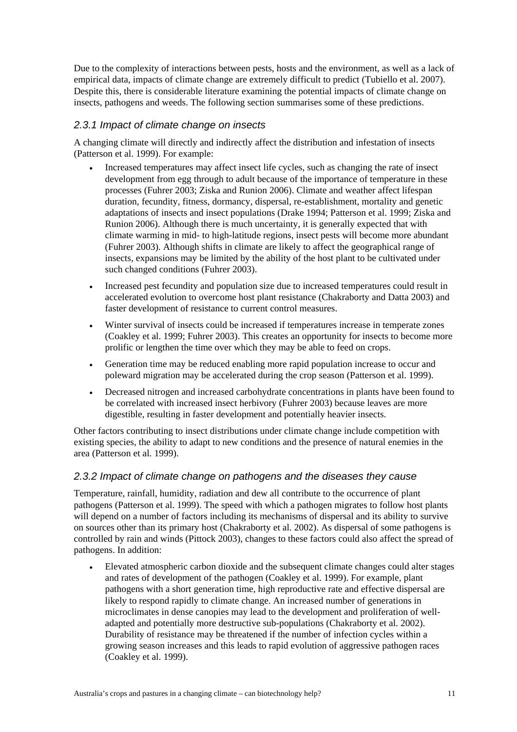Due to the complexity of interactions between pests, hosts and the environment, as well as a lack of empirical data, impacts of climate change are extremely difficult to predict (Tubiello et al. 2007). Despite this, there is considerable literature examining the potential impacts of climate change on insects, pathogens and weeds. The following section summarises some of these predictions.

### *2.3.1 Impact of climate change on insects*

A changing climate will directly and indirectly affect the distribution and infestation of insects (Patterson et al. 1999). For example:

- Increased temperatures may affect insect life cycles, such as changing the rate of insect development from egg through to adult because of the importance of temperature in these processes (Fuhrer 2003; Ziska and Runion 2006). Climate and weather affect lifespan duration, fecundity, fitness, dormancy, dispersal, re-establishment, mortality and genetic adaptations of insects and insect populations (Drake 1994; Patterson et al. 1999; Ziska and Runion 2006). Although there is much uncertainty, it is generally expected that with climate warming in mid- to high-latitude regions, insect pests will become more abundant (Fuhrer 2003). Although shifts in climate are likely to affect the geographical range of insects, expansions may be limited by the ability of the host plant to be cultivated under such changed conditions (Fuhrer 2003).
- Increased pest fecundity and population size due to increased temperatures could result in accelerated evolution to overcome host plant resistance (Chakraborty and Datta 2003) and faster development of resistance to current control measures.
- Winter survival of insects could be increased if temperatures increase in temperate zones (Coakley et al. 1999; Fuhrer 2003). This creates an opportunity for insects to become more prolific or lengthen the time over which they may be able to feed on crops.
- Generation time may be reduced enabling more rapid population increase to occur and poleward migration may be accelerated during the crop season (Patterson et al. 1999).
- Decreased nitrogen and increased carbohydrate concentrations in plants have been found to be correlated with increased insect herbivory (Fuhrer 2003) because leaves are more digestible, resulting in faster development and potentially heavier insects.

Other factors contributing to insect distributions under climate change include competition with existing species, the ability to adapt to new conditions and the presence of natural enemies in the area (Patterson et al. 1999).

### *2.3.2 Impact of climate change on pathogens and the diseases they cause*

Temperature, rainfall, humidity, radiation and dew all contribute to the occurrence of plant pathogens (Patterson et al. 1999). The speed with which a pathogen migrates to follow host plants will depend on a number of factors including its mechanisms of dispersal and its ability to survive on sources other than its primary host (Chakraborty et al. 2002). As dispersal of some pathogens is controlled by rain and winds (Pittock 2003), changes to these factors could also affect the spread of pathogens. In addition:

- Elevated atmospheric carbon dioxide and the subsequent climate changes could alter stages and rates of development of the pathogen (Coakley et al. 1999). For example, plant pathogens with a short generation time, high reproductive rate and effective dispersal are likely to respond rapidly to climate change. An increased number of generations in microclimates in dense canopies may lead to the development and proliferation of well-adapted and potentially more destructive sub-populations (Chakraborty et al. 2002). Durability of resistance may be threatened if the number of infection cycles within a growing season increases and this leads to rapid evolution of aggressive pathogen races (Coakley et al. 1999).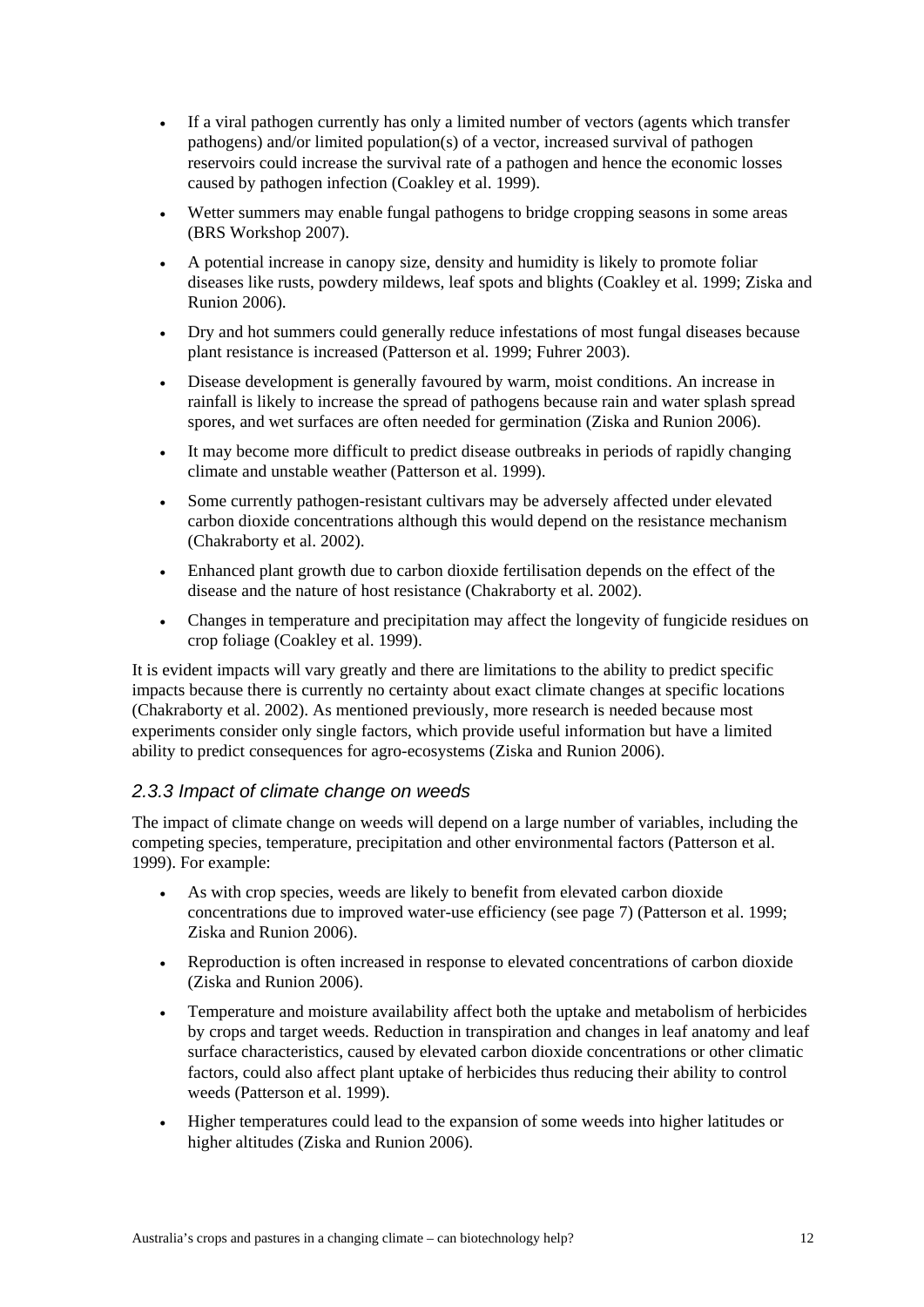- If a viral pathogen currently has only a limited number of vectors (agents which transfer pathogens) and/or limited population(s) of a vector, increased survival of pathogen reservoirs could increase the survival rate of a pathogen and hence the economic losses caused by pathogen infection (Coakley et al. 1999).
- Wetter summers may enable fungal pathogens to bridge cropping seasons in some areas (BRS Workshop 2007).
- A potential increase in canopy size, density and humidity is likely to promote foliar diseases like rusts, powdery mildews, leaf spots and blights (Coakley et al. 1999; Ziska and Runion 2006).
- Dry and hot summers could generally reduce infestations of most fungal diseases because plant resistance is increased (Patterson et al. 1999; Fuhrer 2003).
- Disease development is generally favoured by warm, moist conditions. An increase in rainfall is likely to increase the spread of pathogens because rain and water splash spread spores, and wet surfaces are often needed for germination (Ziska and Runion 2006).
- It may become more difficult to predict disease outbreaks in periods of rapidly changing climate and unstable weather (Patterson et al. 1999).
- Some currently pathogen-resistant cultivars may be adversely affected under elevated carbon dioxide concentrations although this would depend on the resistance mechanism (Chakraborty et al. 2002).
- Enhanced plant growth due to carbon dioxide fertilisation depends on the effect of the disease and the nature of host resistance (Chakraborty et al. 2002).
- Changes in temperature and precipitation may affect the longevity of fungicide residues on crop foliage (Coakley et al. 1999).

It is evident impacts will vary greatly and there are limitations to the ability to predict specific impacts because there is currently no certainty about exact climate changes at specific locations (Chakraborty et al. 2002). As mentioned previously, more research is needed because most experiments consider only single factors, which provide useful information but have a limited ability to predict consequences for agro-ecosystems (Ziska and Runion 2006).

### *2.3.3 Impact of climate change on weeds*

The impact of climate change on weeds will depend on a large number of variables, including the competing species, temperature, precipitation and other environmental factors (Patterson et al. 1999). For example:

- As with crop species, weeds are likely to benefit from elevated carbon dioxide concentrations due to improved water-use efficiency (see page 7) (Patterson et al. 1999; Ziska and Runion 2006).
- Reproduction is often increased in response to elevated concentrations of carbon dioxide (Ziska and Runion 2006).
- Temperature and moisture availability affect both the uptake and metabolism of herbicides by crops and target weeds. Reduction in transpiration and changes in leaf anatomy and leaf surface characteristics, caused by elevated carbon dioxide concentrations or other climatic factors, could also affect plant uptake of herbicides thus reducing their ability to control weeds (Patterson et al. 1999).
- Higher temperatures could lead to the expansion of some weeds into higher latitudes or higher altitudes (Ziska and Runion 2006).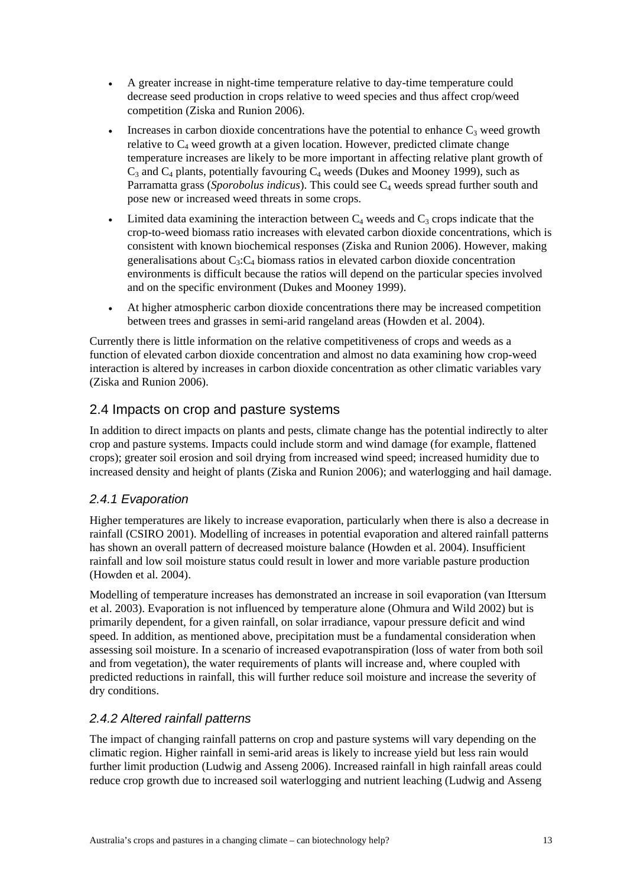- A greater increase in night-time temperature relative to day-time temperature could decrease seed production in crops relative to weed species and thus affect crop/weed competition (Ziska and Runion 2006).
- Increases in carbon dioxide concentrations have the potential to enhance $C_3$ weed growth relative to $C_4$ weed growth at a given location. However, predicted climate change temperature increases are likely to be more important in affecting relative plant growth of $C_3$ and $C_4$ plants, potentially favouring $C_4$ weeds (Dukes and Mooney 1999), such as Parramatta grass (*Sporobolus indicus*). This could see $C_4$ weeds spread further south and pose new or increased weed threats in some crops.
- Limited data examining the interaction between $C_4$ weeds and $C_3$ crops indicate that the crop-to-weed biomass ratio increases with elevated carbon dioxide concentrations, which is consistent with known biochemical responses (Ziska and Runion 2006). However, making generalisations about $C_3$:$C_4$ biomass ratios in elevated carbon dioxide concentration environments is difficult because the ratios will depend on the particular species involved and on the specific environment (Dukes and Mooney 1999).
- At higher atmospheric carbon dioxide concentrations there may be increased competition between trees and grasses in semi-arid rangeland areas (Howden et al. 2004).

Currently there is little information on the relative competitiveness of crops and weeds as a function of elevated carbon dioxide concentration and almost no data examining how crop-weed interaction is altered by increases in carbon dioxide concentration as other climatic variables vary (Ziska and Runion 2006).

## 2.4 Impacts on crop and pasture systems

In addition to direct impacts on plants and pests, climate change has the potential indirectly to alter crop and pasture systems. Impacts could include storm and wind damage (for example, flattened crops); greater soil erosion and soil drying from increased wind speed; increased humidity due to increased density and height of plants (Ziska and Runion 2006); and waterlogging and hail damage.

### *2.4.1 Evaporation*

Higher temperatures are likely to increase evaporation, particularly when there is also a decrease in rainfall (CSIRO 2001). Modelling of increases in potential evaporation and altered rainfall patterns has shown an overall pattern of decreased moisture balance (Howden et al. 2004). Insufficient rainfall and low soil moisture status could result in lower and more variable pasture production (Howden et al. 2004).

Modelling of temperature increases has demonstrated an increase in soil evaporation (van Ittersum et al. 2003). Evaporation is not influenced by temperature alone (Ohmura and Wild 2002) but is primarily dependent, for a given rainfall, on solar irradiance, vapour pressure deficit and wind speed. In addition, as mentioned above, precipitation must be a fundamental consideration when assessing soil moisture. In a scenario of increased evapotranspiration (loss of water from both soil and from vegetation), the water requirements of plants will increase and, where coupled with predicted reductions in rainfall, this will further reduce soil moisture and increase the severity of dry conditions.

### *2.4.2 Altered rainfall patterns*

The impact of changing rainfall patterns on crop and pasture systems will vary depending on the climatic region. Higher rainfall in semi-arid areas is likely to increase yield but less rain would further limit production (Ludwig and Asseng 2006). Increased rainfall in high rainfall areas could reduce crop growth due to increased soil waterlogging and nutrient leaching (Ludwig and Asseng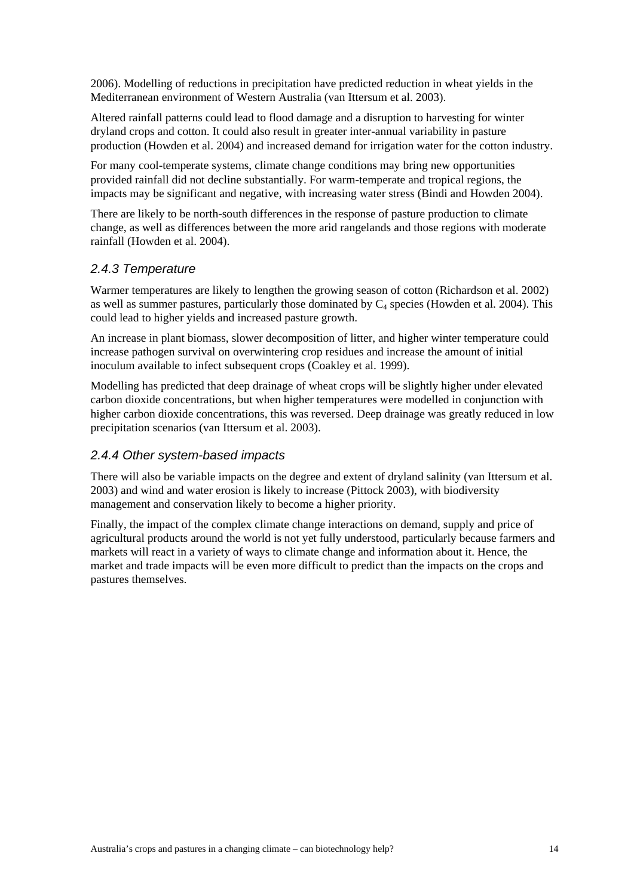2006). Modelling of reductions in precipitation have predicted reduction in wheat yields in the Mediterranean environment of Western Australia (van Ittersum et al. 2003).

Altered rainfall patterns could lead to flood damage and a disruption to harvesting for winter dryland crops and cotton. It could also result in greater inter-annual variability in pasture production (Howden et al. 2004) and increased demand for irrigation water for the cotton industry.

For many cool-temperate systems, climate change conditions may bring new opportunities provided rainfall did not decline substantially. For warm-temperate and tropical regions, the impacts may be significant and negative, with increasing water stress (Bindi and Howden 2004).

There are likely to be north-south differences in the response of pasture production to climate change, as well as differences between the more arid rangelands and those regions with moderate rainfall (Howden et al. 2004).

### *2.4.3 Temperature*

Warmer temperatures are likely to lengthen the growing season of cotton (Richardson et al. 2002) as well as summer pastures, particularly those dominated by $C_4$ species (Howden et al. 2004). This could lead to higher yields and increased pasture growth.

An increase in plant biomass, slower decomposition of litter, and higher winter temperature could increase pathogen survival on overwintering crop residues and increase the amount of initial inoculum available to infect subsequent crops (Coakley et al. 1999).

Modelling has predicted that deep drainage of wheat crops will be slightly higher under elevated carbon dioxide concentrations, but when higher temperatures were modelled in conjunction with higher carbon dioxide concentrations, this was reversed. Deep drainage was greatly reduced in low precipitation scenarios (van Ittersum et al. 2003).

### *2.4.4 Other system-based impacts*

There will also be variable impacts on the degree and extent of dryland salinity (van Ittersum et al. 2003) and wind and water erosion is likely to increase (Pittock 2003), with biodiversity management and conservation likely to become a higher priority.

Finally, the impact of the complex climate change interactions on demand, supply and price of agricultural products around the world is not yet fully understood, particularly because farmers and markets will react in a variety of ways to climate change and information about it. Hence, the market and trade impacts will be even more difficult to predict than the impacts on the crops and pastures themselves.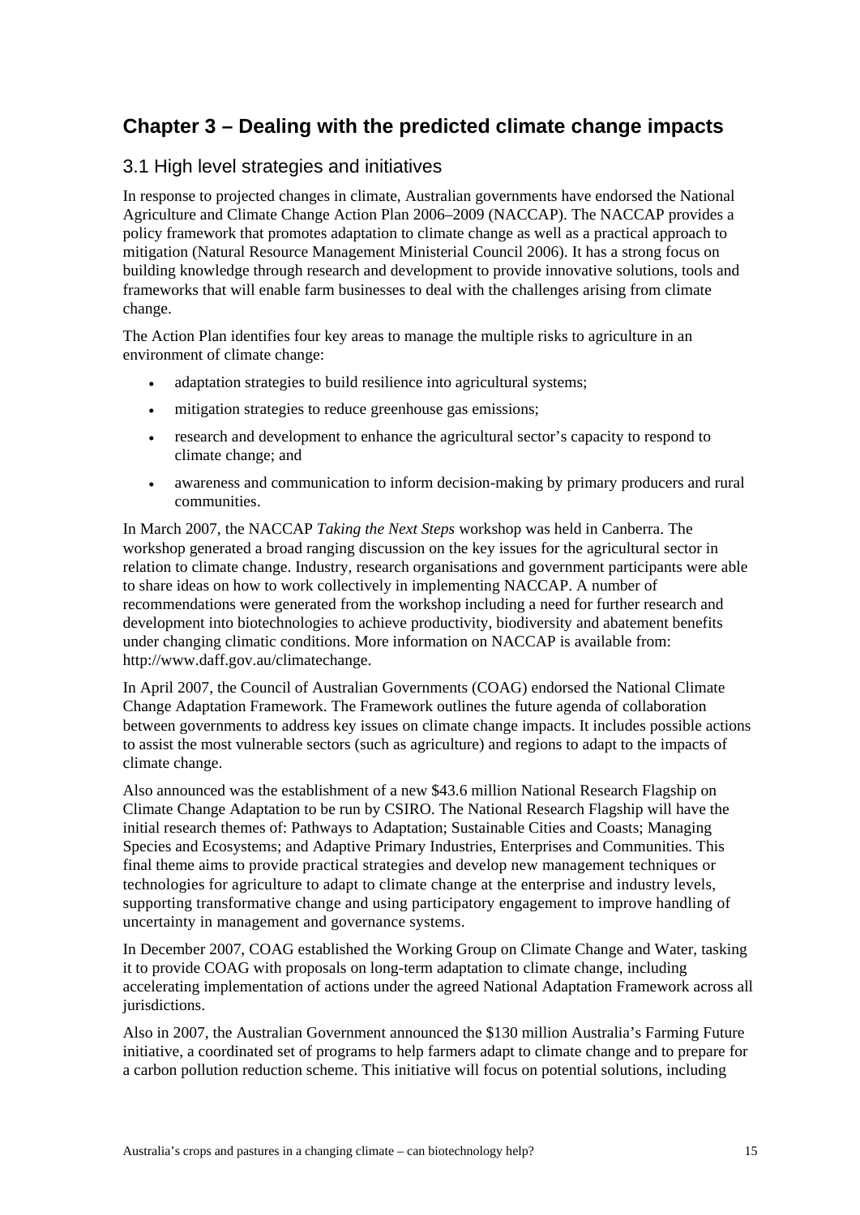# Chapter 3 – Dealing with the predicted climate change impacts

## 3.1 High level strategies and initiatives

In response to projected changes in climate, Australian governments have endorsed the National Agriculture and Climate Change Action Plan 2006–2009 (NACCAP). The NACCAP provides a policy framework that promotes adaptation to climate change as well as a practical approach to mitigation (Natural Resource Management Ministerial Council 2006). It has a strong focus on building knowledge through research and development to provide innovative solutions, tools and frameworks that will enable farm businesses to deal with the challenges arising from climate change.

The Action Plan identifies four key areas to manage the multiple risks to agriculture in an environment of climate change:

- adaptation strategies to build resilience into agricultural systems;
- mitigation strategies to reduce greenhouse gas emissions;
- research and development to enhance the agricultural sector's capacity to respond to climate change; and
- awareness and communication to inform decision-making by primary producers and rural communities.

In March 2007, the NACCAP *Taking the Next Steps* workshop was held in Canberra. The workshop generated a broad ranging discussion on the key issues for the agricultural sector in relation to climate change. Industry, research organisations and government participants were able to share ideas on how to work collectively in implementing NACCAP. A number of recommendations were generated from the workshop including a need for further research and development into biotechnologies to achieve productivity, biodiversity and abatement benefits under changing climatic conditions. More information on NACCAP is available from: http://www.daff.gov.au/climatechange.

In April 2007, the Council of Australian Governments (COAG) endorsed the National Climate Change Adaptation Framework. The Framework outlines the future agenda of collaboration between governments to address key issues on climate change impacts. It includes possible actions to assist the most vulnerable sectors (such as agriculture) and regions to adapt to the impacts of climate change.

Also announced was the establishment of a new $43.6 million National Research Flagship on Climate Change Adaptation to be run by CSIRO. The National Research Flagship will have the initial research themes of: Pathways to Adaptation; Sustainable Cities and Coasts; Managing Species and Ecosystems; and Adaptive Primary Industries, Enterprises and Communities. This final theme aims to provide practical strategies and develop new management techniques or technologies for agriculture to adapt to climate change at the enterprise and industry levels, supporting transformative change and using participatory engagement to improve handling of uncertainty in management and governance systems.

In December 2007, COAG established the Working Group on Climate Change and Water, tasking it to provide COAG with proposals on long-term adaptation to climate change, including accelerating implementation of actions under the agreed National Adaptation Framework across all jurisdictions.

Also in 2007, the Australian Government announced the $130 million Australia's Farming Future initiative, a coordinated set of programs to help farmers adapt to climate change and to prepare for a carbon pollution reduction scheme. This initiative will focus on potential solutions, including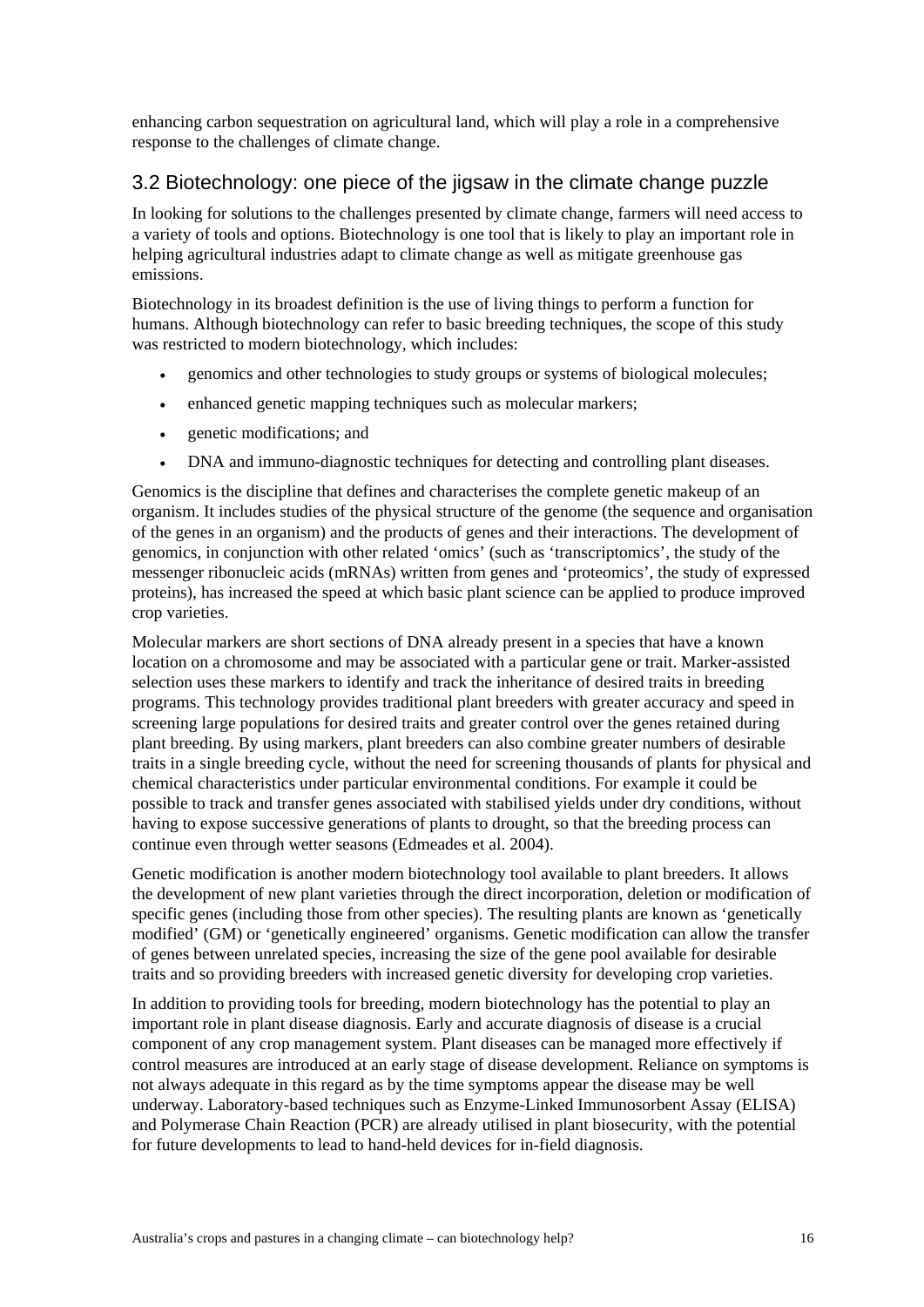enhancing carbon sequestration on agricultural land, which will play a role in a comprehensive response to the challenges of climate change.

## 3.2 Biotechnology: one piece of the jigsaw in the climate change puzzle

In looking for solutions to the challenges presented by climate change, farmers will need access to a variety of tools and options. Biotechnology is one tool that is likely to play an important role in helping agricultural industries adapt to climate change as well as mitigate greenhouse gas emissions.

Biotechnology in its broadest definition is the use of living things to perform a function for humans. Although biotechnology can refer to basic breeding techniques, the scope of this study was restricted to modern biotechnology, which includes:

- genomics and other technologies to study groups or systems of biological molecules;
- enhanced genetic mapping techniques such as molecular markers;
- genetic modifications; and
- DNA and immuno-diagnostic techniques for detecting and controlling plant diseases.

Genomics is the discipline that defines and characterises the complete genetic makeup of an organism. It includes studies of the physical structure of the genome (the sequence and organisation of the genes in an organism) and the products of genes and their interactions. The development of genomics, in conjunction with other related 'omics' (such as 'transcriptomics', the study of the messenger ribonucleic acids (mRNAs) written from genes and 'proteomics', the study of expressed proteins), has increased the speed at which basic plant science can be applied to produce improved crop varieties.

Molecular markers are short sections of DNA already present in a species that have a known location on a chromosome and may be associated with a particular gene or trait. Marker-assisted selection uses these markers to identify and track the inheritance of desired traits in breeding programs. This technology provides traditional plant breeders with greater accuracy and speed in screening large populations for desired traits and greater control over the genes retained during plant breeding. By using markers, plant breeders can also combine greater numbers of desirable traits in a single breeding cycle, without the need for screening thousands of plants for physical and chemical characteristics under particular environmental conditions. For example it could be possible to track and transfer genes associated with stabilised yields under dry conditions, without having to expose successive generations of plants to drought, so that the breeding process can continue even through wetter seasons (Edmeades et al. 2004).

Genetic modification is another modern biotechnology tool available to plant breeders. It allows the development of new plant varieties through the direct incorporation, deletion or modification of specific genes (including those from other species). The resulting plants are known as 'genetically modified' (GM) or 'genetically engineered' organisms. Genetic modification can allow the transfer of genes between unrelated species, increasing the size of the gene pool available for desirable traits and so providing breeders with increased genetic diversity for developing crop varieties.

In addition to providing tools for breeding, modern biotechnology has the potential to play an important role in plant disease diagnosis. Early and accurate diagnosis of disease is a crucial component of any crop management system. Plant diseases can be managed more effectively if control measures are introduced at an early stage of disease development. Reliance on symptoms is not always adequate in this regard as by the time symptoms appear the disease may be well underway. Laboratory-based techniques such as Enzyme-Linked Immunosorbent Assay (ELISA) and Polymerase Chain Reaction (PCR) are already utilised in plant biosecurity, with the potential for future developments to lead to hand-held devices for in-field diagnosis.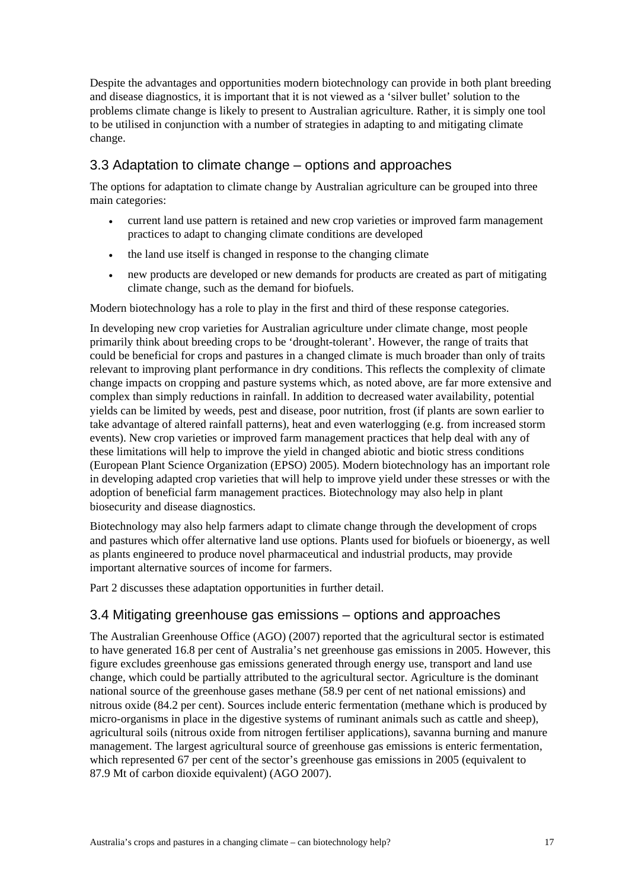Despite the advantages and opportunities modern biotechnology can provide in both plant breeding and disease diagnostics, it is important that it is not viewed as a 'silver bullet' solution to the problems climate change is likely to present to Australian agriculture. Rather, it is simply one tool to be utilised in conjunction with a number of strategies in adapting to and mitigating climate change.

## 3.3 Adaptation to climate change – options and approaches

The options for adaptation to climate change by Australian agriculture can be grouped into three main categories:

- current land use pattern is retained and new crop varieties or improved farm management practices to adapt to changing climate conditions are developed
- the land use itself is changed in response to the changing climate
- new products are developed or new demands for products are created as part of mitigating climate change, such as the demand for biofuels.

Modern biotechnology has a role to play in the first and third of these response categories.

In developing new crop varieties for Australian agriculture under climate change, most people primarily think about breeding crops to be 'drought-tolerant'. However, the range of traits that could be beneficial for crops and pastures in a changed climate is much broader than only of traits relevant to improving plant performance in dry conditions. This reflects the complexity of climate change impacts on cropping and pasture systems which, as noted above, are far more extensive and complex than simply reductions in rainfall. In addition to decreased water availability, potential yields can be limited by weeds, pest and disease, poor nutrition, frost (if plants are sown earlier to take advantage of altered rainfall patterns), heat and even waterlogging (e.g. from increased storm events). New crop varieties or improved farm management practices that help deal with any of these limitations will help to improve the yield in changed abiotic and biotic stress conditions (European Plant Science Organization (EPSO) 2005). Modern biotechnology has an important role in developing adapted crop varieties that will help to improve yield under these stresses or with the adoption of beneficial farm management practices. Biotechnology may also help in plant biosecurity and disease diagnostics.

Biotechnology may also help farmers adapt to climate change through the development of crops and pastures which offer alternative land use options. Plants used for biofuels or bioenergy, as well as plants engineered to produce novel pharmaceutical and industrial products, may provide important alternative sources of income for farmers.

Part 2 discusses these adaptation opportunities in further detail.

## 3.4 Mitigating greenhouse gas emissions – options and approaches

The Australian Greenhouse Office (AGO) (2007) reported that the agricultural sector is estimated to have generated 16.8 per cent of Australia's net greenhouse gas emissions in 2005. However, this figure excludes greenhouse gas emissions generated through energy use, transport and land use change, which could be partially attributed to the agricultural sector. Agriculture is the dominant national source of the greenhouse gases methane (58.9 per cent of net national emissions) and nitrous oxide (84.2 per cent). Sources include enteric fermentation (methane which is produced by micro-organisms in place in the digestive systems of ruminant animals such as cattle and sheep), agricultural soils (nitrous oxide from nitrogen fertiliser applications), savanna burning and manure management. The largest agricultural source of greenhouse gas emissions is enteric fermentation, which represented 67 per cent of the sector's greenhouse gas emissions in 2005 (equivalent to 87.9 Mt of carbon dioxide equivalent) (AGO 2007).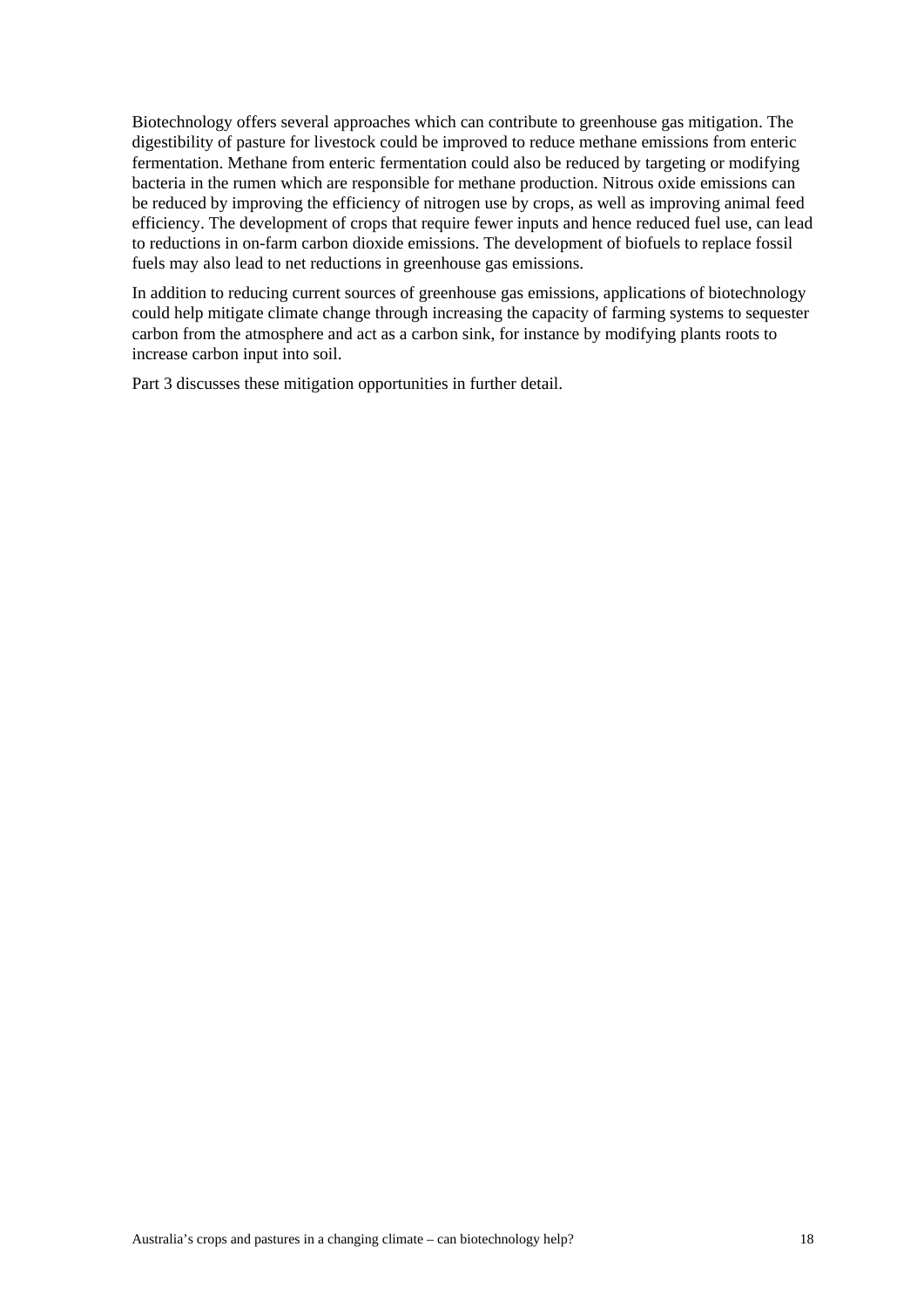Biotechnology offers several approaches which can contribute to greenhouse gas mitigation. The digestibility of pasture for livestock could be improved to reduce methane emissions from enteric fermentation. Methane from enteric fermentation could also be reduced by targeting or modifying bacteria in the rumen which are responsible for methane production. Nitrous oxide emissions can be reduced by improving the efficiency of nitrogen use by crops, as well as improving animal feed efficiency. The development of crops that require fewer inputs and hence reduced fuel use, can lead to reductions in on-farm carbon dioxide emissions. The development of biofuels to replace fossil fuels may also lead to net reductions in greenhouse gas emissions.

In addition to reducing current sources of greenhouse gas emissions, applications of biotechnology could help mitigate climate change through increasing the capacity of farming systems to sequester carbon from the atmosphere and act as a carbon sink, for instance by modifying plants roots to increase carbon input into soil.

Part 3 discusses these mitigation opportunities in further detail.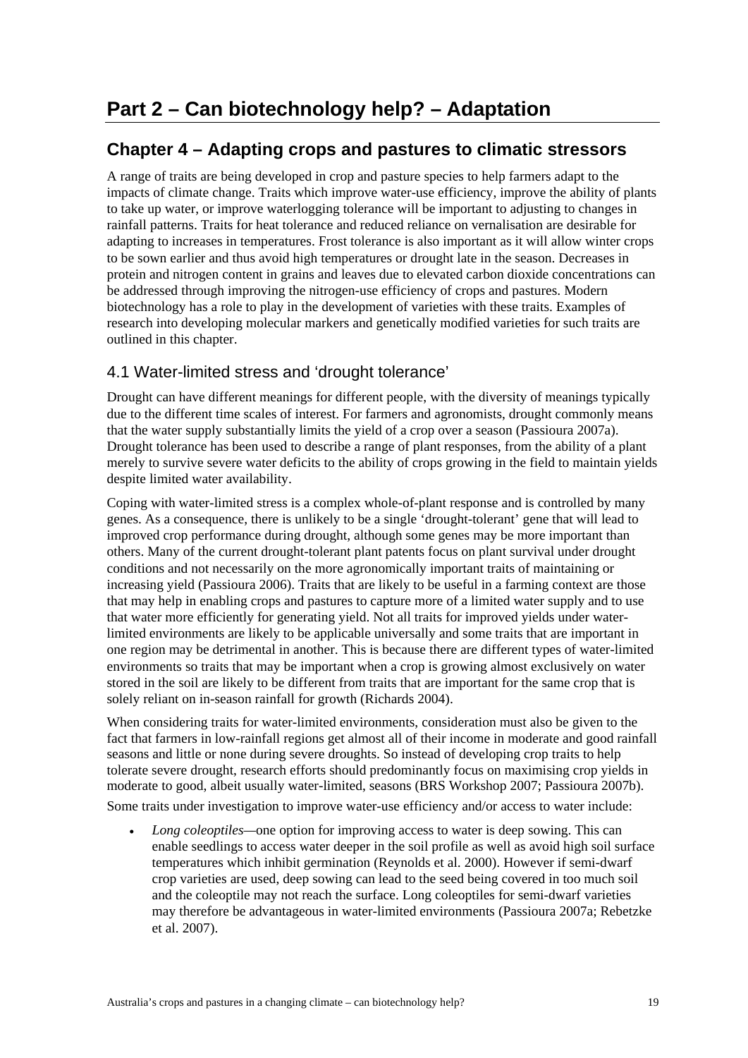# Part 2 – Can biotechnology help? – Adaptation

## Chapter 4 – Adapting crops and pastures to climatic stressors

A range of traits are being developed in crop and pasture species to help farmers adapt to the impacts of climate change. Traits which improve water-use efficiency, improve the ability of plants to take up water, or improve waterlogging tolerance will be important to adjusting to changes in rainfall patterns. Traits for heat tolerance and reduced reliance on vernalisation are desirable for adapting to increases in temperatures. Frost tolerance is also important as it will allow winter crops to be sown earlier and thus avoid high temperatures or drought late in the season. Decreases in protein and nitrogen content in grains and leaves due to elevated carbon dioxide concentrations can be addressed through improving the nitrogen-use efficiency of crops and pastures. Modern biotechnology has a role to play in the development of varieties with these traits. Examples of research into developing molecular markers and genetically modified varieties for such traits are outlined in this chapter.

### 4.1 Water-limited stress and 'drought tolerance'

Drought can have different meanings for different people, with the diversity of meanings typically due to the different time scales of interest. For farmers and agronomists, drought commonly means that the water supply substantially limits the yield of a crop over a season (Passioura 2007a). Drought tolerance has been used to describe a range of plant responses, from the ability of a plant merely to survive severe water deficits to the ability of crops growing in the field to maintain yields despite limited water availability.

Coping with water-limited stress is a complex whole-of-plant response and is controlled by many genes. As a consequence, there is unlikely to be a single 'drought-tolerant' gene that will lead to improved crop performance during drought, although some genes may be more important than others. Many of the current drought-tolerant plant patents focus on plant survival under drought conditions and not necessarily on the more agronomically important traits of maintaining or increasing yield (Passioura 2006). Traits that are likely to be useful in a farming context are those that may help in enabling crops and pastures to capture more of a limited water supply and to use that water more efficiently for generating yield. Not all traits for improved yields under water-limited environments are likely to be applicable universally and some traits that are important in one region may be detrimental in another. This is because there are different types of water-limited environments so traits that may be important when a crop is growing almost exclusively on water stored in the soil are likely to be different from traits that are important for the same crop that is solely reliant on in-season rainfall for growth (Richards 2004).

When considering traits for water-limited environments, consideration must also be given to the fact that farmers in low-rainfall regions get almost all of their income in moderate and good rainfall seasons and little or none during severe droughts. So instead of developing crop traits to help tolerate severe drought, research efforts should predominantly focus on maximising crop yields in moderate to good, albeit usually water-limited, seasons (BRS Workshop 2007; Passioura 2007b).

Some traits under investigation to improve water-use efficiency and/or access to water include:

- *Long coleoptiles*—one option for improving access to water is deep sowing. This can enable seedlings to access water deeper in the soil profile as well as avoid high soil surface temperatures which inhibit germination (Reynolds et al. 2000). However if semi-dwarf crop varieties are used, deep sowing can lead to the seed being covered in too much soil and the coleoptile may not reach the surface. Long coleoptiles for semi-dwarf varieties may therefore be advantageous in water-limited environments (Passioura 2007a; Rebetzke et al. 2007).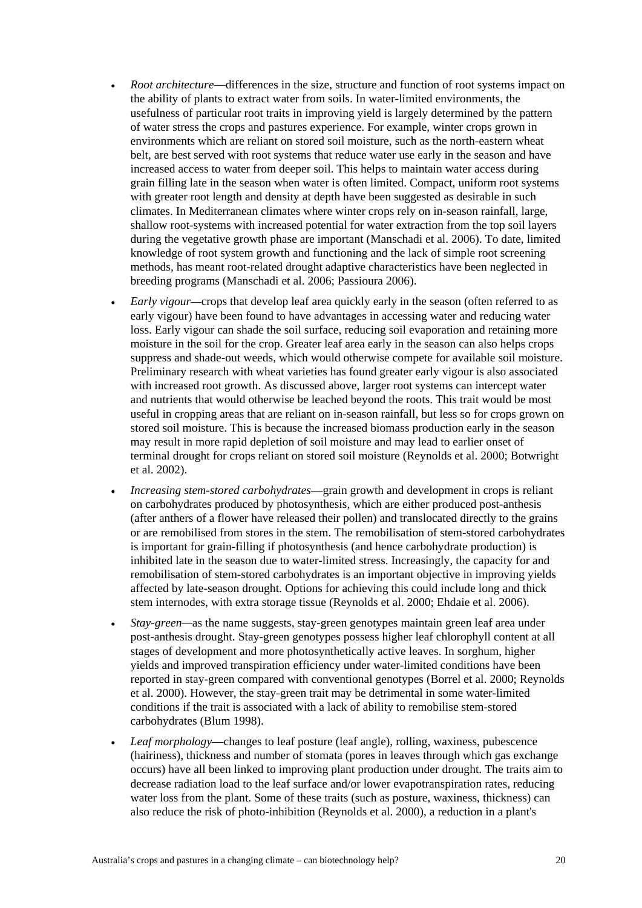- *Root architecture*—differences in the size, structure and function of root systems impact on the ability of plants to extract water from soils. In water-limited environments, the usefulness of particular root traits in improving yield is largely determined by the pattern of water stress the crops and pastures experience. For example, winter crops grown in environments which are reliant on stored soil moisture, such as the north-eastern wheat belt, are best served with root systems that reduce water use early in the season and have increased access to water from deeper soil. This helps to maintain water access during grain filling late in the season when water is often limited. Compact, uniform root systems with greater root length and density at depth have been suggested as desirable in such climates. In Mediterranean climates where winter crops rely on in-season rainfall, large, shallow root-systems with increased potential for water extraction from the top soil layers during the vegetative growth phase are important (Manschadi et al. 2006). To date, limited knowledge of root system growth and functioning and the lack of simple root screening methods, has meant root-related drought adaptive characteristics have been neglected in breeding programs (Manschadi et al. 2006; Passioura 2006).
- *Early vigour*—crops that develop leaf area quickly early in the season (often referred to as early vigour) have been found to have advantages in accessing water and reducing water loss. Early vigour can shade the soil surface, reducing soil evaporation and retaining more moisture in the soil for the crop. Greater leaf area early in the season can also helps crops suppress and shade-out weeds, which would otherwise compete for available soil moisture. Preliminary research with wheat varieties has found greater early vigour is also associated with increased root growth. As discussed above, larger root systems can intercept water and nutrients that would otherwise be leached beyond the roots. This trait would be most useful in cropping areas that are reliant on in-season rainfall, but less so for crops grown on stored soil moisture. This is because the increased biomass production early in the season may result in more rapid depletion of soil moisture and may lead to earlier onset of terminal drought for crops reliant on stored soil moisture (Reynolds et al. 2000; Botwright et al. 2002).
- *Increasing stem-stored carbohydrates*—grain growth and development in crops is reliant on carbohydrates produced by photosynthesis, which are either produced post-anthesis (after anthers of a flower have released their pollen) and translocated directly to the grains or are remobilised from stores in the stem. The remobilisation of stem-stored carbohydrates is important for grain-filling if photosynthesis (and hence carbohydrate production) is inhibited late in the season due to water-limited stress. Increasingly, the capacity for and remobilisation of stem-stored carbohydrates is an important objective in improving yields affected by late-season drought. Options for achieving this could include long and thick stem internodes, with extra storage tissue (Reynolds et al. 2000; Ehdaie et al. 2006).
- *Stay-green*—as the name suggests, stay-green genotypes maintain green leaf area under post-anthesis drought. Stay-green genotypes possess higher leaf chlorophyll content at all stages of development and more photosynthetically active leaves. In sorghum, higher yields and improved transpiration efficiency under water-limited conditions have been reported in stay-green compared with conventional genotypes (Borrel et al. 2000; Reynolds et al. 2000). However, the stay-green trait may be detrimental in some water-limited conditions if the trait is associated with a lack of ability to remobilise stem-stored carbohydrates (Blum 1998).
- *Leaf morphology*—changes to leaf posture (leaf angle), rolling, waxiness, pubescence (hairiness), thickness and number of stomata (pores in leaves through which gas exchange occurs) have all been linked to improving plant production under drought. The traits aim to decrease radiation load to the leaf surface and/or lower evapotranspiration rates, reducing water loss from the plant. Some of these traits (such as posture, waxiness, thickness) can also reduce the risk of photo-inhibition (Reynolds et al. 2000), a reduction in a plant's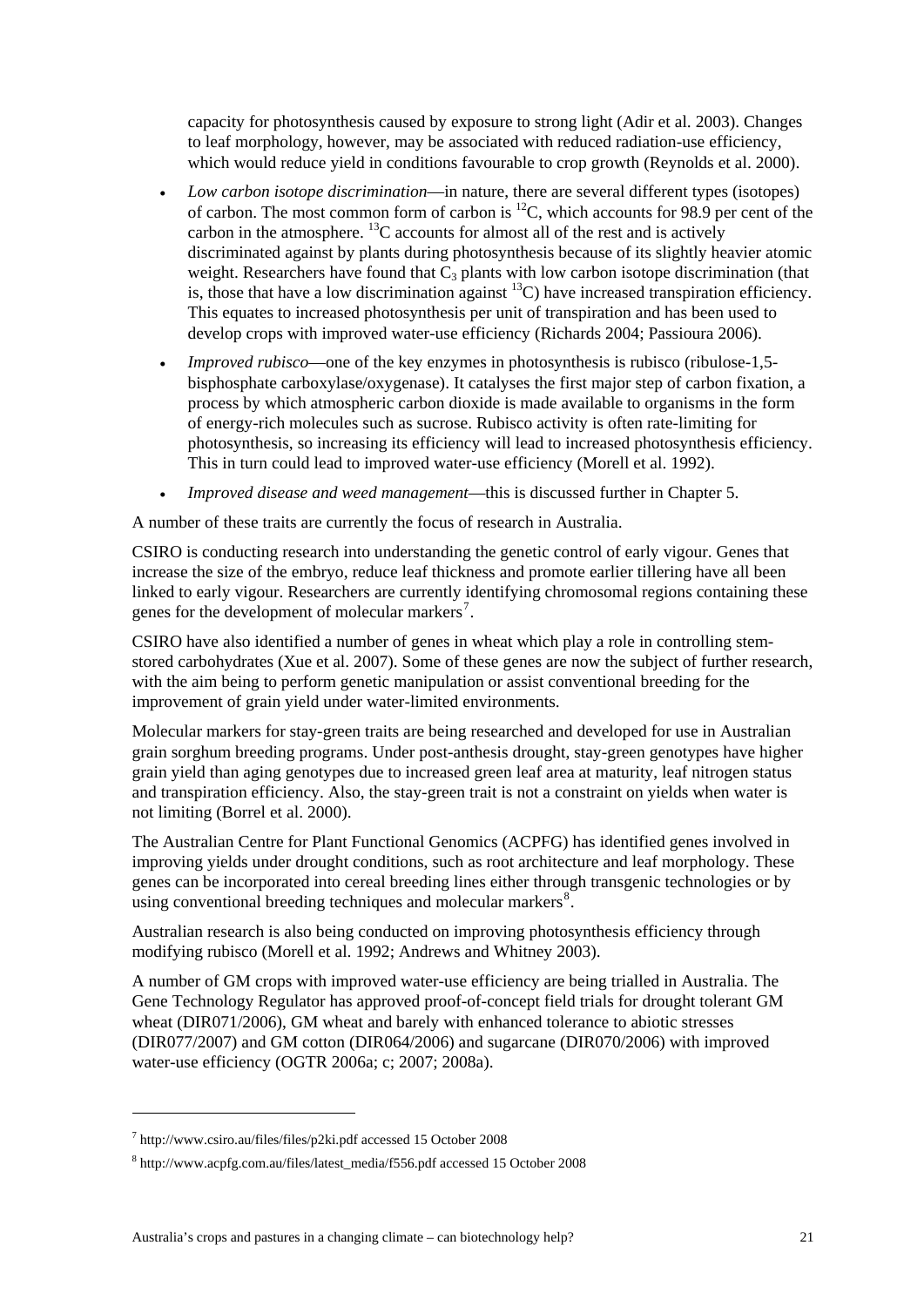capacity for photosynthesis caused by exposure to strong light (Adir et al. 2003). Changes to leaf morphology, however, may be associated with reduced radiation-use efficiency, which would reduce yield in conditions favourable to crop growth (Reynolds et al. 2000).

- *Low carbon isotope discrimination*—in nature, there are several different types (isotopes) of carbon. The most common form of carbon is $^{12}C$, which accounts for 98.9 per cent of the carbon in the atmosphere. $^{13}C$ accounts for almost all of the rest and is actively discriminated against by plants during photosynthesis because of its slightly heavier atomic weight. Researchers have found that $C_3$ plants with low carbon isotope discrimination (that is, those that have a low discrimination against $^{13}C$) have increased transpiration efficiency. This equates to increased photosynthesis per unit of transpiration and has been used to develop crops with improved water-use efficiency (Richards 2004; Passioura 2006).
- *Improved rubisco*—one of the key enzymes in photosynthesis is rubisco (ribulose-1,5-bisphosphate carboxylase/oxygenase). It catalyses the first major step of carbon fixation, a process by which atmospheric carbon dioxide is made available to organisms in the form of energy-rich molecules such as sucrose. Rubisco activity is often rate-limiting for photosynthesis, so increasing its efficiency will lead to increased photosynthesis efficiency. This in turn could lead to improved water-use efficiency (Morell et al. 1992).
- *Improved disease and weed management*—this is discussed further in Chapter 5.

A number of these traits are currently the focus of research in Australia.

CSIRO is conducting research into understanding the genetic control of early vigour. Genes that increase the size of the embryo, reduce leaf thickness and promote earlier tillering have all been linked to early vigour. Researchers are currently identifying chromosomal regions containing these genes for the development of molecular markers[7].

CSIRO have also identified a number of genes in wheat which play a role in controlling stem-stored carbohydrates (Xue et al. 2007). Some of these genes are now the subject of further research, with the aim being to perform genetic manipulation or assist conventional breeding for the improvement of grain yield under water-limited environments.

Molecular markers for stay-green traits are being researched and developed for use in Australian grain sorghum breeding programs. Under post-anthesis drought, stay-green genotypes have higher grain yield than aging genotypes due to increased green leaf area at maturity, leaf nitrogen status and transpiration efficiency. Also, the stay-green trait is not a constraint on yields when water is not limiting (Borrel et al. 2000).

The Australian Centre for Plant Functional Genomics (ACPFG) has identified genes involved in improving yields under drought conditions, such as root architecture and leaf morphology. These genes can be incorporated into cereal breeding lines either through transgenic technologies or by using conventional breeding techniques and molecular markers[8].

Australian research is also being conducted on improving photosynthesis efficiency through modifying rubisco (Morell et al. 1992; Andrews and Whitney 2003).

A number of GM crops with improved water-use efficiency are being trialled in Australia. The Gene Technology Regulator has approved proof-of-concept field trials for drought tolerant GM wheat (DIR071/2006), GM wheat and barely with enhanced tolerance to abiotic stresses (DIR077/2007) and GM cotton (DIR064/2006) and sugarcane (DIR070/2006) with improved water-use efficiency (OGTR 2006a; c; 2007; 2008a).

---

[7] http://www.csiro.au/files/files/p2ki.pdf accessed 15 October 2008

[8] http://www.acpfg.com.au/files/latest_media/f556.pdf accessed 15 October 2008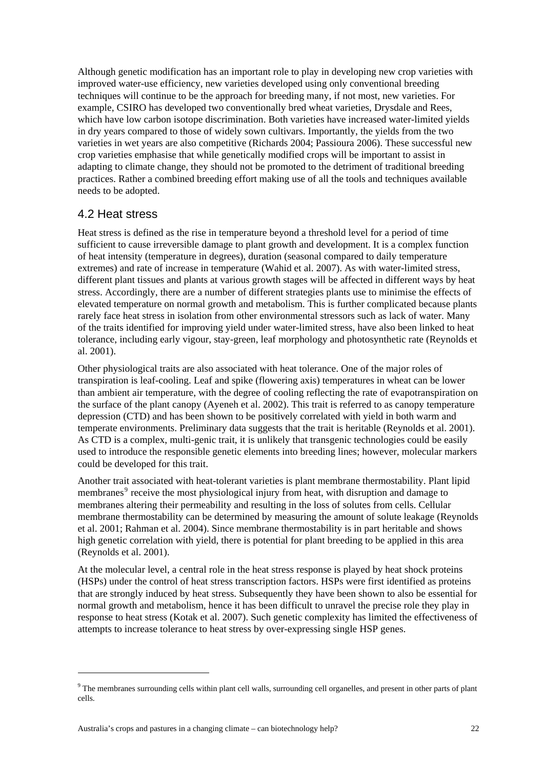Although genetic modification has an important role to play in developing new crop varieties with improved water-use efficiency, new varieties developed using only conventional breeding techniques will continue to be the approach for breeding many, if not most, new varieties. For example, CSIRO has developed two conventionally bred wheat varieties, Drysdale and Rees, which have low carbon isotope discrimination. Both varieties have increased water-limited yields in dry years compared to those of widely sown cultivars. Importantly, the yields from the two varieties in wet years are also competitive (Richards 2004; Passioura 2006). These successful new crop varieties emphasise that while genetically modified crops will be important to assist in adapting to climate change, they should not be promoted to the detriment of traditional breeding practices. Rather a combined breeding effort making use of all the tools and techniques available needs to be adopted.

## 4.2 Heat stress

Heat stress is defined as the rise in temperature beyond a threshold level for a period of time sufficient to cause irreversible damage to plant growth and development. It is a complex function of heat intensity (temperature in degrees), duration (seasonal compared to daily temperature extremes) and rate of increase in temperature (Wahid et al. 2007). As with water-limited stress, different plant tissues and plants at various growth stages will be affected in different ways by heat stress. Accordingly, there are a number of different strategies plants use to minimise the effects of elevated temperature on normal growth and metabolism. This is further complicated because plants rarely face heat stress in isolation from other environmental stressors such as lack of water. Many of the traits identified for improving yield under water-limited stress, have also been linked to heat tolerance, including early vigour, stay-green, leaf morphology and photosynthetic rate (Reynolds et al. 2001).

Other physiological traits are also associated with heat tolerance. One of the major roles of transpiration is leaf-cooling. Leaf and spike (flowering axis) temperatures in wheat can be lower than ambient air temperature, with the degree of cooling reflecting the rate of evapotranspiration on the surface of the plant canopy (Ayeneh et al. 2002). This trait is referred to as canopy temperature depression (CTD) and has been shown to be positively correlated with yield in both warm and temperate environments. Preliminary data suggests that the trait is heritable (Reynolds et al. 2001). As CTD is a complex, multi-genic trait, it is unlikely that transgenic technologies could be easily used to introduce the responsible genetic elements into breeding lines; however, molecular markers could be developed for this trait.

Another trait associated with heat-tolerant varieties is plant membrane thermostability. Plant lipid membranes[9] receive the most physiological injury from heat, with disruption and damage to membranes altering their permeability and resulting in the loss of solutes from cells. Cellular membrane thermostability can be determined by measuring the amount of solute leakage (Reynolds et al. 2001; Rahman et al. 2004). Since membrane thermostability is in part heritable and shows high genetic correlation with yield, there is potential for plant breeding to be applied in this area (Reynolds et al. 2001).

At the molecular level, a central role in the heat stress response is played by heat shock proteins (HSPs) under the control of heat stress transcription factors. HSPs were first identified as proteins that are strongly induced by heat stress. Subsequently they have been shown to also be essential for normal growth and metabolism, hence it has been difficult to unravel the precise role they play in response to heat stress (Kotak et al. 2007). Such genetic complexity has limited the effectiveness of attempts to increase tolerance to heat stress by over-expressing single HSP genes.

---

[9] The membranes surrounding cells within plant cell walls, surrounding cell organelles, and present in other parts of plant cells.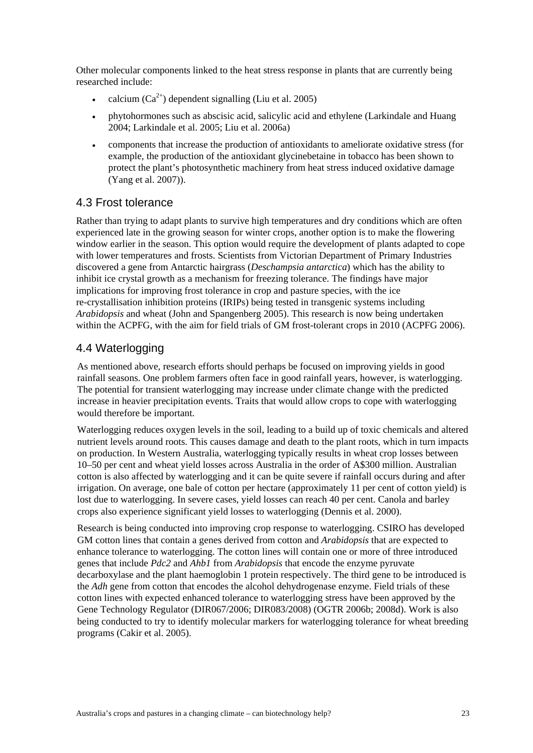Other molecular components linked to the heat stress response in plants that are currently being researched include:

- calcium ($Ca^{2+}$) dependent signalling (Liu et al. 2005)
- phytohormones such as abscisic acid, salicylic acid and ethylene (Larkindale and Huang 2004; Larkindale et al. 2005; Liu et al. 2006a)
- components that increase the production of antioxidants to ameliorate oxidative stress (for example, the production of the antioxidant glycinebetaine in tobacco has been shown to protect the plant's photosynthetic machinery from heat stress induced oxidative damage (Yang et al. 2007)).

## 4.3 Frost tolerance

Rather than trying to adapt plants to survive high temperatures and dry conditions which are often experienced late in the growing season for winter crops, another option is to make the flowering window earlier in the season. This option would require the development of plants adapted to cope with lower temperatures and frosts. Scientists from Victorian Department of Primary Industries discovered a gene from Antarctic hairgrass (*Deschampsia antarctica*) which has the ability to inhibit ice crystal growth as a mechanism for freezing tolerance. The findings have major implications for improving frost tolerance in crop and pasture species, with the ice re-crystallisation inhibition proteins (IRIPs) being tested in transgenic systems including *Arabidopsis* and wheat (John and Spangenberg 2005). This research is now being undertaken within the ACPFG, with the aim for field trials of GM frost-tolerant crops in 2010 (ACPFG 2006).

## 4.4 Waterlogging

As mentioned above, research efforts should perhaps be focused on improving yields in good rainfall seasons. One problem farmers often face in good rainfall years, however, is waterlogging. The potential for transient waterlogging may increase under climate change with the predicted increase in heavier precipitation events. Traits that would allow crops to cope with waterlogging would therefore be important.

Waterlogging reduces oxygen levels in the soil, leading to a build up of toxic chemicals and altered nutrient levels around roots. This causes damage and death to the plant roots, which in turn impacts on production. In Western Australia, waterlogging typically results in wheat crop losses between 10–50 per cent and wheat yield losses across Australia in the order of A$300 million. Australian cotton is also affected by waterlogging and it can be quite severe if rainfall occurs during and after irrigation. On average, one bale of cotton per hectare (approximately 11 per cent of cotton yield) is lost due to waterlogging. In severe cases, yield losses can reach 40 per cent. Canola and barley crops also experience significant yield losses to waterlogging (Dennis et al. 2000).

Research is being conducted into improving crop response to waterlogging. CSIRO has developed GM cotton lines that contain a genes derived from cotton and *Arabidopsis* that are expected to enhance tolerance to waterlogging. The cotton lines will contain one or more of three introduced genes that include *Pdc2* and *Ahb1* from *Arabidopsis* that encode the enzyme pyruvate decarboxylase and the plant haemoglobin 1 protein respectively. The third gene to be introduced is the *Adh* gene from cotton that encodes the alcohol dehydrogenase enzyme. Field trials of these cotton lines with expected enhanced tolerance to waterlogging stress have been approved by the Gene Technology Regulator (DIR067/2006; DIR083/2008) (OGTR 2006b; 2008d). Work is also being conducted to try to identify molecular markers for waterlogging tolerance for wheat breeding programs (Cakir et al. 2005).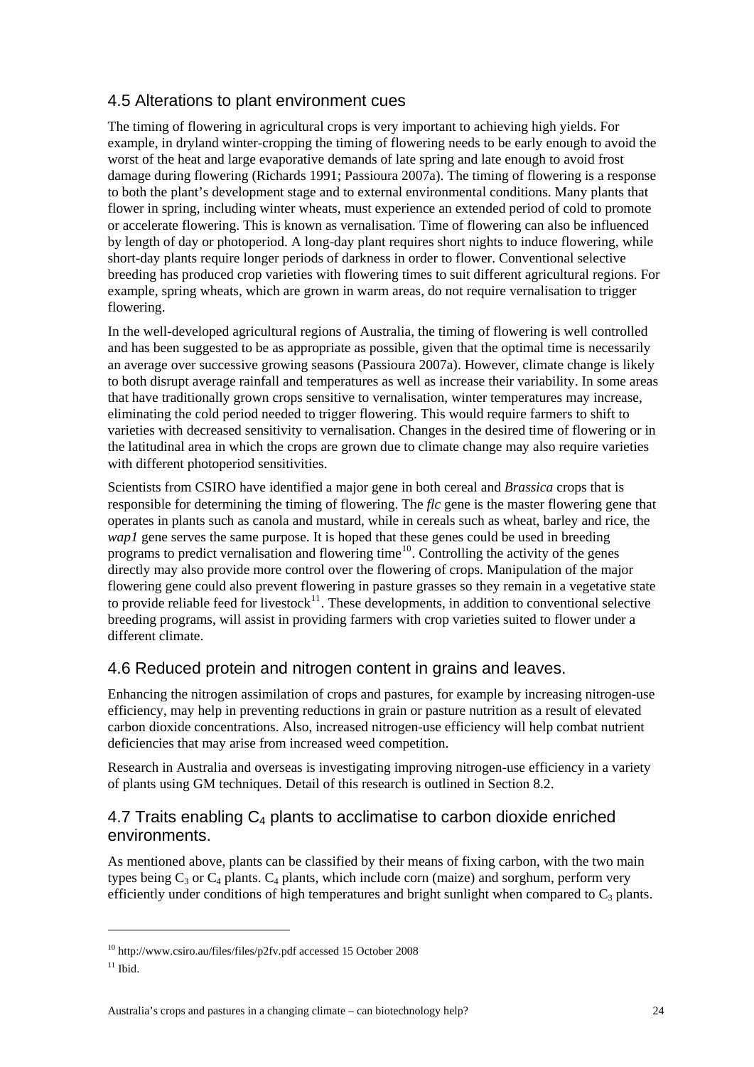## 4.5 Alterations to plant environment cues

The timing of flowering in agricultural crops is very important to achieving high yields. For example, in dryland winter-cropping the timing of flowering needs to be early enough to avoid the worst of the heat and large evaporative demands of late spring and late enough to avoid frost damage during flowering (Richards 1991; Passioura 2007a). The timing of flowering is a response to both the plant's development stage and to external environmental conditions. Many plants that flower in spring, including winter wheats, must experience an extended period of cold to promote or accelerate flowering. This is known as vernalisation. Time of flowering can also be influenced by length of day or photoperiod. A long-day plant requires short nights to induce flowering, while short-day plants require longer periods of darkness in order to flower. Conventional selective breeding has produced crop varieties with flowering times to suit different agricultural regions. For example, spring wheats, which are grown in warm areas, do not require vernalisation to trigger flowering.

In the well-developed agricultural regions of Australia, the timing of flowering is well controlled and has been suggested to be as appropriate as possible, given that the optimal time is necessarily an average over successive growing seasons (Passioura 2007a). However, climate change is likely to both disrupt average rainfall and temperatures as well as increase their variability. In some areas that have traditionally grown crops sensitive to vernalisation, winter temperatures may increase, eliminating the cold period needed to trigger flowering. This would require farmers to shift to varieties with decreased sensitivity to vernalisation. Changes in the desired time of flowering or in the latitudinal area in which the crops are grown due to climate change may also require varieties with different photoperiod sensitivities.

Scientists from CSIRO have identified a major gene in both cereal and *Brassica* crops that is responsible for determining the timing of flowering. The *flc* gene is the master flowering gene that operates in plants such as canola and mustard, while in cereals such as wheat, barley and rice, the *wap1* gene serves the same purpose. It is hoped that these genes could be used in breeding programs to predict vernalisation and flowering time[10]. Controlling the activity of the genes directly may also provide more control over the flowering of crops. Manipulation of the major flowering gene could also prevent flowering in pasture grasses so they remain in a vegetative state to provide reliable feed for livestock[11]. These developments, in addition to conventional selective breeding programs, will assist in providing farmers with crop varieties suited to flower under a different climate.

## 4.6 Reduced protein and nitrogen content in grains and leaves.

Enhancing the nitrogen assimilation of crops and pastures, for example by increasing nitrogen-use efficiency, may help in preventing reductions in grain or pasture nutrition as a result of elevated carbon dioxide concentrations. Also, increased nitrogen-use efficiency will help combat nutrient deficiencies that may arise from increased weed competition.

Research in Australia and overseas is investigating improving nitrogen-use efficiency in a variety of plants using GM techniques. Detail of this research is outlined in Section 8.2.

## 4.7 Traits enabling $C_4$ plants to acclimatise to carbon dioxide enriched environments.

As mentioned above, plants can be classified by their means of fixing carbon, with the two main types being $C_3$ or $C_4$ plants. $C_4$ plants, which include corn (maize) and sorghum, perform very efficiently under conditions of high temperatures and bright sunlight when compared to $C_3$ plants.

[10] http://www.csiro.au/files/files/p2fv.pdf accessed 15 October 2008

[11] Ibid.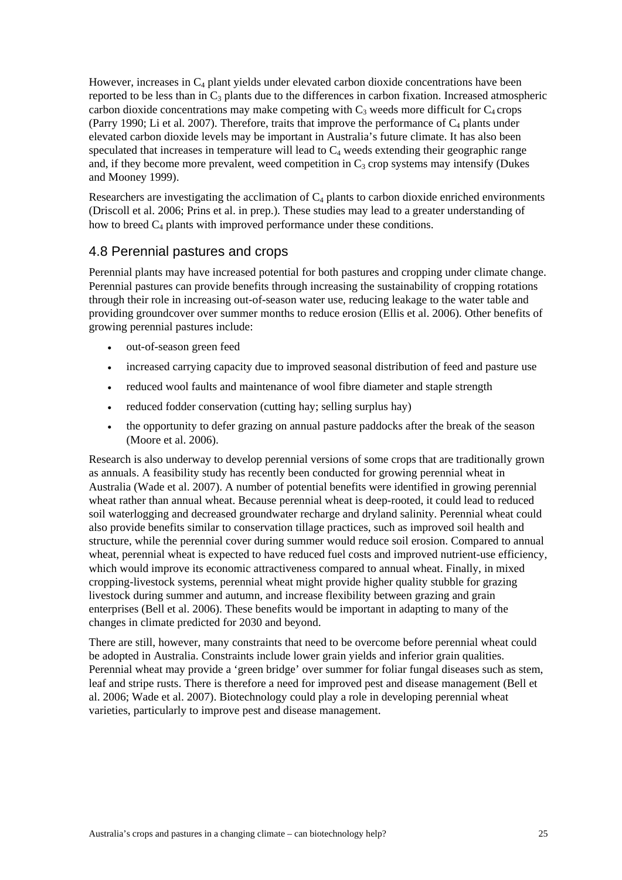However, increases in $C_4$ plant yields under elevated carbon dioxide concentrations have been reported to be less than in $C_3$ plants due to the differences in carbon fixation. Increased atmospheric carbon dioxide concentrations may make competing with $C_3$ weeds more difficult for $C_4$ crops (Parry 1990; Li et al. 2007). Therefore, traits that improve the performance of $C_4$ plants under elevated carbon dioxide levels may be important in Australia's future climate. It has also been speculated that increases in temperature will lead to $C_4$ weeds extending their geographic range and, if they become more prevalent, weed competition in $C_3$ crop systems may intensify (Dukes and Mooney 1999).

Researchers are investigating the acclimation of $C_4$ plants to carbon dioxide enriched environments (Driscoll et al. 2006; Prins et al. in prep.). These studies may lead to a greater understanding of how to breed $C_4$ plants with improved performance under these conditions.

## 4.8 Perennial pastures and crops

Perennial plants may have increased potential for both pastures and cropping under climate change. Perennial pastures can provide benefits through increasing the sustainability of cropping rotations through their role in increasing out-of-season water use, reducing leakage to the water table and providing groundcover over summer months to reduce erosion (Ellis et al. 2006). Other benefits of growing perennial pastures include:

- out-of-season green feed
- increased carrying capacity due to improved seasonal distribution of feed and pasture use
- reduced wool faults and maintenance of wool fibre diameter and staple strength
- reduced fodder conservation (cutting hay; selling surplus hay)
- the opportunity to defer grazing on annual pasture paddocks after the break of the season (Moore et al. 2006).

Research is also underway to develop perennial versions of some crops that are traditionally grown as annuals. A feasibility study has recently been conducted for growing perennial wheat in Australia (Wade et al. 2007). A number of potential benefits were identified in growing perennial wheat rather than annual wheat. Because perennial wheat is deep-rooted, it could lead to reduced soil waterlogging and decreased groundwater recharge and dryland salinity. Perennial wheat could also provide benefits similar to conservation tillage practices, such as improved soil health and structure, while the perennial cover during summer would reduce soil erosion. Compared to annual wheat, perennial wheat is expected to have reduced fuel costs and improved nutrient-use efficiency, which would improve its economic attractiveness compared to annual wheat. Finally, in mixed cropping-livestock systems, perennial wheat might provide higher quality stubble for grazing livestock during summer and autumn, and increase flexibility between grazing and grain enterprises (Bell et al. 2006). These benefits would be important in adapting to many of the changes in climate predicted for 2030 and beyond.

There are still, however, many constraints that need to be overcome before perennial wheat could be adopted in Australia. Constraints include lower grain yields and inferior grain qualities. Perennial wheat may provide a 'green bridge' over summer for foliar fungal diseases such as stem, leaf and stripe rusts. There is therefore a need for improved pest and disease management (Bell et al. 2006; Wade et al. 2007). Biotechnology could play a role in developing perennial wheat varieties, particularly to improve pest and disease management.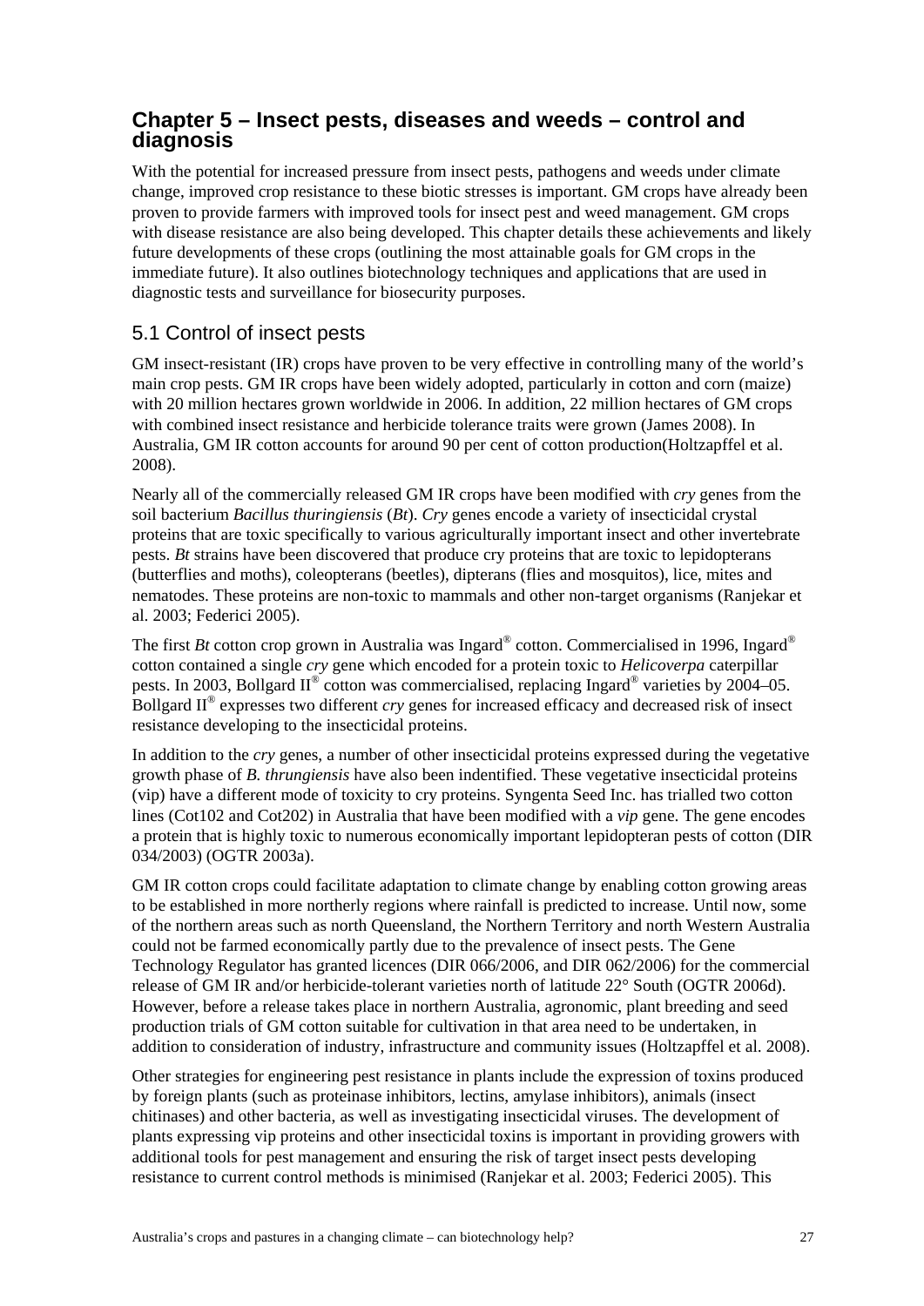## Chapter 5 – Insect pests, diseases and weeds – control and diagnosis

With the potential for increased pressure from insect pests, pathogens and weeds under climate change, improved crop resistance to these biotic stresses is important. GM crops have already been proven to provide farmers with improved tools for insect pest and weed management. GM crops with disease resistance are also being developed. This chapter details these achievements and likely future developments of these crops (outlining the most attainable goals for GM crops in the immediate future). It also outlines biotechnology techniques and applications that are used in diagnostic tests and surveillance for biosecurity purposes.

### 5.1 Control of insect pests

GM insect-resistant (IR) crops have proven to be very effective in controlling many of the world's main crop pests. GM IR crops have been widely adopted, particularly in cotton and corn (maize) with 20 million hectares grown worldwide in 2006. In addition, 22 million hectares of GM crops with combined insect resistance and herbicide tolerance traits were grown (James 2008). In Australia, GM IR cotton accounts for around 90 per cent of cotton production(Holtzapffel et al. 2008).

Nearly all of the commercially released GM IR crops have been modified with *cry* genes from the soil bacterium *Bacillus thuringiensis* (*Bt*). *Cry* genes encode a variety of insecticidal crystal proteins that are toxic specifically to various agriculturally important insect and other invertebrate pests. *Bt* strains have been discovered that produce cry proteins that are toxic to lepidopterans (butterflies and moths), coleopterans (beetles), dipterans (flies and mosquitos), lice, mites and nematodes. These proteins are non-toxic to mammals and other non-target organisms (Ranjekar et al. 2003; Federici 2005).

The first *Bt* cotton crop grown in Australia was Ingard® cotton. Commercialised in 1996, Ingard® cotton contained a single *cry* gene which encoded for a protein toxic to *Helicoverpa* caterpillar pests. In 2003, Bollgard II® cotton was commercialised, replacing Ingard® varieties by 2004–05. Bollgard II® expresses two different *cry* genes for increased efficacy and decreased risk of insect resistance developing to the insecticidal proteins.

In addition to the *cry* genes, a number of other insecticidal proteins expressed during the vegetative growth phase of *B. thrungiensis* have also been indentified. These vegetative insecticidal proteins (vip) have a different mode of toxicity to cry proteins. Syngenta Seed Inc. has trialled two cotton lines (Cot102 and Cot202) in Australia that have been modified with a *vip* gene. The gene encodes a protein that is highly toxic to numerous economically important lepidopteran pests of cotton (DIR 034/2003) (OGTR 2003a).

GM IR cotton crops could facilitate adaptation to climate change by enabling cotton growing areas to be established in more northerly regions where rainfall is predicted to increase. Until now, some of the northern areas such as north Queensland, the Northern Territory and north Western Australia could not be farmed economically partly due to the prevalence of insect pests. The Gene Technology Regulator has granted licences (DIR 066/2006, and DIR 062/2006) for the commercial release of GM IR and/or herbicide-tolerant varieties north of latitude 22° South (OGTR 2006d). However, before a release takes place in northern Australia, agronomic, plant breeding and seed production trials of GM cotton suitable for cultivation in that area need to be undertaken, in addition to consideration of industry, infrastructure and community issues (Holtzapffel et al. 2008).

Other strategies for engineering pest resistance in plants include the expression of toxins produced by foreign plants (such as proteinase inhibitors, lectins, amylase inhibitors), animals (insect chitinases) and other bacteria, as well as investigating insecticidal viruses. The development of plants expressing vip proteins and other insecticidal toxins is important in providing growers with additional tools for pest management and ensuring the risk of target insect pests developing resistance to current control methods is minimised (Ranjekar et al. 2003; Federici 2005). This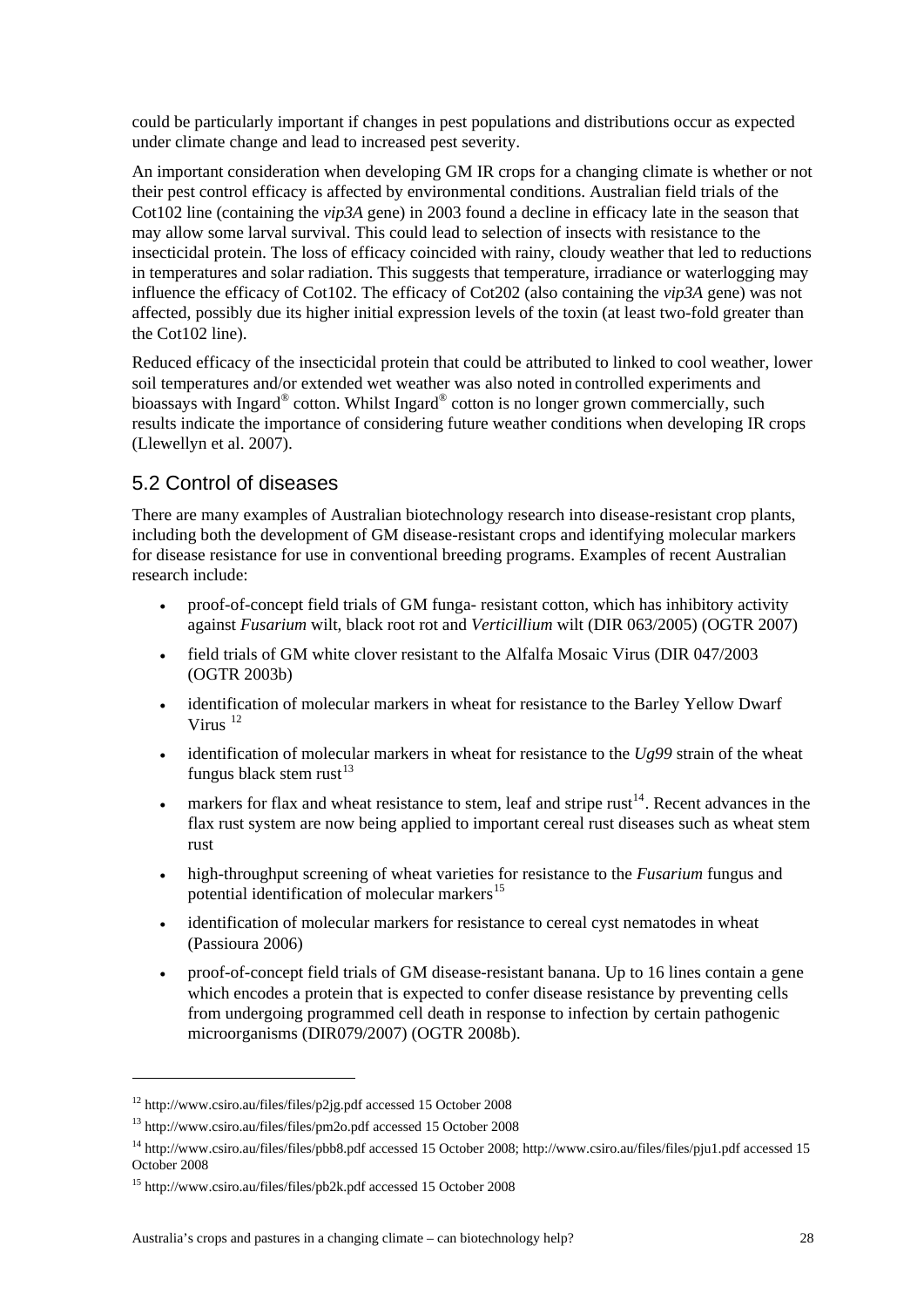could be particularly important if changes in pest populations and distributions occur as expected under climate change and lead to increased pest severity.

An important consideration when developing GM IR crops for a changing climate is whether or not their pest control efficacy is affected by environmental conditions. Australian field trials of the Cot102 line (containing the *vip3A* gene) in 2003 found a decline in efficacy late in the season that may allow some larval survival. This could lead to selection of insects with resistance to the insecticidal protein. The loss of efficacy coincided with rainy, cloudy weather that led to reductions in temperatures and solar radiation. This suggests that temperature, irradiance or waterlogging may influence the efficacy of Cot102. The efficacy of Cot202 (also containing the *vip3A* gene) was not affected, possibly due its higher initial expression levels of the toxin (at least two-fold greater than the Cot102 line).

Reduced efficacy of the insecticidal protein that could be attributed to linked to cool weather, lower soil temperatures and/or extended wet weather was also noted in controlled experiments and bioassays with Ingard® cotton. Whilst Ingard® cotton is no longer grown commercially, such results indicate the importance of considering future weather conditions when developing IR crops (Llewellyn et al. 2007).

## 5.2 Control of diseases

There are many examples of Australian biotechnology research into disease-resistant crop plants, including both the development of GM disease-resistant crops and identifying molecular markers for disease resistance for use in conventional breeding programs. Examples of recent Australian research include:

- proof-of-concept field trials of GM funga- resistant cotton, which has inhibitory activity against *Fusarium* wilt, black root rot and *Verticillium* wilt (DIR 063/2005) (OGTR 2007)
- field trials of GM white clover resistant to the Alfalfa Mosaic Virus (DIR 047/2003 (OGTR 2003b)
- identification of molecular markers in wheat for resistance to the Barley Yellow Dwarf Virus [12]
- identification of molecular markers in wheat for resistance to the *Ug99* strain of the wheat fungus black stem rust[13]
- markers for flax and wheat resistance to stem, leaf and stripe rust[14]. Recent advances in the flax rust system are now being applied to important cereal rust diseases such as wheat stem rust
- high-throughput screening of wheat varieties for resistance to the *Fusarium* fungus and potential identification of molecular markers[15]
- identification of molecular markers for resistance to cereal cyst nematodes in wheat (Passioura 2006)
- proof-of-concept field trials of GM disease-resistant banana. Up to 16 lines contain a gene which encodes a protein that is expected to confer disease resistance by preventing cells from undergoing programmed cell death in response to infection by certain pathogenic microorganisms (DIR079/2007) (OGTR 2008b).

---

[12] http://www.csiro.au/files/files/p2jg.pdf accessed 15 October 2008

[13] http://www.csiro.au/files/files/pm2o.pdf accessed 15 October 2008

[14] http://www.csiro.au/files/files/pbb8.pdf accessed 15 October 2008; http://www.csiro.au/files/files/pju1.pdf accessed 15 October 2008

[15] http://www.csiro.au/files/files/pb2k.pdf accessed 15 October 2008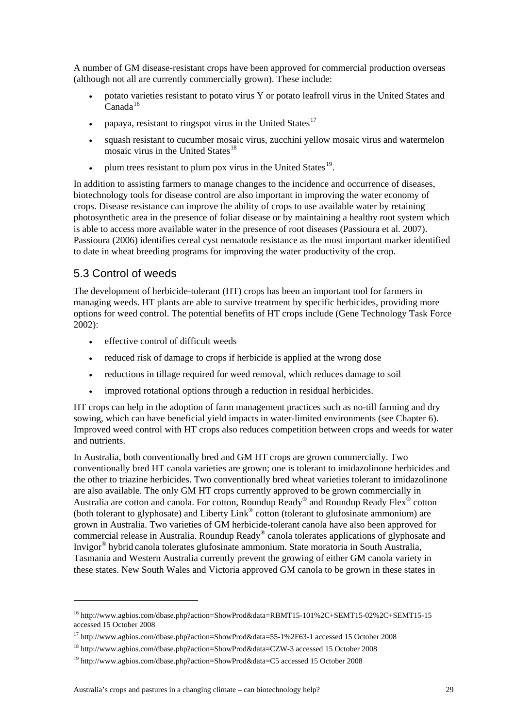A number of GM disease-resistant crops have been approved for commercial production overseas (although not all are currently commercially grown). These include:

- potato varieties resistant to potato virus Y or potato leafroll virus in the United States and Canada[16]
- papaya, resistant to ringspot virus in the United States[17]
- squash resistant to cucumber mosaic virus, zucchini yellow mosaic virus and watermelon mosaic virus in the United States[18]
- plum trees resistant to plum pox virus in the United States[19].

In addition to assisting farmers to manage changes to the incidence and occurrence of diseases, biotechnology tools for disease control are also important in improving the water economy of crops. Disease resistance can improve the ability of crops to use available water by retaining photosynthetic area in the presence of foliar disease or by maintaining a healthy root system which is able to access more available water in the presence of root diseases (Passioura et al. 2007). Passioura (2006) identifies cereal cyst nematode resistance as the most important marker identified to date in wheat breeding programs for improving the water productivity of the crop.

## 5.3 Control of weeds

The development of herbicide-tolerant (HT) crops has been an important tool for farmers in managing weeds. HT plants are able to survive treatment by specific herbicides, providing more options for weed control. The potential benefits of HT crops include (Gene Technology Task Force 2002):

- effective control of difficult weeds
- reduced risk of damage to crops if herbicide is applied at the wrong dose
- reductions in tillage required for weed removal, which reduces damage to soil
- improved rotational options through a reduction in residual herbicides.

HT crops can help in the adoption of farm management practices such as no-till farming and dry sowing, which can have beneficial yield impacts in water-limited environments (see Chapter 6). Improved weed control with HT crops also reduces competition between crops and weeds for water and nutrients.

In Australia, both conventionally bred and GM HT crops are grown commercially. Two conventionally bred HT canola varieties are grown; one is tolerant to imidazolinone herbicides and the other to triazine herbicides. Two conventionally bred wheat varieties tolerant to imidazolinone are also available. The only GM HT crops currently approved to be grown commercially in Australia are cotton and canola. For cotton, Roundup Ready® and Roundup Ready Flex® cotton (both tolerant to glyphosate) and Liberty Link® cotton (tolerant to glufosinate ammonium) are grown in Australia. Two varieties of GM herbicide-tolerant canola have also been approved for commercial release in Australia. Roundup Ready® canola tolerates applications of glyphosate and Invigor® hybrid canola tolerates glufosinate ammonium. State moratoria in South Australia, Tasmania and Western Australia currently prevent the growing of either GM canola variety in these states. New South Wales and Victoria approved GM canola to be grown in these states in

---

[16] http://www.agbios.com/dbase.php?action=ShowProd&data=RBMT15-101%2C+SEMT15-02%2C+SEMT15-15 accessed 15 October 2008

[17] http://www.agbios.com/dbase.php?action=ShowProd&data=55-1%2F63-1 accessed 15 October 2008

[18] http://www.agbios.com/dbase.php?action=ShowProd&data=CZW-3 accessed 15 October 2008

[19] http://www.agbios.com/dbase.php?action=ShowProd&data=C5 accessed 15 October 2008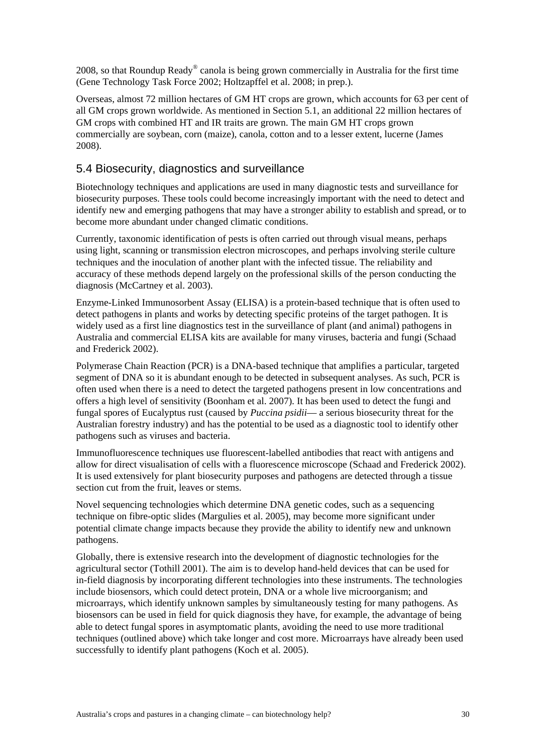2008, so that Roundup Ready® canola is being grown commercially in Australia for the first time (Gene Technology Task Force 2002; Holtzapffel et al. 2008; in prep.).

Overseas, almost 72 million hectares of GM HT crops are grown, which accounts for 63 per cent of all GM crops grown worldwide. As mentioned in Section 5.1, an additional 22 million hectares of GM crops with combined HT and IR traits are grown. The main GM HT crops grown commercially are soybean, corn (maize), canola, cotton and to a lesser extent, lucerne (James 2008).

## 5.4 Biosecurity, diagnostics and surveillance

Biotechnology techniques and applications are used in many diagnostic tests and surveillance for biosecurity purposes. These tools could become increasingly important with the need to detect and identify new and emerging pathogens that may have a stronger ability to establish and spread, or to become more abundant under changed climatic conditions.

Currently, taxonomic identification of pests is often carried out through visual means, perhaps using light, scanning or transmission electron microscopes, and perhaps involving sterile culture techniques and the inoculation of another plant with the infected tissue. The reliability and accuracy of these methods depend largely on the professional skills of the person conducting the diagnosis (McCartney et al. 2003).

Enzyme-Linked Immunosorbent Assay (ELISA) is a protein-based technique that is often used to detect pathogens in plants and works by detecting specific proteins of the target pathogen. It is widely used as a first line diagnostics test in the surveillance of plant (and animal) pathogens in Australia and commercial ELISA kits are available for many viruses, bacteria and fungi (Schaad and Frederick 2002).

Polymerase Chain Reaction (PCR) is a DNA-based technique that amplifies a particular, targeted segment of DNA so it is abundant enough to be detected in subsequent analyses. As such, PCR is often used when there is a need to detect the targeted pathogens present in low concentrations and offers a high level of sensitivity (Boonham et al. 2007). It has been used to detect the fungi and fungal spores of Eucalyptus rust (caused by *Puccina psidii*— a serious biosecurity threat for the Australian forestry industry) and has the potential to be used as a diagnostic tool to identify other pathogens such as viruses and bacteria.

Immunofluorescence techniques use fluorescent-labelled antibodies that react with antigens and allow for direct visualisation of cells with a fluorescence microscope (Schaad and Frederick 2002). It is used extensively for plant biosecurity purposes and pathogens are detected through a tissue section cut from the fruit, leaves or stems.

Novel sequencing technologies which determine DNA genetic codes, such as a sequencing technique on fibre-optic slides (Margulies et al. 2005), may become more significant under potential climate change impacts because they provide the ability to identify new and unknown pathogens.

Globally, there is extensive research into the development of diagnostic technologies for the agricultural sector (Tothill 2001). The aim is to develop hand-held devices that can be used for in-field diagnosis by incorporating different technologies into these instruments. The technologies include biosensors, which could detect protein, DNA or a whole live microorganism; and microarrays, which identify unknown samples by simultaneously testing for many pathogens. As biosensors can be used in field for quick diagnosis they have, for example, the advantage of being able to detect fungal spores in asymptomatic plants, avoiding the need to use more traditional techniques (outlined above) which take longer and cost more. Microarrays have already been used successfully to identify plant pathogens (Koch et al. 2005).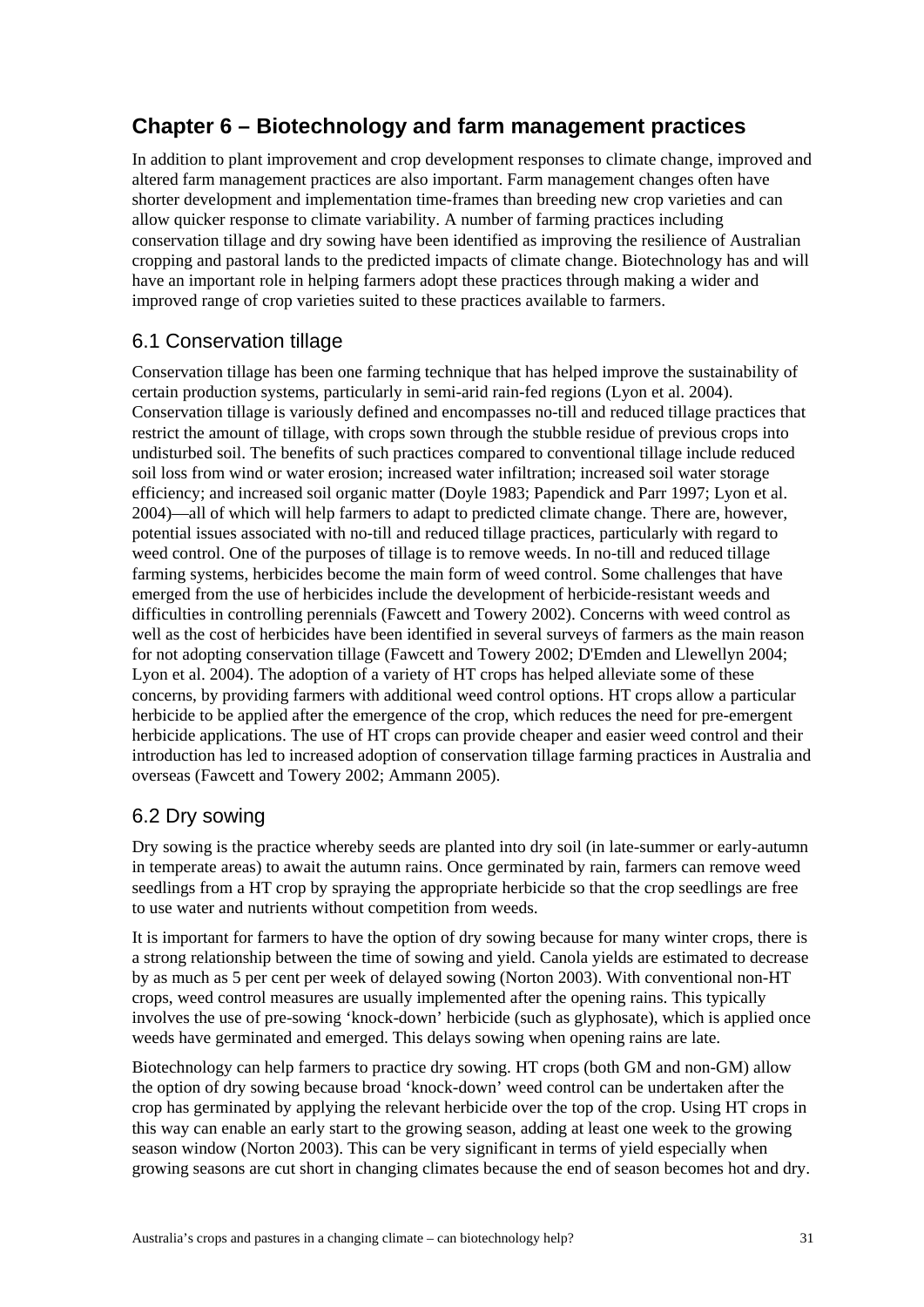# Chapter 6 – Biotechnology and farm management practices

In addition to plant improvement and crop development responses to climate change, improved and altered farm management practices are also important. Farm management changes often have shorter development and implementation time-frames than breeding new crop varieties and can allow quicker response to climate variability. A number of farming practices including conservation tillage and dry sowing have been identified as improving the resilience of Australian cropping and pastoral lands to the predicted impacts of climate change. Biotechnology has and will have an important role in helping farmers adopt these practices through making a wider and improved range of crop varieties suited to these practices available to farmers.

## 6.1 Conservation tillage

Conservation tillage has been one farming technique that has helped improve the sustainability of certain production systems, particularly in semi-arid rain-fed regions (Lyon et al. 2004). Conservation tillage is variously defined and encompasses no-till and reduced tillage practices that restrict the amount of tillage, with crops sown through the stubble residue of previous crops into undisturbed soil. The benefits of such practices compared to conventional tillage include reduced soil loss from wind or water erosion; increased water infiltration; increased soil water storage efficiency; and increased soil organic matter (Doyle 1983; Papendick and Parr 1997; Lyon et al. 2004)—all of which will help farmers to adapt to predicted climate change. There are, however, potential issues associated with no-till and reduced tillage practices, particularly with regard to weed control. One of the purposes of tillage is to remove weeds. In no-till and reduced tillage farming systems, herbicides become the main form of weed control. Some challenges that have emerged from the use of herbicides include the development of herbicide-resistant weeds and difficulties in controlling perennials (Fawcett and Towery 2002). Concerns with weed control as well as the cost of herbicides have been identified in several surveys of farmers as the main reason for not adopting conservation tillage (Fawcett and Towery 2002; D'Emden and Llewellyn 2004; Lyon et al. 2004). The adoption of a variety of HT crops has helped alleviate some of these concerns, by providing farmers with additional weed control options. HT crops allow a particular herbicide to be applied after the emergence of the crop, which reduces the need for pre-emergent herbicide applications. The use of HT crops can provide cheaper and easier weed control and their introduction has led to increased adoption of conservation tillage farming practices in Australia and overseas (Fawcett and Towery 2002; Ammann 2005).

## 6.2 Dry sowing

Dry sowing is the practice whereby seeds are planted into dry soil (in late-summer or early-autumn in temperate areas) to await the autumn rains. Once germinated by rain, farmers can remove weed seedlings from a HT crop by spraying the appropriate herbicide so that the crop seedlings are free to use water and nutrients without competition from weeds.

It is important for farmers to have the option of dry sowing because for many winter crops, there is a strong relationship between the time of sowing and yield. Canola yields are estimated to decrease by as much as 5 per cent per week of delayed sowing (Norton 2003). With conventional non-HT crops, weed control measures are usually implemented after the opening rains. This typically involves the use of pre-sowing 'knock-down' herbicide (such as glyphosate), which is applied once weeds have germinated and emerged. This delays sowing when opening rains are late.

Biotechnology can help farmers to practice dry sowing. HT crops (both GM and non-GM) allow the option of dry sowing because broad 'knock-down' weed control can be undertaken after the crop has germinated by applying the relevant herbicide over the top of the crop. Using HT crops in this way can enable an early start to the growing season, adding at least one week to the growing season window (Norton 2003). This can be very significant in terms of yield especially when growing seasons are cut short in changing climates because the end of season becomes hot and dry.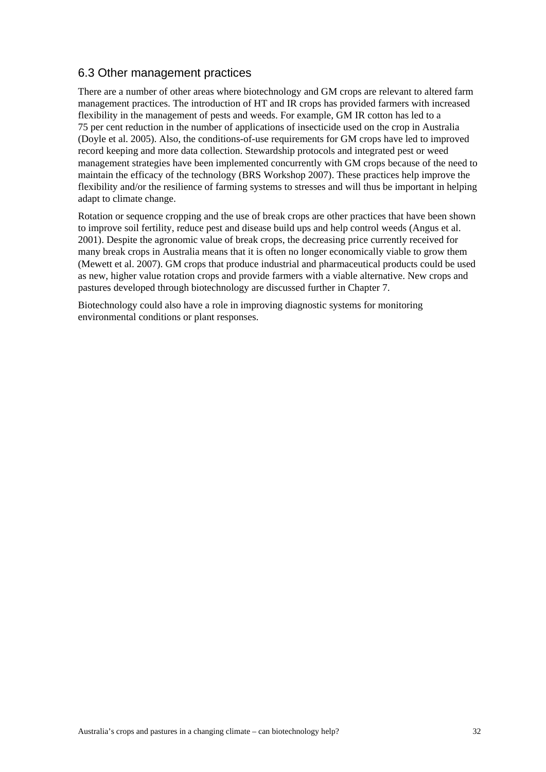## 6.3 Other management practices

There are a number of other areas where biotechnology and GM crops are relevant to altered farm management practices. The introduction of HT and IR crops has provided farmers with increased flexibility in the management of pests and weeds. For example, GM IR cotton has led to a 75 per cent reduction in the number of applications of insecticide used on the crop in Australia (Doyle et al. 2005). Also, the conditions-of-use requirements for GM crops have led to improved record keeping and more data collection. Stewardship protocols and integrated pest or weed management strategies have been implemented concurrently with GM crops because of the need to maintain the efficacy of the technology (BRS Workshop 2007). These practices help improve the flexibility and/or the resilience of farming systems to stresses and will thus be important in helping adapt to climate change.

Rotation or sequence cropping and the use of break crops are other practices that have been shown to improve soil fertility, reduce pest and disease build ups and help control weeds (Angus et al. 2001). Despite the agronomic value of break crops, the decreasing price currently received for many break crops in Australia means that it is often no longer economically viable to grow them (Mewett et al. 2007). GM crops that produce industrial and pharmaceutical products could be used as new, higher value rotation crops and provide farmers with a viable alternative. New crops and pastures developed through biotechnology are discussed further in Chapter 7.

Biotechnology could also have a role in improving diagnostic systems for monitoring environmental conditions or plant responses.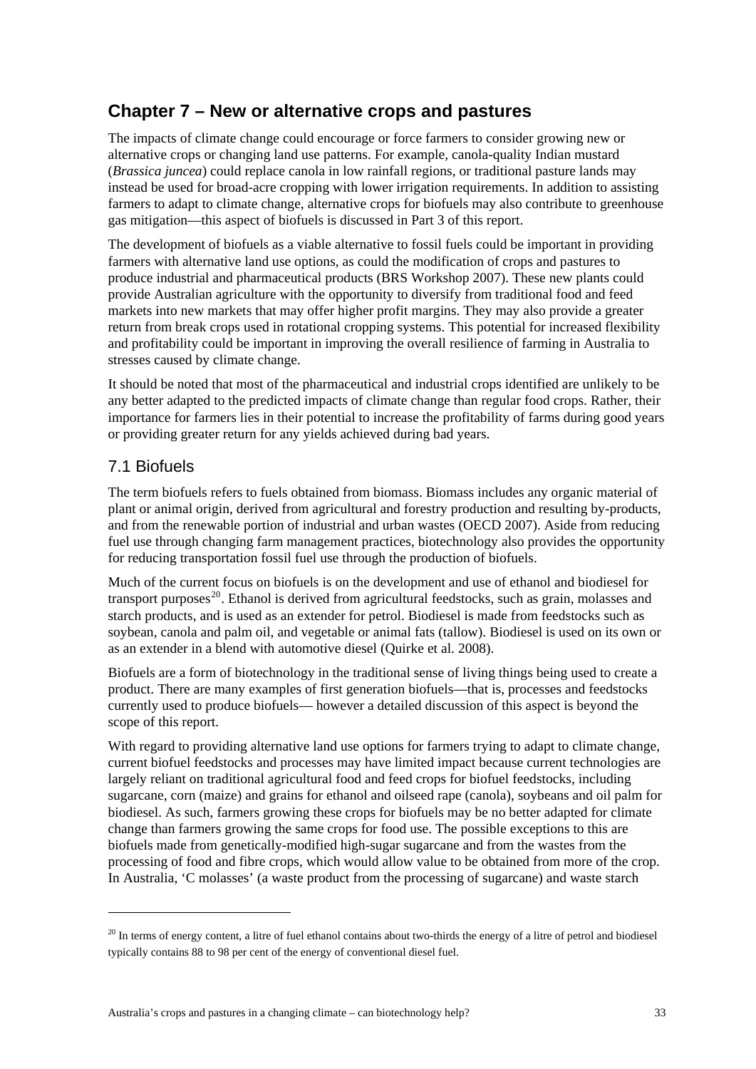# Chapter 7 – New or alternative crops and pastures

The impacts of climate change could encourage or force farmers to consider growing new or alternative crops or changing land use patterns. For example, canola-quality Indian mustard (*Brassica juncea*) could replace canola in low rainfall regions, or traditional pasture lands may instead be used for broad-acre cropping with lower irrigation requirements. In addition to assisting farmers to adapt to climate change, alternative crops for biofuels may also contribute to greenhouse gas mitigation—this aspect of biofuels is discussed in Part 3 of this report.

The development of biofuels as a viable alternative to fossil fuels could be important in providing farmers with alternative land use options, as could the modification of crops and pastures to produce industrial and pharmaceutical products (BRS Workshop 2007). These new plants could provide Australian agriculture with the opportunity to diversify from traditional food and feed markets into new markets that may offer higher profit margins. They may also provide a greater return from break crops used in rotational cropping systems. This potential for increased flexibility and profitability could be important in improving the overall resilience of farming in Australia to stresses caused by climate change.

It should be noted that most of the pharmaceutical and industrial crops identified are unlikely to be any better adapted to the predicted impacts of climate change than regular food crops. Rather, their importance for farmers lies in their potential to increase the profitability of farms during good years or providing greater return for any yields achieved during bad years.

## 7.1 Biofuels

The term biofuels refers to fuels obtained from biomass. Biomass includes any organic material of plant or animal origin, derived from agricultural and forestry production and resulting by-products, and from the renewable portion of industrial and urban wastes (OECD 2007). Aside from reducing fuel use through changing farm management practices, biotechnology also provides the opportunity for reducing transportation fossil fuel use through the production of biofuels.

Much of the current focus on biofuels is on the development and use of ethanol and biodiesel for transport purposes[20]. Ethanol is derived from agricultural feedstocks, such as grain, molasses and starch products, and is used as an extender for petrol. Biodiesel is made from feedstocks such as soybean, canola and palm oil, and vegetable or animal fats (tallow). Biodiesel is used on its own or as an extender in a blend with automotive diesel (Quirke et al. 2008).

Biofuels are a form of biotechnology in the traditional sense of living things being used to create a product. There are many examples of first generation biofuels—that is, processes and feedstocks currently used to produce biofuels— however a detailed discussion of this aspect is beyond the scope of this report.

With regard to providing alternative land use options for farmers trying to adapt to climate change, current biofuel feedstocks and processes may have limited impact because current technologies are largely reliant on traditional agricultural food and feed crops for biofuel feedstocks, including sugarcane, corn (maize) and grains for ethanol and oilseed rape (canola), soybeans and oil palm for biodiesel. As such, farmers growing these crops for biofuels may be no better adapted for climate change than farmers growing the same crops for food use. The possible exceptions to this are biofuels made from genetically-modified high-sugar sugarcane and from the wastes from the processing of food and fibre crops, which would allow value to be obtained from more of the crop. In Australia, 'C molasses' (a waste product from the processing of sugarcane) and waste starch

---

[20] In terms of energy content, a litre of fuel ethanol contains about two-thirds the energy of a litre of petrol and biodiesel typically contains 88 to 98 per cent of the energy of conventional diesel fuel.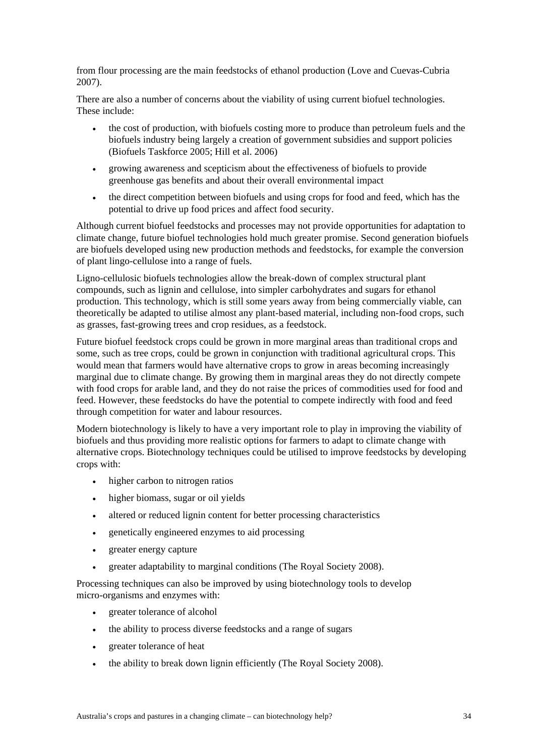from flour processing are the main feedstocks of ethanol production (Love and Cuevas-Cubria 2007).

There are also a number of concerns about the viability of using current biofuel technologies. These include:

- the cost of production, with biofuels costing more to produce than petroleum fuels and the biofuels industry being largely a creation of government subsidies and support policies (Biofuels Taskforce 2005; Hill et al. 2006)
- growing awareness and scepticism about the effectiveness of biofuels to provide greenhouse gas benefits and about their overall environmental impact
- the direct competition between biofuels and using crops for food and feed, which has the potential to drive up food prices and affect food security.

Although current biofuel feedstocks and processes may not provide opportunities for adaptation to climate change, future biofuel technologies hold much greater promise. Second generation biofuels are biofuels developed using new production methods and feedstocks, for example the conversion of plant lingo-cellulose into a range of fuels.

Ligno-cellulosic biofuels technologies allow the break-down of complex structural plant compounds, such as lignin and cellulose, into simpler carbohydrates and sugars for ethanol production. This technology, which is still some years away from being commercially viable, can theoretically be adapted to utilise almost any plant-based material, including non-food crops, such as grasses, fast-growing trees and crop residues, as a feedstock.

Future biofuel feedstock crops could be grown in more marginal areas than traditional crops and some, such as tree crops, could be grown in conjunction with traditional agricultural crops. This would mean that farmers would have alternative crops to grow in areas becoming increasingly marginal due to climate change. By growing them in marginal areas they do not directly compete with food crops for arable land, and they do not raise the prices of commodities used for food and feed. However, these feedstocks do have the potential to compete indirectly with food and feed through competition for water and labour resources.

Modern biotechnology is likely to have a very important role to play in improving the viability of biofuels and thus providing more realistic options for farmers to adapt to climate change with alternative crops. Biotechnology techniques could be utilised to improve feedstocks by developing crops with:

- higher carbon to nitrogen ratios
- higher biomass, sugar or oil yields
- altered or reduced lignin content for better processing characteristics
- genetically engineered enzymes to aid processing
- greater energy capture
- greater adaptability to marginal conditions (The Royal Society 2008).

Processing techniques can also be improved by using biotechnology tools to develop micro-organisms and enzymes with:

- greater tolerance of alcohol
- the ability to process diverse feedstocks and a range of sugars
- greater tolerance of heat
- the ability to break down lignin efficiently (The Royal Society 2008).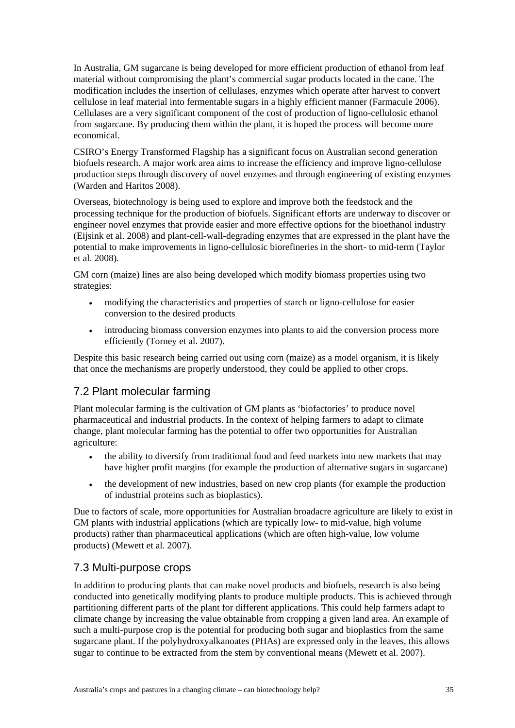In Australia, GM sugarcane is being developed for more efficient production of ethanol from leaf material without compromising the plant's commercial sugar products located in the cane. The modification includes the insertion of cellulases, enzymes which operate after harvest to convert cellulose in leaf material into fermentable sugars in a highly efficient manner (Farmacule 2006). Cellulases are a very significant component of the cost of production of ligno-cellulosic ethanol from sugarcane. By producing them within the plant, it is hoped the process will become more economical.

CSIRO's Energy Transformed Flagship has a significant focus on Australian second generation biofuels research. A major work area aims to increase the efficiency and improve ligno-cellulose production steps through discovery of novel enzymes and through engineering of existing enzymes (Warden and Haritos 2008).

Overseas, biotechnology is being used to explore and improve both the feedstock and the processing technique for the production of biofuels. Significant efforts are underway to discover or engineer novel enzymes that provide easier and more effective options for the bioethanol industry (Eijsink et al. 2008) and plant-cell-wall-degrading enzymes that are expressed in the plant have the potential to make improvements in ligno-cellulosic biorefineries in the short- to mid-term (Taylor et al. 2008).

GM corn (maize) lines are also being developed which modify biomass properties using two strategies:

- modifying the characteristics and properties of starch or ligno-cellulose for easier conversion to the desired products
- introducing biomass conversion enzymes into plants to aid the conversion process more efficiently (Torney et al. 2007).

Despite this basic research being carried out using corn (maize) as a model organism, it is likely that once the mechanisms are properly understood, they could be applied to other crops.

## 7.2 Plant molecular farming

Plant molecular farming is the cultivation of GM plants as 'biofactories' to produce novel pharmaceutical and industrial products. In the context of helping farmers to adapt to climate change, plant molecular farming has the potential to offer two opportunities for Australian agriculture:

- the ability to diversify from traditional food and feed markets into new markets that may have higher profit margins (for example the production of alternative sugars in sugarcane)
- the development of new industries, based on new crop plants (for example the production of industrial proteins such as bioplastics).

Due to factors of scale, more opportunities for Australian broadacre agriculture are likely to exist in GM plants with industrial applications (which are typically low- to mid-value, high volume products) rather than pharmaceutical applications (which are often high-value, low volume products) (Mewett et al. 2007).

## 7.3 Multi-purpose crops

In addition to producing plants that can make novel products and biofuels, research is also being conducted into genetically modifying plants to produce multiple products. This is achieved through partitioning different parts of the plant for different applications. This could help farmers adapt to climate change by increasing the value obtainable from cropping a given land area. An example of such a multi-purpose crop is the potential for producing both sugar and bioplastics from the same sugarcane plant. If the polyhydroxyalkanoates (PHAs) are expressed only in the leaves, this allows sugar to continue to be extracted from the stem by conventional means (Mewett et al. 2007).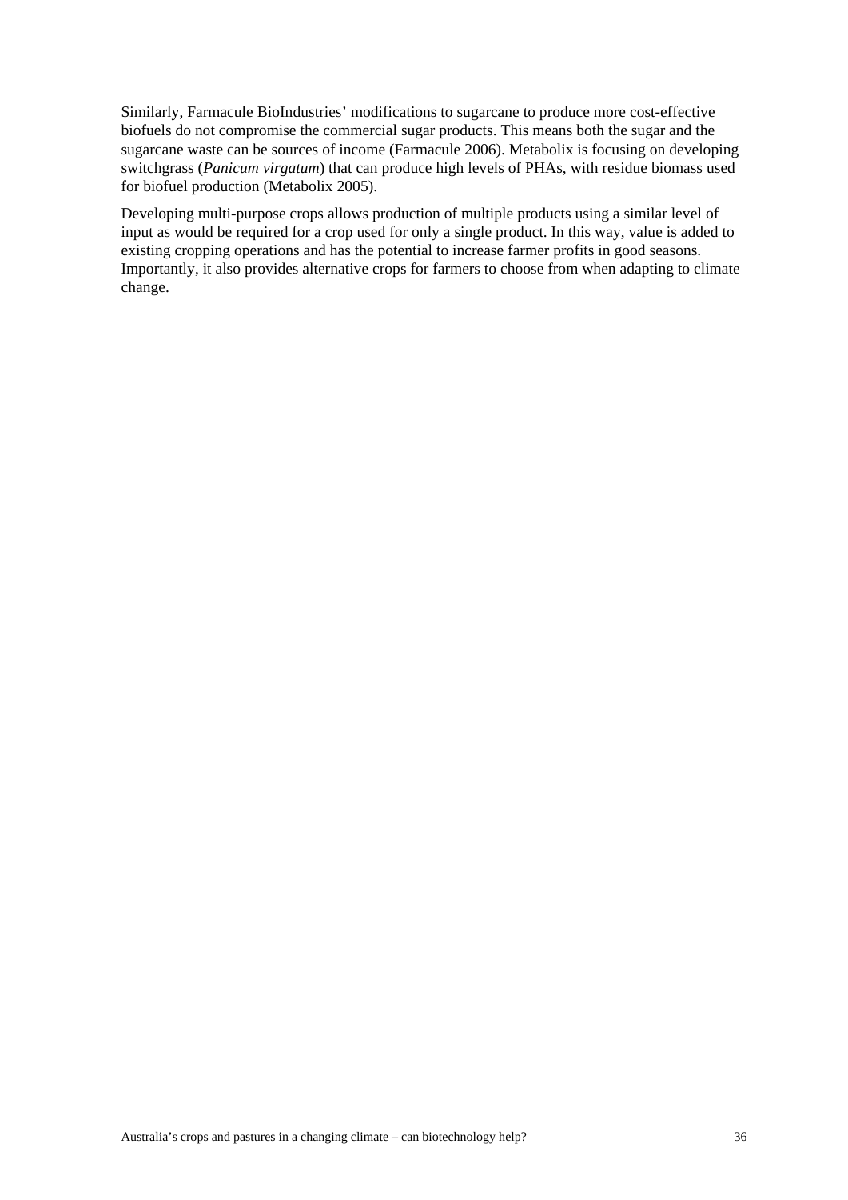Similarly, Farmacule BioIndustries' modifications to sugarcane to produce more cost-effective biofuels do not compromise the commercial sugar products. This means both the sugar and the sugarcane waste can be sources of income (Farmacule 2006). Metabolix is focusing on developing switchgrass (*Panicum virgatum*) that can produce high levels of PHAs, with residue biomass used for biofuel production (Metabolix 2005).

Developing multi-purpose crops allows production of multiple products using a similar level of input as would be required for a crop used for only a single product. In this way, value is added to existing cropping operations and has the potential to increase farmer profits in good seasons. Importantly, it also provides alternative crops for farmers to choose from when adapting to climate change.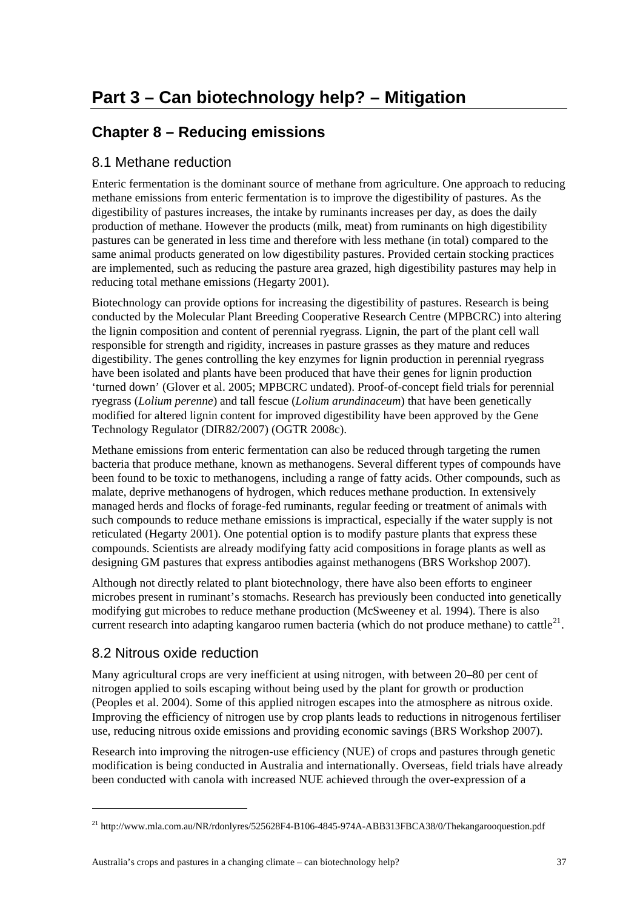# Part 3 – Can biotechnology help? – Mitigation

## Chapter 8 – Reducing emissions

### 8.1 Methane reduction

Enteric fermentation is the dominant source of methane from agriculture. One approach to reducing methane emissions from enteric fermentation is to improve the digestibility of pastures. As the digestibility of pastures increases, the intake by ruminants increases per day, as does the daily production of methane. However the products (milk, meat) from ruminants on high digestibility pastures can be generated in less time and therefore with less methane (in total) compared to the same animal products generated on low digestibility pastures. Provided certain stocking practices are implemented, such as reducing the pasture area grazed, high digestibility pastures may help in reducing total methane emissions (Hegarty 2001).

Biotechnology can provide options for increasing the digestibility of pastures. Research is being conducted by the Molecular Plant Breeding Cooperative Research Centre (MPBCRC) into altering the lignin composition and content of perennial ryegrass. Lignin, the part of the plant cell wall responsible for strength and rigidity, increases in pasture grasses as they mature and reduces digestibility. The genes controlling the key enzymes for lignin production in perennial ryegrass have been isolated and plants have been produced that have their genes for lignin production 'turned down' (Glover et al. 2005; MPBCRC undated). Proof-of-concept field trials for perennial ryegrass (*Lolium perenne*) and tall fescue (*Lolium arundinaceum*) that have been genetically modified for altered lignin content for improved digestibility have been approved by the Gene Technology Regulator (DIR82/2007) (OGTR 2008c).

Methane emissions from enteric fermentation can also be reduced through targeting the rumen bacteria that produce methane, known as methanogens. Several different types of compounds have been found to be toxic to methanogens, including a range of fatty acids. Other compounds, such as malate, deprive methanogens of hydrogen, which reduces methane production. In extensively managed herds and flocks of forage-fed ruminants, regular feeding or treatment of animals with such compounds to reduce methane emissions is impractical, especially if the water supply is not reticulated (Hegarty 2001). One potential option is to modify pasture plants that express these compounds. Scientists are already modifying fatty acid compositions in forage plants as well as designing GM pastures that express antibodies against methanogens (BRS Workshop 2007).

Although not directly related to plant biotechnology, there have also been efforts to engineer microbes present in ruminant's stomachs. Research has previously been conducted into genetically modifying gut microbes to reduce methane production (McSweeney et al. 1994). There is also current research into adapting kangaroo rumen bacteria (which do not produce methane) to cattle[21].

### 8.2 Nitrous oxide reduction

Many agricultural crops are very inefficient at using nitrogen, with between 20–80 per cent of nitrogen applied to soils escaping without being used by the plant for growth or production (Peoples et al. 2004). Some of this applied nitrogen escapes into the atmosphere as nitrous oxide. Improving the efficiency of nitrogen use by crop plants leads to reductions in nitrogenous fertiliser use, reducing nitrous oxide emissions and providing economic savings (BRS Workshop 2007).

Research into improving the nitrogen-use efficiency (NUE) of crops and pastures through genetic modification is being conducted in Australia and internationally. Overseas, field trials have already been conducted with canola with increased NUE achieved through the over-expression of a

---

[21] http://www.mla.com.au/NR/rdonlyres/525628F4-B106-4845-974A-ABB313FBCA38/0/Thekangarooquestion.pdf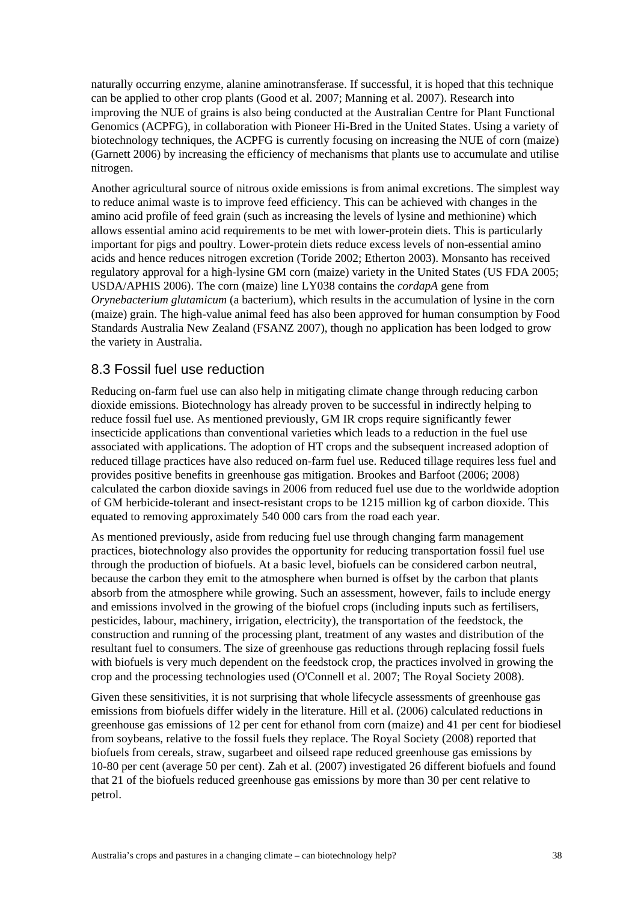naturally occurring enzyme, alanine aminotransferase. If successful, it is hoped that this technique can be applied to other crop plants (Good et al. 2007; Manning et al. 2007). Research into improving the NUE of grains is also being conducted at the Australian Centre for Plant Functional Genomics (ACPFG), in collaboration with Pioneer Hi-Bred in the United States. Using a variety of biotechnology techniques, the ACPFG is currently focusing on increasing the NUE of corn (maize) (Garnett 2006) by increasing the efficiency of mechanisms that plants use to accumulate and utilise nitrogen.

Another agricultural source of nitrous oxide emissions is from animal excretions. The simplest way to reduce animal waste is to improve feed efficiency. This can be achieved with changes in the amino acid profile of feed grain (such as increasing the levels of lysine and methionine) which allows essential amino acid requirements to be met with lower-protein diets. This is particularly important for pigs and poultry. Lower-protein diets reduce excess levels of non-essential amino acids and hence reduces nitrogen excretion (Toride 2002; Etherton 2003). Monsanto has received regulatory approval for a high-lysine GM corn (maize) variety in the United States (US FDA 2005; USDA/APHIS 2006). The corn (maize) line LY038 contains the *cordapA* gene from *Orynebacterium glutamicum* (a bacterium), which results in the accumulation of lysine in the corn (maize) grain. The high-value animal feed has also been approved for human consumption by Food Standards Australia New Zealand (FSANZ 2007), though no application has been lodged to grow the variety in Australia.

## 8.3 Fossil fuel use reduction

Reducing on-farm fuel use can also help in mitigating climate change through reducing carbon dioxide emissions. Biotechnology has already proven to be successful in indirectly helping to reduce fossil fuel use. As mentioned previously, GM IR crops require significantly fewer insecticide applications than conventional varieties which leads to a reduction in the fuel use associated with applications. The adoption of HT crops and the subsequent increased adoption of reduced tillage practices have also reduced on-farm fuel use. Reduced tillage requires less fuel and provides positive benefits in greenhouse gas mitigation. Brookes and Barfoot (2006; 2008) calculated the carbon dioxide savings in 2006 from reduced fuel use due to the worldwide adoption of GM herbicide-tolerant and insect-resistant crops to be 1215 million kg of carbon dioxide. This equated to removing approximately 540 000 cars from the road each year.

As mentioned previously, aside from reducing fuel use through changing farm management practices, biotechnology also provides the opportunity for reducing transportation fossil fuel use through the production of biofuels. At a basic level, biofuels can be considered carbon neutral, because the carbon they emit to the atmosphere when burned is offset by the carbon that plants absorb from the atmosphere while growing. Such an assessment, however, fails to include energy and emissions involved in the growing of the biofuel crops (including inputs such as fertilisers, pesticides, labour, machinery, irrigation, electricity), the transportation of the feedstock, the construction and running of the processing plant, treatment of any wastes and distribution of the resultant fuel to consumers. The size of greenhouse gas reductions through replacing fossil fuels with biofuels is very much dependent on the feedstock crop, the practices involved in growing the crop and the processing technologies used (O'Connell et al. 2007; The Royal Society 2008).

Given these sensitivities, it is not surprising that whole lifecycle assessments of greenhouse gas emissions from biofuels differ widely in the literature. Hill et al. (2006) calculated reductions in greenhouse gas emissions of 12 per cent for ethanol from corn (maize) and 41 per cent for biodiesel from soybeans, relative to the fossil fuels they replace. The Royal Society (2008) reported that biofuels from cereals, straw, sugarbeet and oilseed rape reduced greenhouse gas emissions by 10-80 per cent (average 50 per cent). Zah et al. (2007) investigated 26 different biofuels and found that 21 of the biofuels reduced greenhouse gas emissions by more than 30 per cent relative to petrol.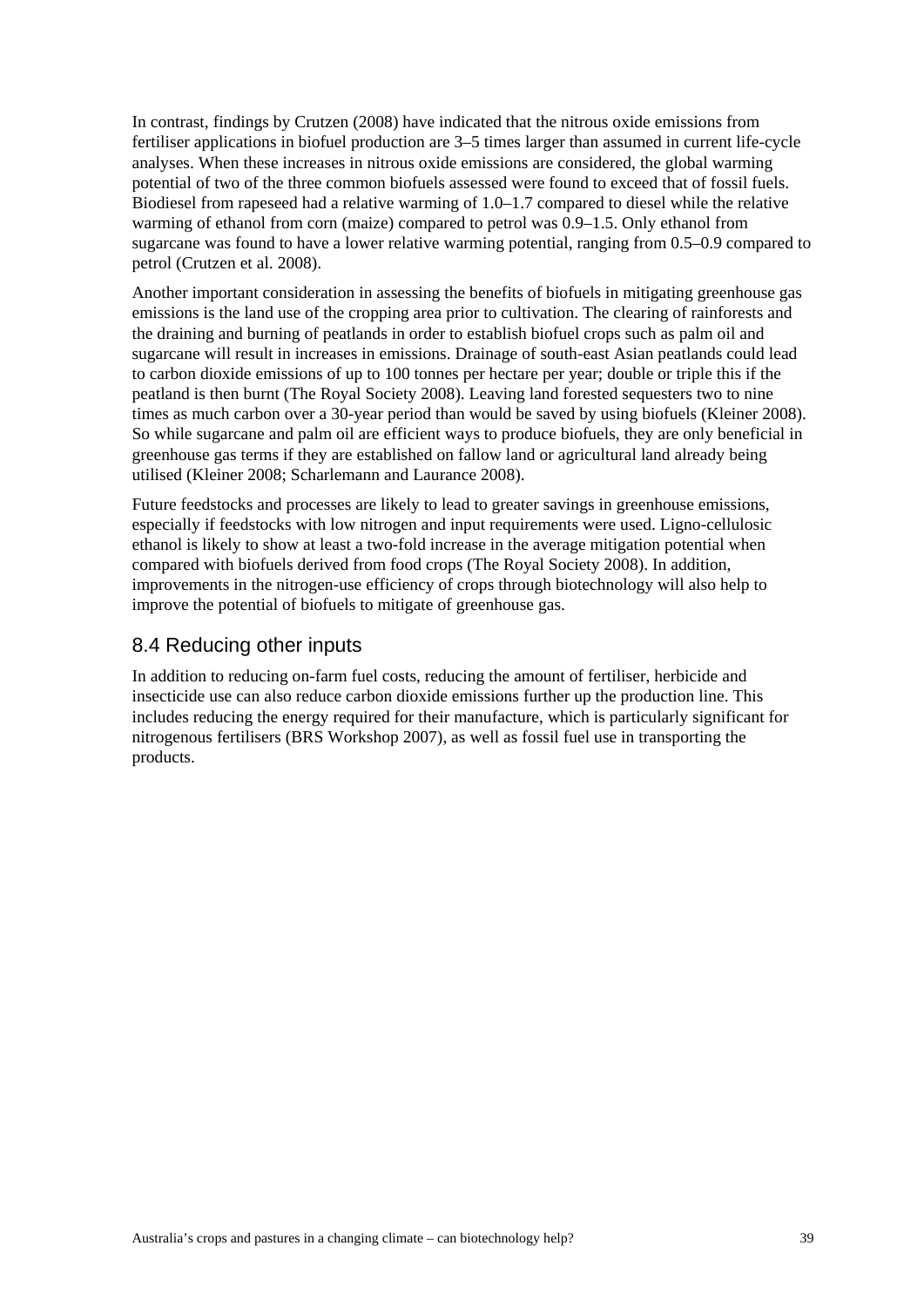In contrast, findings by Crutzen (2008) have indicated that the nitrous oxide emissions from fertiliser applications in biofuel production are 3–5 times larger than assumed in current life-cycle analyses. When these increases in nitrous oxide emissions are considered, the global warming potential of two of the three common biofuels assessed were found to exceed that of fossil fuels. Biodiesel from rapeseed had a relative warming of 1.0–1.7 compared to diesel while the relative warming of ethanol from corn (maize) compared to petrol was 0.9–1.5. Only ethanol from sugarcane was found to have a lower relative warming potential, ranging from 0.5–0.9 compared to petrol (Crutzen et al. 2008).

Another important consideration in assessing the benefits of biofuels in mitigating greenhouse gas emissions is the land use of the cropping area prior to cultivation. The clearing of rainforests and the draining and burning of peatlands in order to establish biofuel crops such as palm oil and sugarcane will result in increases in emissions. Drainage of south-east Asian peatlands could lead to carbon dioxide emissions of up to 100 tonnes per hectare per year; double or triple this if the peatland is then burnt (The Royal Society 2008). Leaving land forested sequesters two to nine times as much carbon over a 30-year period than would be saved by using biofuels (Kleiner 2008). So while sugarcane and palm oil are efficient ways to produce biofuels, they are only beneficial in greenhouse gas terms if they are established on fallow land or agricultural land already being utilised (Kleiner 2008; Scharlemann and Laurance 2008).

Future feedstocks and processes are likely to lead to greater savings in greenhouse emissions, especially if feedstocks with low nitrogen and input requirements were used. Ligno-cellulosic ethanol is likely to show at least a two-fold increase in the average mitigation potential when compared with biofuels derived from food crops (The Royal Society 2008). In addition, improvements in the nitrogen-use efficiency of crops through biotechnology will also help to improve the potential of biofuels to mitigate of greenhouse gas.

## 8.4 Reducing other inputs

In addition to reducing on-farm fuel costs, reducing the amount of fertiliser, herbicide and insecticide use can also reduce carbon dioxide emissions further up the production line. This includes reducing the energy required for their manufacture, which is particularly significant for nitrogenous fertilisers (BRS Workshop 2007), as well as fossil fuel use in transporting the products.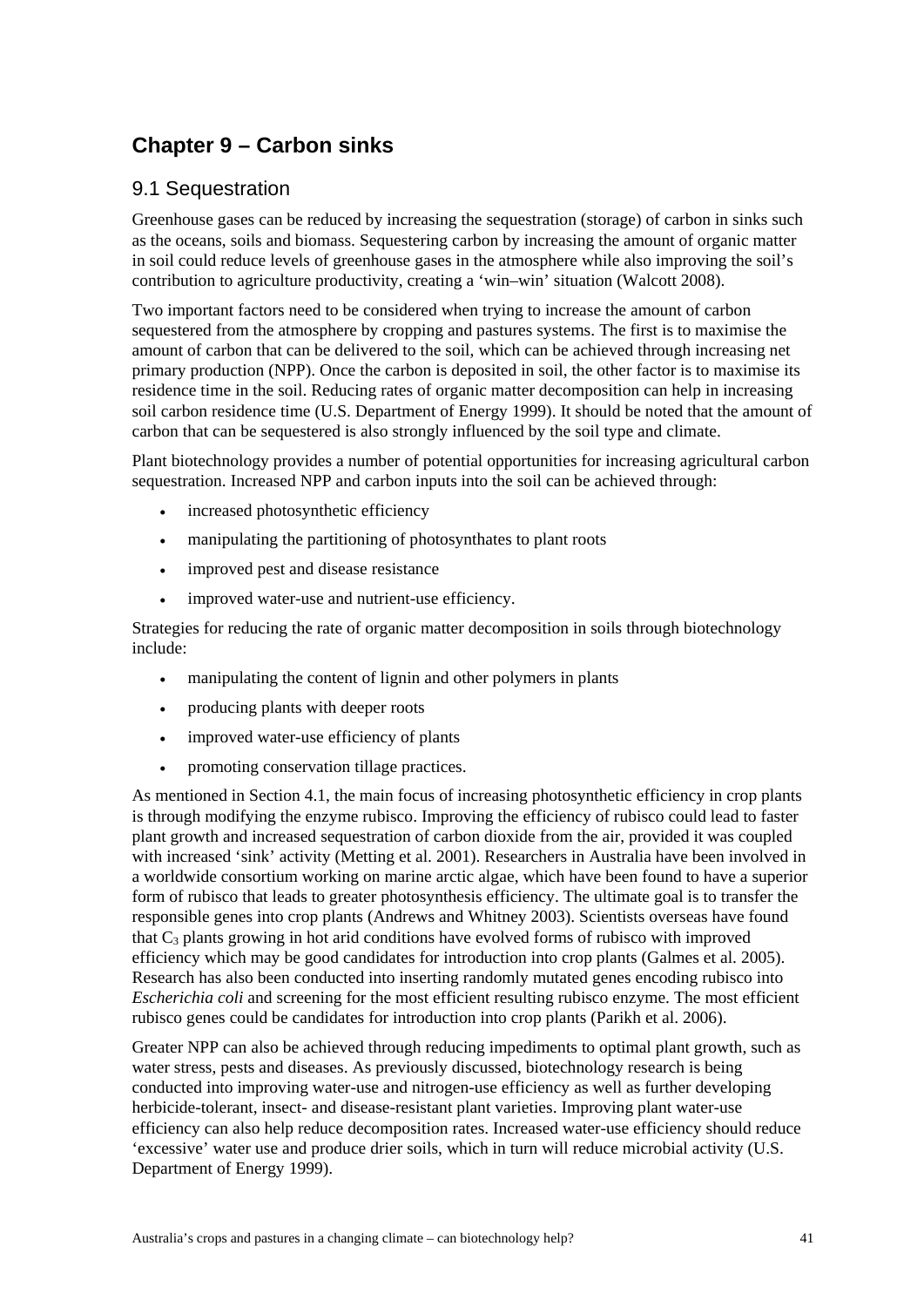# Chapter 9 – Carbon sinks

## 9.1 Sequestration

Greenhouse gases can be reduced by increasing the sequestration (storage) of carbon in sinks such as the oceans, soils and biomass. Sequestering carbon by increasing the amount of organic matter in soil could reduce levels of greenhouse gases in the atmosphere while also improving the soil's contribution to agriculture productivity, creating a 'win–win' situation (Walcott 2008).

Two important factors need to be considered when trying to increase the amount of carbon sequestered from the atmosphere by cropping and pastures systems. The first is to maximise the amount of carbon that can be delivered to the soil, which can be achieved through increasing net primary production (NPP). Once the carbon is deposited in soil, the other factor is to maximise its residence time in the soil. Reducing rates of organic matter decomposition can help in increasing soil carbon residence time (U.S. Department of Energy 1999). It should be noted that the amount of carbon that can be sequestered is also strongly influenced by the soil type and climate.

Plant biotechnology provides a number of potential opportunities for increasing agricultural carbon sequestration. Increased NPP and carbon inputs into the soil can be achieved through:

- increased photosynthetic efficiency
- manipulating the partitioning of photosynthates to plant roots
- improved pest and disease resistance
- improved water-use and nutrient-use efficiency.

Strategies for reducing the rate of organic matter decomposition in soils through biotechnology include:

- manipulating the content of lignin and other polymers in plants
- producing plants with deeper roots
- improved water-use efficiency of plants
- promoting conservation tillage practices.

As mentioned in Section 4.1, the main focus of increasing photosynthetic efficiency in crop plants is through modifying the enzyme rubisco. Improving the efficiency of rubisco could lead to faster plant growth and increased sequestration of carbon dioxide from the air, provided it was coupled with increased 'sink' activity (Metting et al. 2001). Researchers in Australia have been involved in a worldwide consortium working on marine arctic algae, which have been found to have a superior form of rubisco that leads to greater photosynthesis efficiency. The ultimate goal is to transfer the responsible genes into crop plants (Andrews and Whitney 2003). Scientists overseas have found that $C_3$ plants growing in hot arid conditions have evolved forms of rubisco with improved efficiency which may be good candidates for introduction into crop plants (Galmes et al. 2005). Research has also been conducted into inserting randomly mutated genes encoding rubisco into *Escherichia coli* and screening for the most efficient resulting rubisco enzyme. The most efficient rubisco genes could be candidates for introduction into crop plants (Parikh et al. 2006).

Greater NPP can also be achieved through reducing impediments to optimal plant growth, such as water stress, pests and diseases. As previously discussed, biotechnology research is being conducted into improving water-use and nitrogen-use efficiency as well as further developing herbicide-tolerant, insect- and disease-resistant plant varieties. Improving plant water-use efficiency can also help reduce decomposition rates. Increased water-use efficiency should reduce 'excessive' water use and produce drier soils, which in turn will reduce microbial activity (U.S. Department of Energy 1999).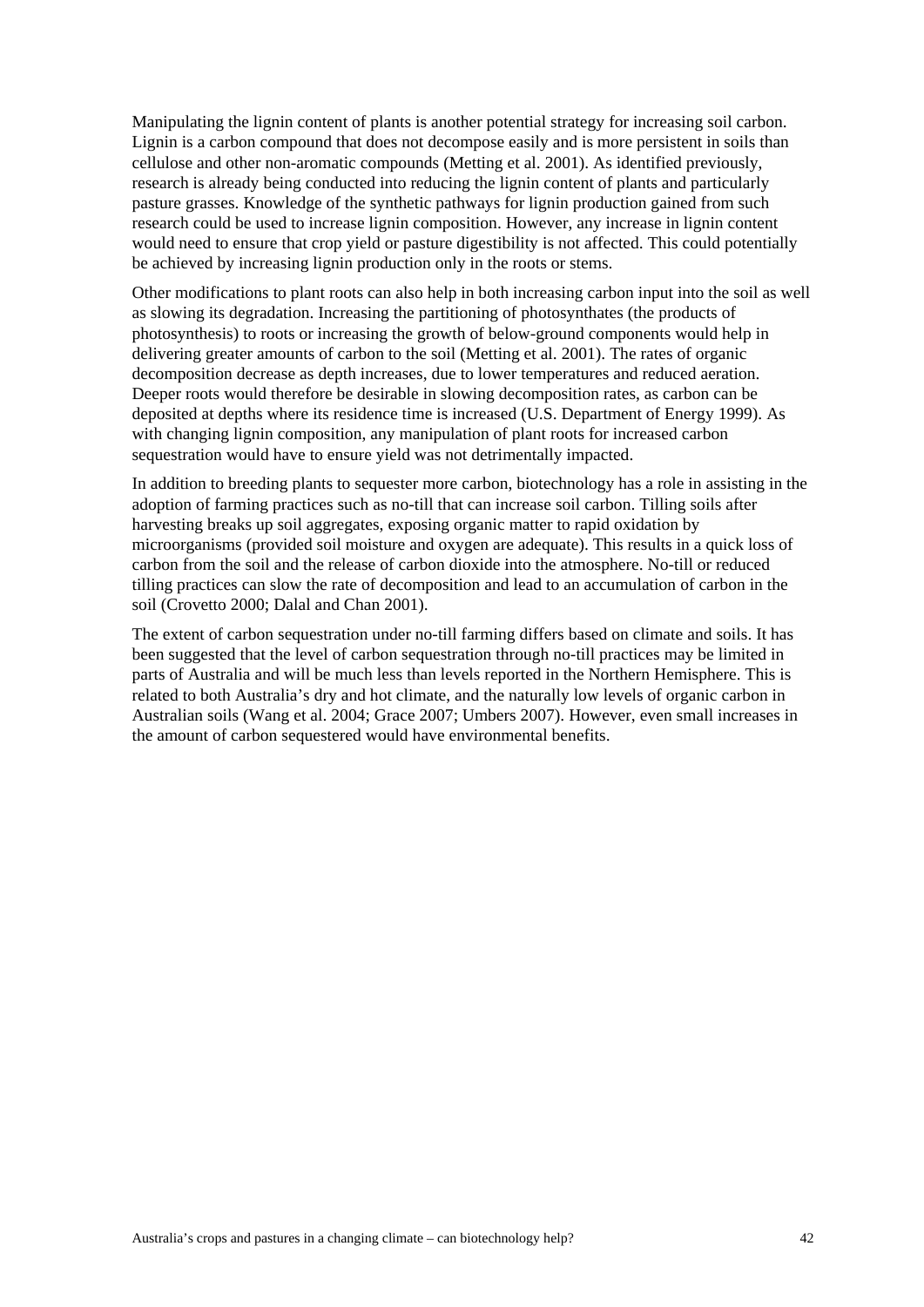Manipulating the lignin content of plants is another potential strategy for increasing soil carbon. Lignin is a carbon compound that does not decompose easily and is more persistent in soils than cellulose and other non-aromatic compounds (Metting et al. 2001). As identified previously, research is already being conducted into reducing the lignin content of plants and particularly pasture grasses. Knowledge of the synthetic pathways for lignin production gained from such research could be used to increase lignin composition. However, any increase in lignin content would need to ensure that crop yield or pasture digestibility is not affected. This could potentially be achieved by increasing lignin production only in the roots or stems.

Other modifications to plant roots can also help in both increasing carbon input into the soil as well as slowing its degradation. Increasing the partitioning of photosynthates (the products of photosynthesis) to roots or increasing the growth of below-ground components would help in delivering greater amounts of carbon to the soil (Metting et al. 2001). The rates of organic decomposition decrease as depth increases, due to lower temperatures and reduced aeration. Deeper roots would therefore be desirable in slowing decomposition rates, as carbon can be deposited at depths where its residence time is increased (U.S. Department of Energy 1999). As with changing lignin composition, any manipulation of plant roots for increased carbon sequestration would have to ensure yield was not detrimentally impacted.

In addition to breeding plants to sequester more carbon, biotechnology has a role in assisting in the adoption of farming practices such as no-till that can increase soil carbon. Tilling soils after harvesting breaks up soil aggregates, exposing organic matter to rapid oxidation by microorganisms (provided soil moisture and oxygen are adequate). This results in a quick loss of carbon from the soil and the release of carbon dioxide into the atmosphere. No-till or reduced tilling practices can slow the rate of decomposition and lead to an accumulation of carbon in the soil (Crovetto 2000; Dalal and Chan 2001).

The extent of carbon sequestration under no-till farming differs based on climate and soils. It has been suggested that the level of carbon sequestration through no-till practices may be limited in parts of Australia and will be much less than levels reported in the Northern Hemisphere. This is related to both Australia's dry and hot climate, and the naturally low levels of organic carbon in Australian soils (Wang et al. 2004; Grace 2007; Umbers 2007). However, even small increases in the amount of carbon sequestered would have environmental benefits.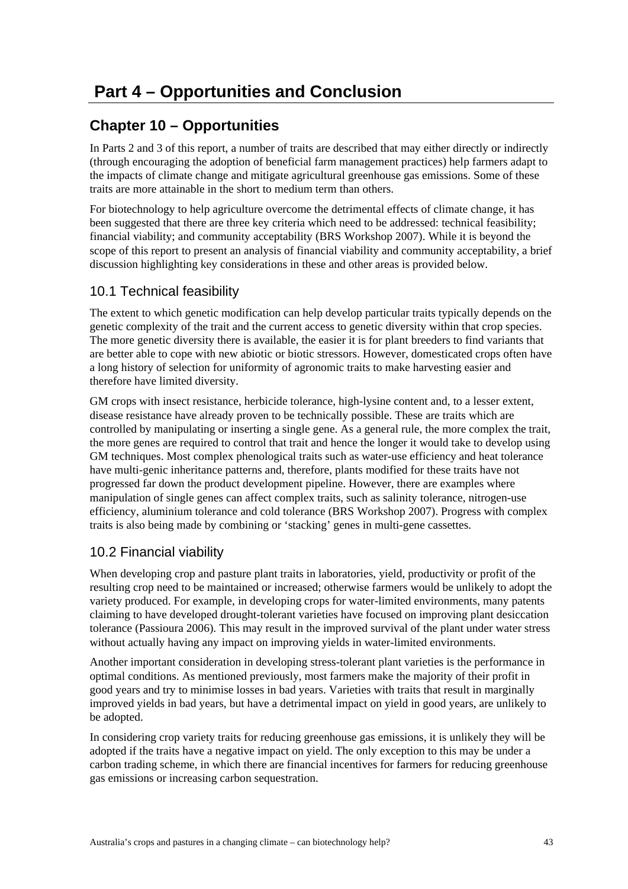# Part 4 – Opportunities and Conclusion

## Chapter 10 – Opportunities

In Parts 2 and 3 of this report, a number of traits are described that may either directly or indirectly (through encouraging the adoption of beneficial farm management practices) help farmers adapt to the impacts of climate change and mitigate agricultural greenhouse gas emissions. Some of these traits are more attainable in the short to medium term than others.

For biotechnology to help agriculture overcome the detrimental effects of climate change, it has been suggested that there are three key criteria which need to be addressed: technical feasibility; financial viability; and community acceptability (BRS Workshop 2007). While it is beyond the scope of this report to present an analysis of financial viability and community acceptability, a brief discussion highlighting key considerations in these and other areas is provided below.

### 10.1 Technical feasibility

The extent to which genetic modification can help develop particular traits typically depends on the genetic complexity of the trait and the current access to genetic diversity within that crop species. The more genetic diversity there is available, the easier it is for plant breeders to find variants that are better able to cope with new abiotic or biotic stressors. However, domesticated crops often have a long history of selection for uniformity of agronomic traits to make harvesting easier and therefore have limited diversity.

GM crops with insect resistance, herbicide tolerance, high-lysine content and, to a lesser extent, disease resistance have already proven to be technically possible. These are traits which are controlled by manipulating or inserting a single gene. As a general rule, the more complex the trait, the more genes are required to control that trait and hence the longer it would take to develop using GM techniques. Most complex phenological traits such as water-use efficiency and heat tolerance have multi-genic inheritance patterns and, therefore, plants modified for these traits have not progressed far down the product development pipeline. However, there are examples where manipulation of single genes can affect complex traits, such as salinity tolerance, nitrogen-use efficiency, aluminium tolerance and cold tolerance (BRS Workshop 2007). Progress with complex traits is also being made by combining or 'stacking' genes in multi-gene cassettes.

### 10.2 Financial viability

When developing crop and pasture plant traits in laboratories, yield, productivity or profit of the resulting crop need to be maintained or increased; otherwise farmers would be unlikely to adopt the variety produced. For example, in developing crops for water-limited environments, many patents claiming to have developed drought-tolerant varieties have focused on improving plant desiccation tolerance (Passioura 2006). This may result in the improved survival of the plant under water stress without actually having any impact on improving yields in water-limited environments.

Another important consideration in developing stress-tolerant plant varieties is the performance in optimal conditions. As mentioned previously, most farmers make the majority of their profit in good years and try to minimise losses in bad years. Varieties with traits that result in marginally improved yields in bad years, but have a detrimental impact on yield in good years, are unlikely to be adopted.

In considering crop variety traits for reducing greenhouse gas emissions, it is unlikely they will be adopted if the traits have a negative impact on yield. The only exception to this may be under a carbon trading scheme, in which there are financial incentives for farmers for reducing greenhouse gas emissions or increasing carbon sequestration.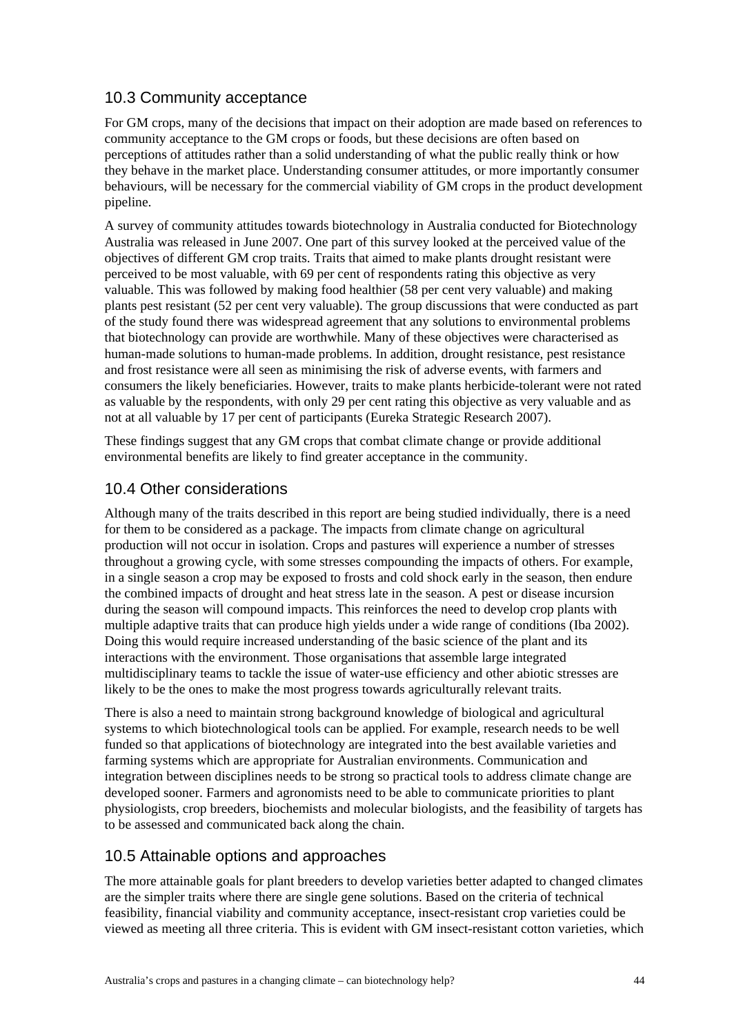## 10.3 Community acceptance

For GM crops, many of the decisions that impact on their adoption are made based on references to community acceptance to the GM crops or foods, but these decisions are often based on perceptions of attitudes rather than a solid understanding of what the public really think or how they behave in the market place. Understanding consumer attitudes, or more importantly consumer behaviours, will be necessary for the commercial viability of GM crops in the product development pipeline.

A survey of community attitudes towards biotechnology in Australia conducted for Biotechnology Australia was released in June 2007. One part of this survey looked at the perceived value of the objectives of different GM crop traits. Traits that aimed to make plants drought resistant were perceived to be most valuable, with 69 per cent of respondents rating this objective as very valuable. This was followed by making food healthier (58 per cent very valuable) and making plants pest resistant (52 per cent very valuable). The group discussions that were conducted as part of the study found there was widespread agreement that any solutions to environmental problems that biotechnology can provide are worthwhile. Many of these objectives were characterised as human-made solutions to human-made problems. In addition, drought resistance, pest resistance and frost resistance were all seen as minimising the risk of adverse events, with farmers and consumers the likely beneficiaries. However, traits to make plants herbicide-tolerant were not rated as valuable by the respondents, with only 29 per cent rating this objective as very valuable and as not at all valuable by 17 per cent of participants (Eureka Strategic Research 2007).

These findings suggest that any GM crops that combat climate change or provide additional environmental benefits are likely to find greater acceptance in the community.

## 10.4 Other considerations

Although many of the traits described in this report are being studied individually, there is a need for them to be considered as a package. The impacts from climate change on agricultural production will not occur in isolation. Crops and pastures will experience a number of stresses throughout a growing cycle, with some stresses compounding the impacts of others. For example, in a single season a crop may be exposed to frosts and cold shock early in the season, then endure the combined impacts of drought and heat stress late in the season. A pest or disease incursion during the season will compound impacts. This reinforces the need to develop crop plants with multiple adaptive traits that can produce high yields under a wide range of conditions (Iba 2002). Doing this would require increased understanding of the basic science of the plant and its interactions with the environment. Those organisations that assemble large integrated multidisciplinary teams to tackle the issue of water-use efficiency and other abiotic stresses are likely to be the ones to make the most progress towards agriculturally relevant traits.

There is also a need to maintain strong background knowledge of biological and agricultural systems to which biotechnological tools can be applied. For example, research needs to be well funded so that applications of biotechnology are integrated into the best available varieties and farming systems which are appropriate for Australian environments. Communication and integration between disciplines needs to be strong so practical tools to address climate change are developed sooner. Farmers and agronomists need to be able to communicate priorities to plant physiologists, crop breeders, biochemists and molecular biologists, and the feasibility of targets has to be assessed and communicated back along the chain.

## 10.5 Attainable options and approaches

The more attainable goals for plant breeders to develop varieties better adapted to changed climates are the simpler traits where there are single gene solutions. Based on the criteria of technical feasibility, financial viability and community acceptance, insect-resistant crop varieties could be viewed as meeting all three criteria. This is evident with GM insect-resistant cotton varieties, which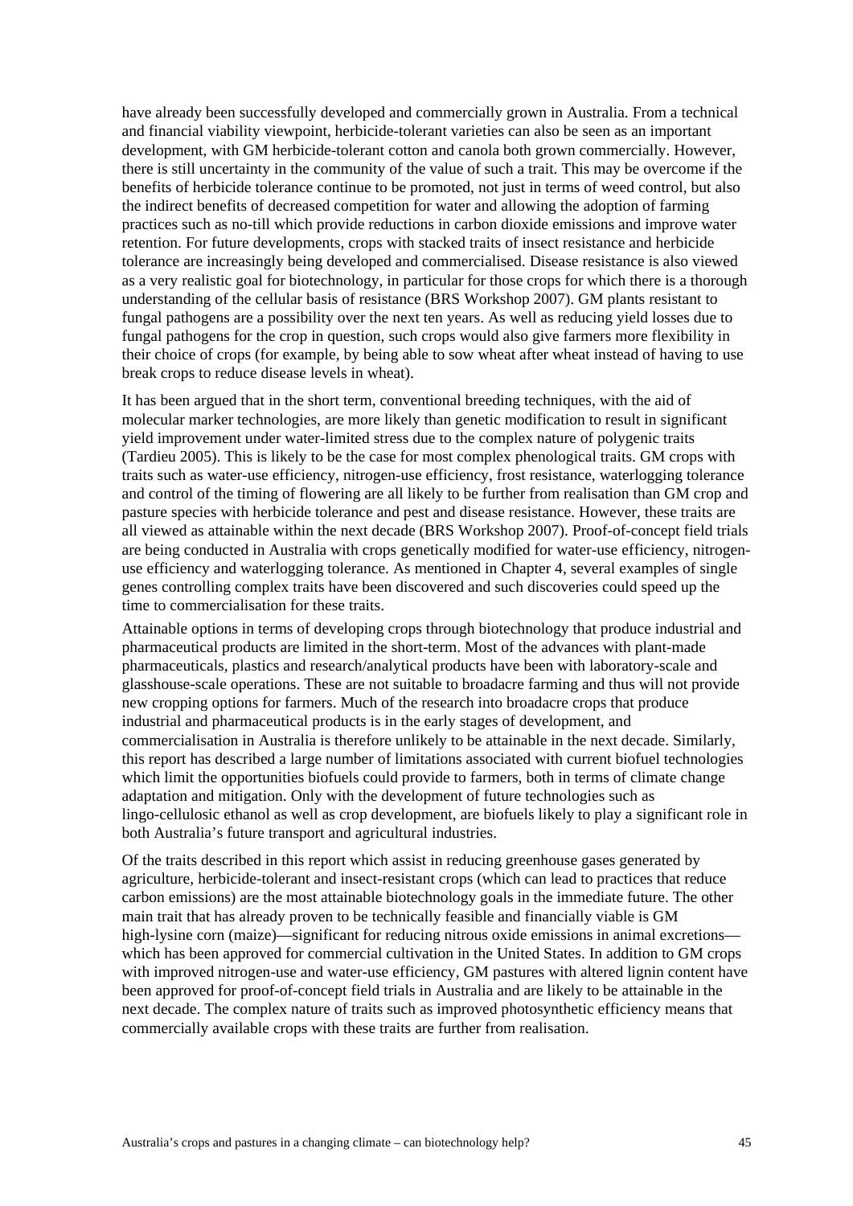have already been successfully developed and commercially grown in Australia. From a technical and financial viability viewpoint, herbicide-tolerant varieties can also be seen as an important development, with GM herbicide-tolerant cotton and canola both grown commercially. However, there is still uncertainty in the community of the value of such a trait. This may be overcome if the benefits of herbicide tolerance continue to be promoted, not just in terms of weed control, but also the indirect benefits of decreased competition for water and allowing the adoption of farming practices such as no-till which provide reductions in carbon dioxide emissions and improve water retention. For future developments, crops with stacked traits of insect resistance and herbicide tolerance are increasingly being developed and commercialised. Disease resistance is also viewed as a very realistic goal for biotechnology, in particular for those crops for which there is a thorough understanding of the cellular basis of resistance (BRS Workshop 2007). GM plants resistant to fungal pathogens are a possibility over the next ten years. As well as reducing yield losses due to fungal pathogens for the crop in question, such crops would also give farmers more flexibility in their choice of crops (for example, by being able to sow wheat after wheat instead of having to use break crops to reduce disease levels in wheat).

It has been argued that in the short term, conventional breeding techniques, with the aid of molecular marker technologies, are more likely than genetic modification to result in significant yield improvement under water-limited stress due to the complex nature of polygenic traits (Tardieu 2005). This is likely to be the case for most complex phenological traits. GM crops with traits such as water-use efficiency, nitrogen-use efficiency, frost resistance, waterlogging tolerance and control of the timing of flowering are all likely to be further from realisation than GM crop and pasture species with herbicide tolerance and pest and disease resistance. However, these traits are all viewed as attainable within the next decade (BRS Workshop 2007). Proof-of-concept field trials are being conducted in Australia with crops genetically modified for water-use efficiency, nitrogen-use efficiency and waterlogging tolerance. As mentioned in Chapter 4, several examples of single genes controlling complex traits have been discovered and such discoveries could speed up the time to commercialisation for these traits.

Attainable options in terms of developing crops through biotechnology that produce industrial and pharmaceutical products are limited in the short-term. Most of the advances with plant-made pharmaceuticals, plastics and research/analytical products have been with laboratory-scale and glasshouse-scale operations. These are not suitable to broadacre farming and thus will not provide new cropping options for farmers. Much of the research into broadacre crops that produce industrial and pharmaceutical products is in the early stages of development, and commercialisation in Australia is therefore unlikely to be attainable in the next decade. Similarly, this report has described a large number of limitations associated with current biofuel technologies which limit the opportunities biofuels could provide to farmers, both in terms of climate change adaptation and mitigation. Only with the development of future technologies such as lingo-cellulosic ethanol as well as crop development, are biofuels likely to play a significant role in both Australia's future transport and agricultural industries.

Of the traits described in this report which assist in reducing greenhouse gases generated by agriculture, herbicide-tolerant and insect-resistant crops (which can lead to practices that reduce carbon emissions) are the most attainable biotechnology goals in the immediate future. The other main trait that has already proven to be technically feasible and financially viable is GM high-lysine corn (maize)—significant for reducing nitrous oxide emissions in animal excretions—which has been approved for commercial cultivation in the United States. In addition to GM crops with improved nitrogen-use and water-use efficiency, GM pastures with altered lignin content have been approved for proof-of-concept field trials in Australia and are likely to be attainable in the next decade. The complex nature of traits such as improved photosynthetic efficiency means that commercially available crops with these traits are further from realisation.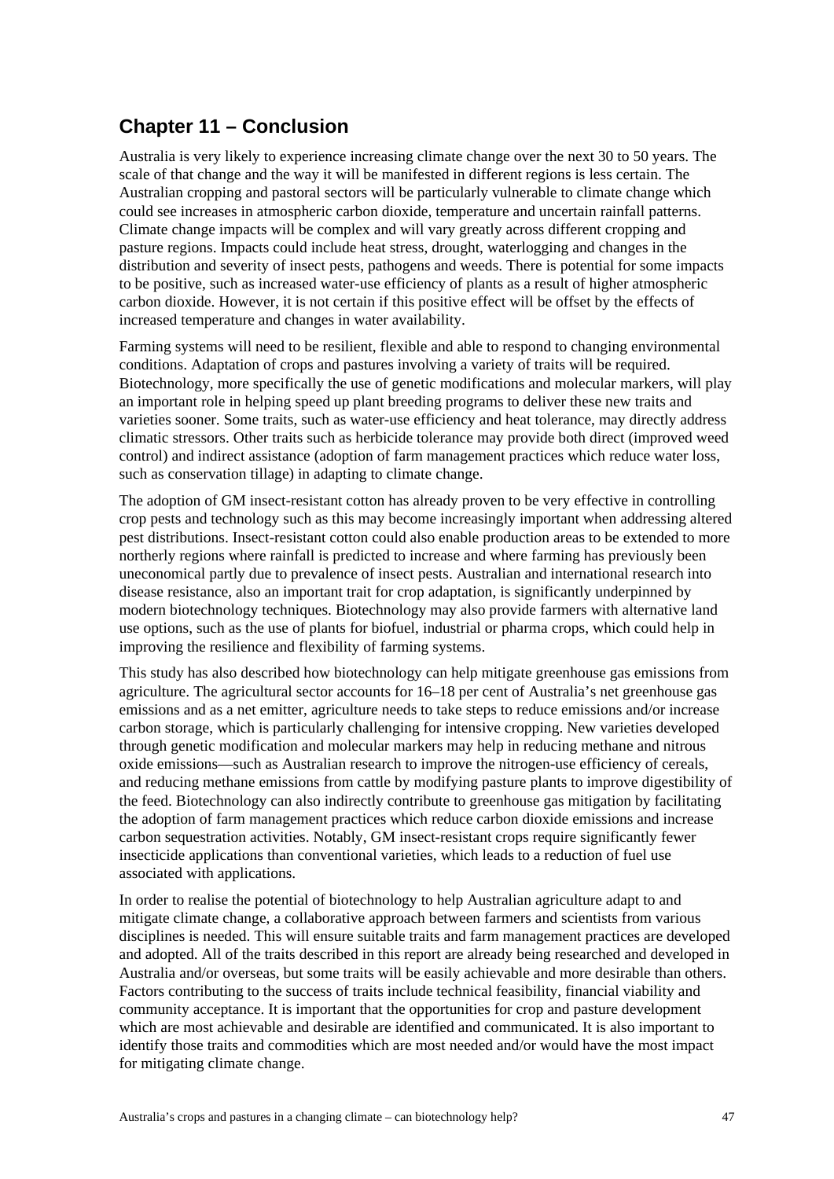## Chapter 11 – Conclusion

Australia is very likely to experience increasing climate change over the next 30 to 50 years. The scale of that change and the way it will be manifested in different regions is less certain. The Australian cropping and pastoral sectors will be particularly vulnerable to climate change which could see increases in atmospheric carbon dioxide, temperature and uncertain rainfall patterns. Climate change impacts will be complex and will vary greatly across different cropping and pasture regions. Impacts could include heat stress, drought, waterlogging and changes in the distribution and severity of insect pests, pathogens and weeds. There is potential for some impacts to be positive, such as increased water-use efficiency of plants as a result of higher atmospheric carbon dioxide. However, it is not certain if this positive effect will be offset by the effects of increased temperature and changes in water availability.

Farming systems will need to be resilient, flexible and able to respond to changing environmental conditions. Adaptation of crops and pastures involving a variety of traits will be required. Biotechnology, more specifically the use of genetic modifications and molecular markers, will play an important role in helping speed up plant breeding programs to deliver these new traits and varieties sooner. Some traits, such as water-use efficiency and heat tolerance, may directly address climatic stressors. Other traits such as herbicide tolerance may provide both direct (improved weed control) and indirect assistance (adoption of farm management practices which reduce water loss, such as conservation tillage) in adapting to climate change.

The adoption of GM insect-resistant cotton has already proven to be very effective in controlling crop pests and technology such as this may become increasingly important when addressing altered pest distributions. Insect-resistant cotton could also enable production areas to be extended to more northerly regions where rainfall is predicted to increase and where farming has previously been uneconomical partly due to prevalence of insect pests. Australian and international research into disease resistance, also an important trait for crop adaptation, is significantly underpinned by modern biotechnology techniques. Biotechnology may also provide farmers with alternative land use options, such as the use of plants for biofuel, industrial or pharma crops, which could help in improving the resilience and flexibility of farming systems.

This study has also described how biotechnology can help mitigate greenhouse gas emissions from agriculture. The agricultural sector accounts for 16–18 per cent of Australia's net greenhouse gas emissions and as a net emitter, agriculture needs to take steps to reduce emissions and/or increase carbon storage, which is particularly challenging for intensive cropping. New varieties developed through genetic modification and molecular markers may help in reducing methane and nitrous oxide emissions—such as Australian research to improve the nitrogen-use efficiency of cereals, and reducing methane emissions from cattle by modifying pasture plants to improve digestibility of the feed. Biotechnology can also indirectly contribute to greenhouse gas mitigation by facilitating the adoption of farm management practices which reduce carbon dioxide emissions and increase carbon sequestration activities. Notably, GM insect-resistant crops require significantly fewer insecticide applications than conventional varieties, which leads to a reduction of fuel use associated with applications.

In order to realise the potential of biotechnology to help Australian agriculture adapt to and mitigate climate change, a collaborative approach between farmers and scientists from various disciplines is needed. This will ensure suitable traits and farm management practices are developed and adopted. All of the traits described in this report are already being researched and developed in Australia and/or overseas, but some traits will be easily achievable and more desirable than others. Factors contributing to the success of traits include technical feasibility, financial viability and community acceptance. It is important that the opportunities for crop and pasture development which are most achievable and desirable are identified and communicated. It is also important to identify those traits and commodities which are most needed and/or would have the most impact for mitigating climate change.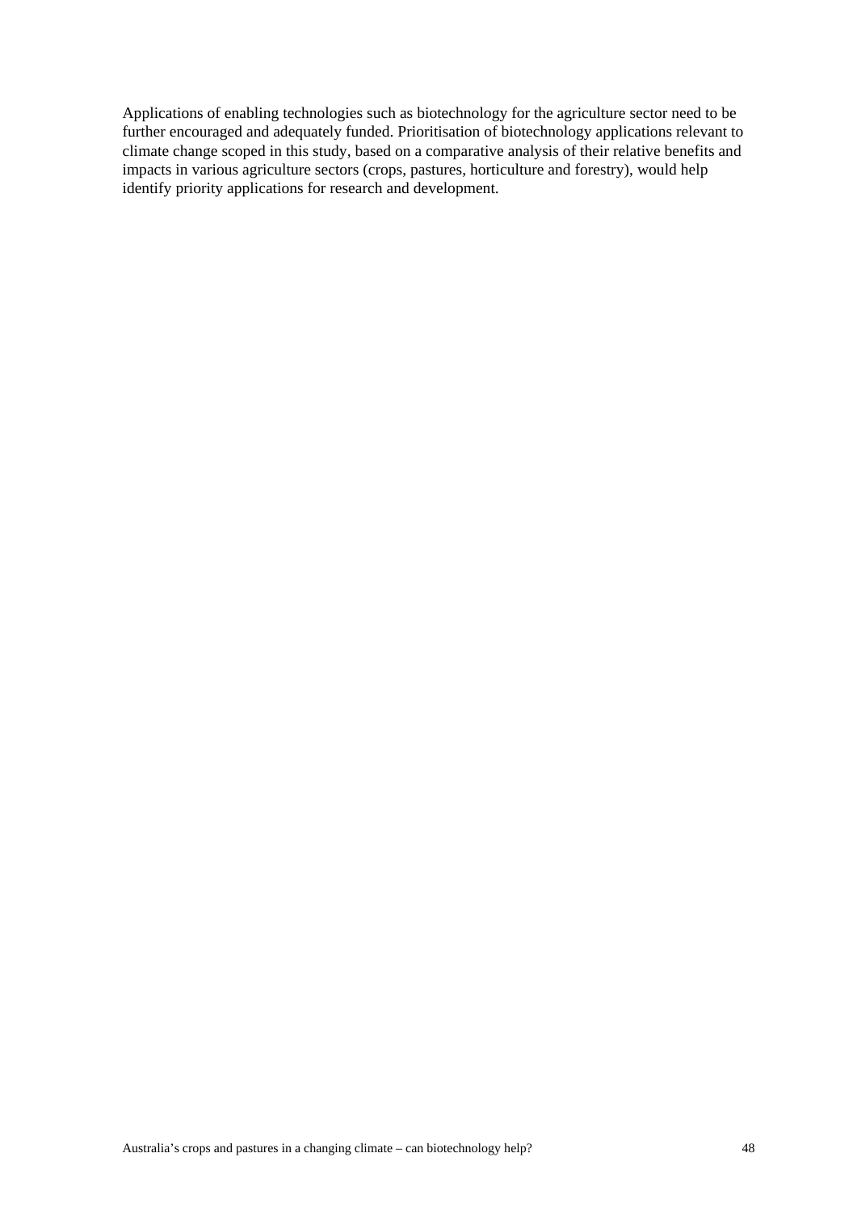Applications of enabling technologies such as biotechnology for the agriculture sector need to be further encouraged and adequately funded. Prioritisation of biotechnology applications relevant to climate change scoped in this study, based on a comparative analysis of their relative benefits and impacts in various agriculture sectors (crops, pastures, horticulture and forestry), would help identify priority applications for research and development.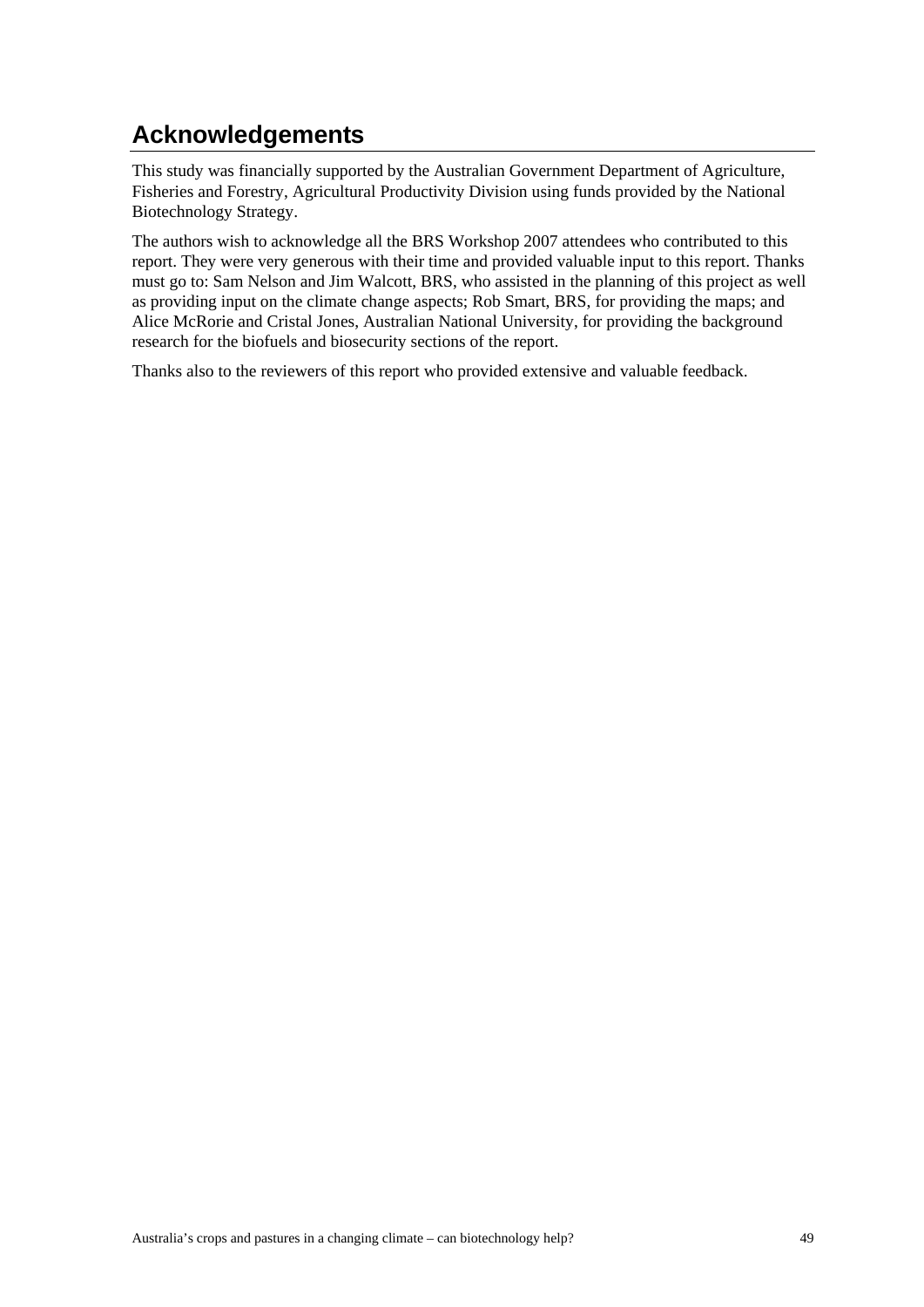# Acknowledgements

This study was financially supported by the Australian Government Department of Agriculture, Fisheries and Forestry, Agricultural Productivity Division using funds provided by the National Biotechnology Strategy.

The authors wish to acknowledge all the BRS Workshop 2007 attendees who contributed to this report. They were very generous with their time and provided valuable input to this report. Thanks must go to: Sam Nelson and Jim Walcott, BRS, who assisted in the planning of this project as well as providing input on the climate change aspects; Rob Smart, BRS, for providing the maps; and Alice McRorie and Cristal Jones, Australian National University, for providing the background research for the biofuels and biosecurity sections of the report.

Thanks also to the reviewers of this report who provided extensive and valuable feedback.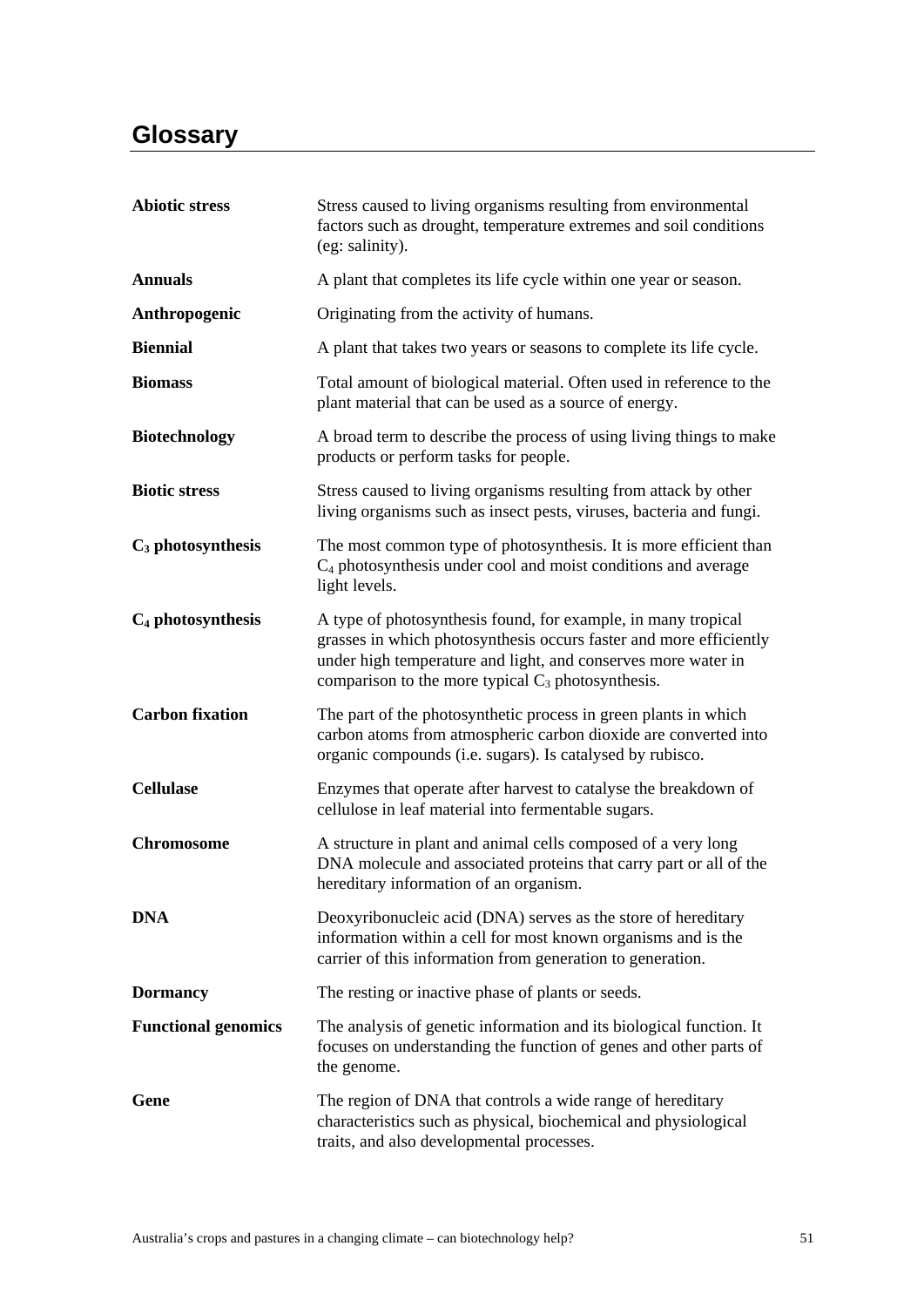# Glossary

| | |
|---|---|
| **Abiotic stress** | Stress caused to living organisms resulting from environmental factors such as drought, temperature extremes and soil conditions (eg: salinity). |
| **Annuals** | A plant that completes its life cycle within one year or season. |
| **Anthropogenic** | Originating from the activity of humans. |
| **Biennial** | A plant that takes two years or seasons to complete its life cycle. |
| **Biomass** | Total amount of biological material. Often used in reference to the plant material that can be used as a source of energy. |
| **Biotechnology** | A broad term to describe the process of using living things to make products or perform tasks for people. |
| **Biotic stress** | Stress caused to living organisms resulting from attack by other living organisms such as insect pests, viruses, bacteria and fungi. |
| **$C_3$ photosynthesis** | The most common type of photosynthesis. It is more efficient than $C_4$ photosynthesis under cool and moist conditions and average light levels. |
| **$C_4$ photosynthesis** | A type of photosynthesis found, for example, in many tropical grasses in which photosynthesis occurs faster and more efficiently under high temperature and light, and conserves more water in comparison to the more typical $C_3$ photosynthesis. |
| **Carbon fixation** | The part of the photosynthetic process in green plants in which carbon atoms from atmospheric carbon dioxide are converted into organic compounds (i.e. sugars). Is catalysed by rubisco. |
| **Cellulase** | Enzymes that operate after harvest to catalyse the breakdown of cellulose in leaf material into fermentable sugars. |
| **Chromosome** | A structure in plant and animal cells composed of a very long DNA molecule and associated proteins that carry part or all of the hereditary information of an organism. |
| **DNA** | Deoxyribonucleic acid (DNA) serves as the store of hereditary information within a cell for most known organisms and is the carrier of this information from generation to generation. |
| **Dormancy** | The resting or inactive phase of plants or seeds. |
| **Functional genomics** | The analysis of genetic information and its biological function. It focuses on understanding the function of genes and other parts of the genome. |
| **Gene** | The region of DNA that controls a wide range of hereditary characteristics such as physical, biochemical and physiological traits, and also developmental processes. |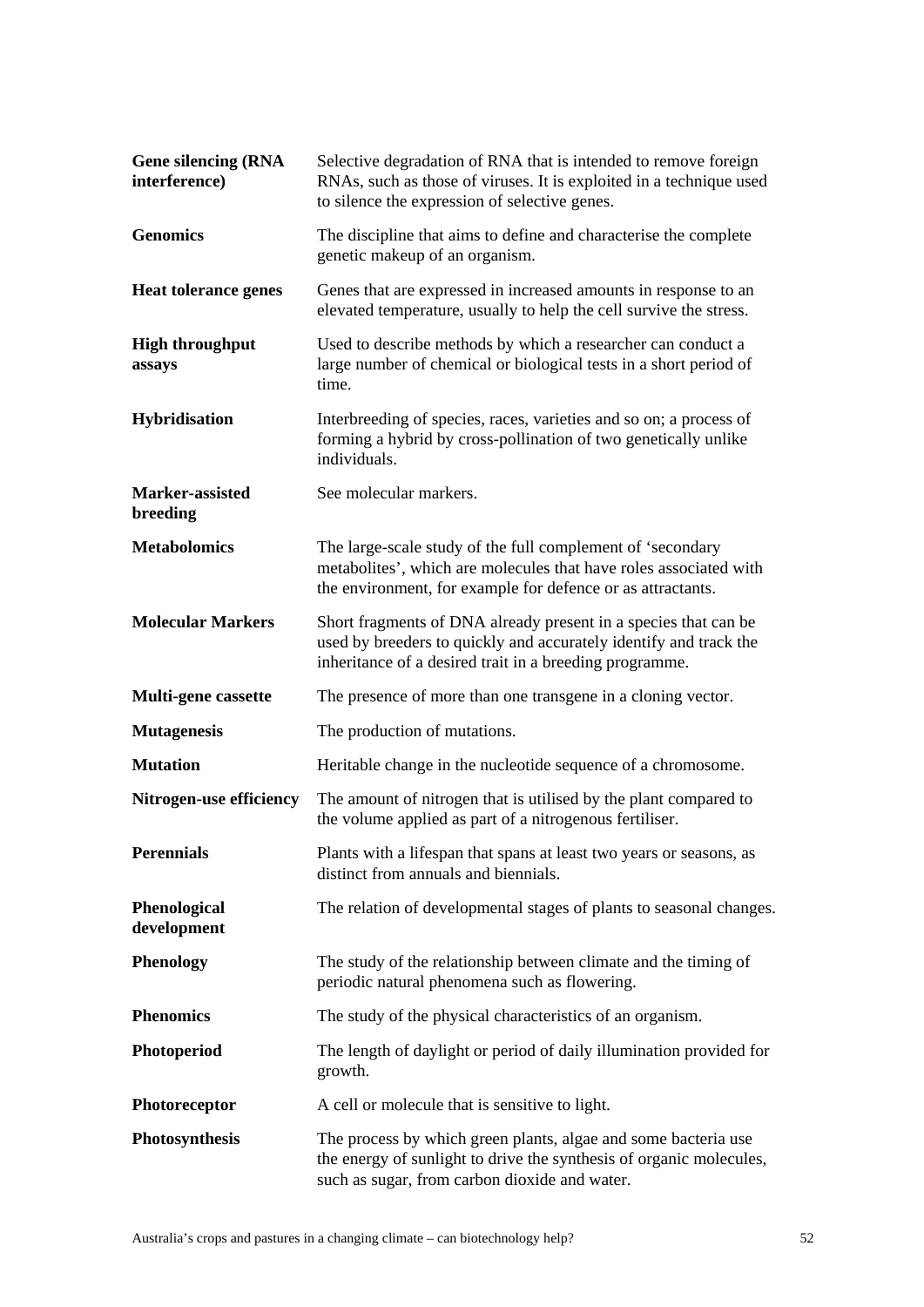| | |
|---|---|
| **Gene silencing (RNA interference)** | Selective degradation of RNA that is intended to remove foreign RNAs, such as those of viruses. It is exploited in a technique used to silence the expression of selective genes. |
| **Genomics** | The discipline that aims to define and characterise the complete genetic makeup of an organism. |
| **Heat tolerance genes** | Genes that are expressed in increased amounts in response to an elevated temperature, usually to help the cell survive the stress. |
| **High throughput assays** | Used to describe methods by which a researcher can conduct a large number of chemical or biological tests in a short period of time. |
| **Hybridisation** | Interbreeding of species, races, varieties and so on; a process of forming a hybrid by cross-pollination of two genetically unlike individuals. |
| **Marker-assisted breeding** | See molecular markers. |
| **Metabolomics** | The large-scale study of the full complement of 'secondary metabolites', which are molecules that have roles associated with the environment, for example for defence or as attractants. |
| **Molecular Markers** | Short fragments of DNA already present in a species that can be used by breeders to quickly and accurately identify and track the inheritance of a desired trait in a breeding programme. |
| **Multi-gene cassette** | The presence of more than one transgene in a cloning vector. |
| **Mutagenesis** | The production of mutations. |
| **Mutation** | Heritable change in the nucleotide sequence of a chromosome. |
| **Nitrogen-use efficiency** | The amount of nitrogen that is utilised by the plant compared to the volume applied as part of a nitrogenous fertiliser. |
| **Perennials** | Plants with a lifespan that spans at least two years or seasons, as distinct from annuals and biennials. |
| **Phenological development** | The relation of developmental stages of plants to seasonal changes. |
| **Phenology** | The study of the relationship between climate and the timing of periodic natural phenomena such as flowering. |
| **Phenomics** | The study of the physical characteristics of an organism. |
| **Photoperiod** | The length of daylight or period of daily illumination provided for growth. |
| **Photoreceptor** | A cell or molecule that is sensitive to light. |
| **Photosynthesis** | The process by which green plants, algae and some bacteria use the energy of sunlight to drive the synthesis of organic molecules, such as sugar, from carbon dioxide and water. |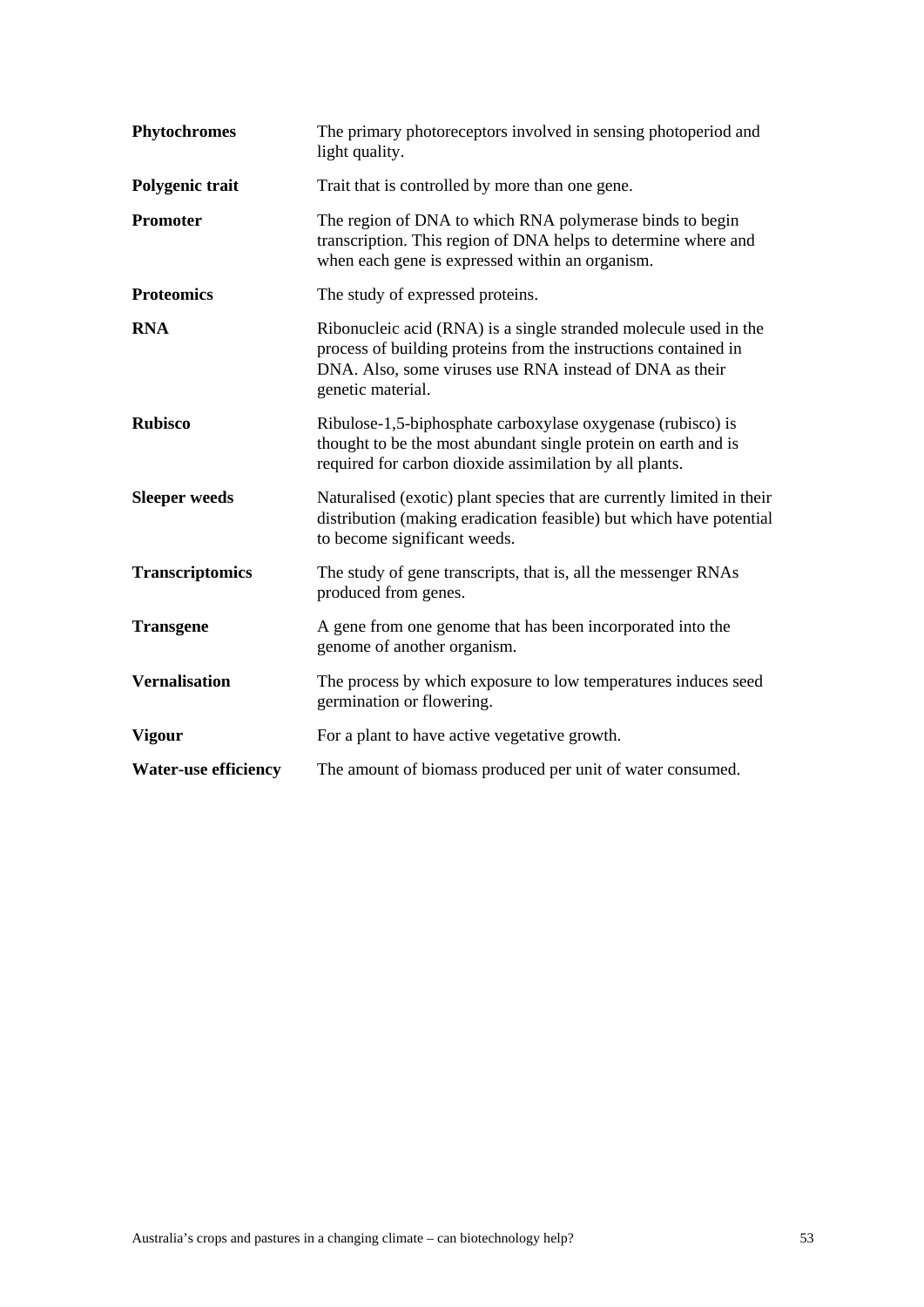| | |
|---|---|
| **Phytochromes** | The primary photoreceptors involved in sensing photoperiod and light quality. |
| **Polygenic trait** | Trait that is controlled by more than one gene. |
| **Promoter** | The region of DNA to which RNA polymerase binds to begin transcription. This region of DNA helps to determine where and when each gene is expressed within an organism. |
| **Proteomics** | The study of expressed proteins. |
| **RNA** | Ribonucleic acid (RNA) is a single stranded molecule used in the process of building proteins from the instructions contained in DNA. Also, some viruses use RNA instead of DNA as their genetic material. |
| **Rubisco** | Ribulose-1,5-biphosphate carboxylase oxygenase (rubisco) is thought to be the most abundant single protein on earth and is required for carbon dioxide assimilation by all plants. |
| **Sleeper weeds** | Naturalised (exotic) plant species that are currently limited in their distribution (making eradication feasible) but which have potential to become significant weeds. |
| **Transcriptomics** | The study of gene transcripts, that is, all the messenger RNAs produced from genes. |
| **Transgene** | A gene from one genome that has been incorporated into the genome of another organism. |
| **Vernalisation** | The process by which exposure to low temperatures induces seed germination or flowering. |
| **Vigour** | For a plant to have active vegetative growth. |
| **Water-use efficiency** | The amount of biomass produced per unit of water consumed. |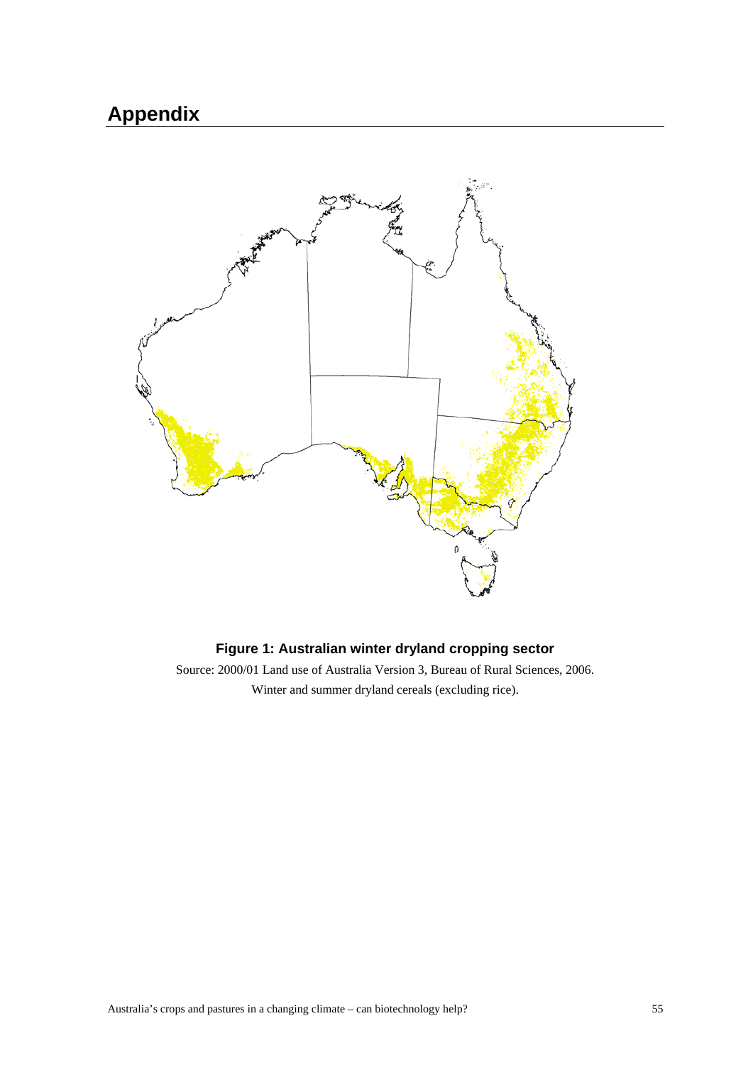# Appendix

**Figure 1: Australian winter dryland cropping sector**

Source: 2000/01 Land use of Australia Version 3, Bureau of Rural Sciences, 2006.
Winter and summer dryland cereals (excluding rice).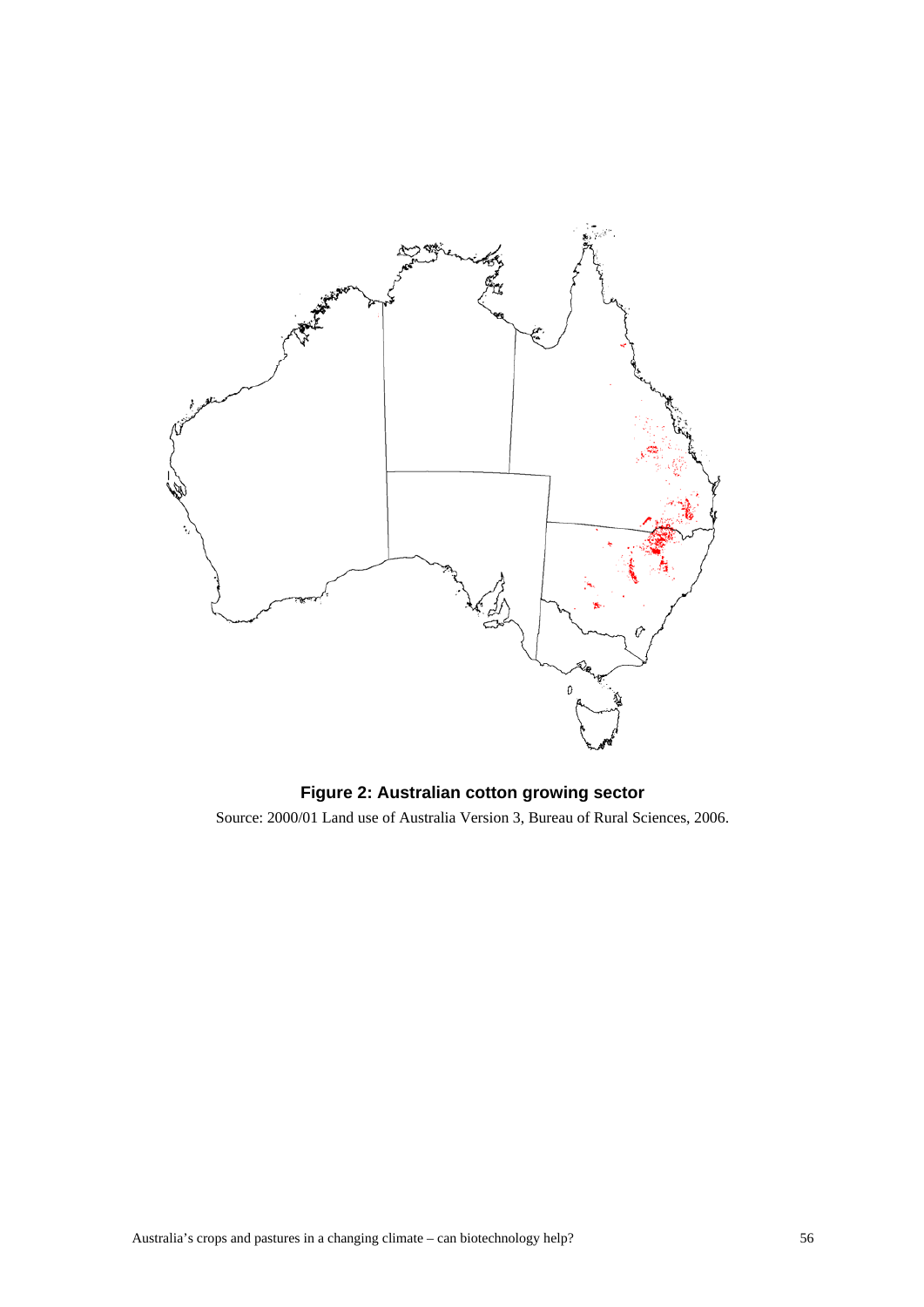**Figure 2: Australian cotton growing sector**

Source: 2000/01 Land use of Australia Version 3, Bureau of Rural Sciences, 2006.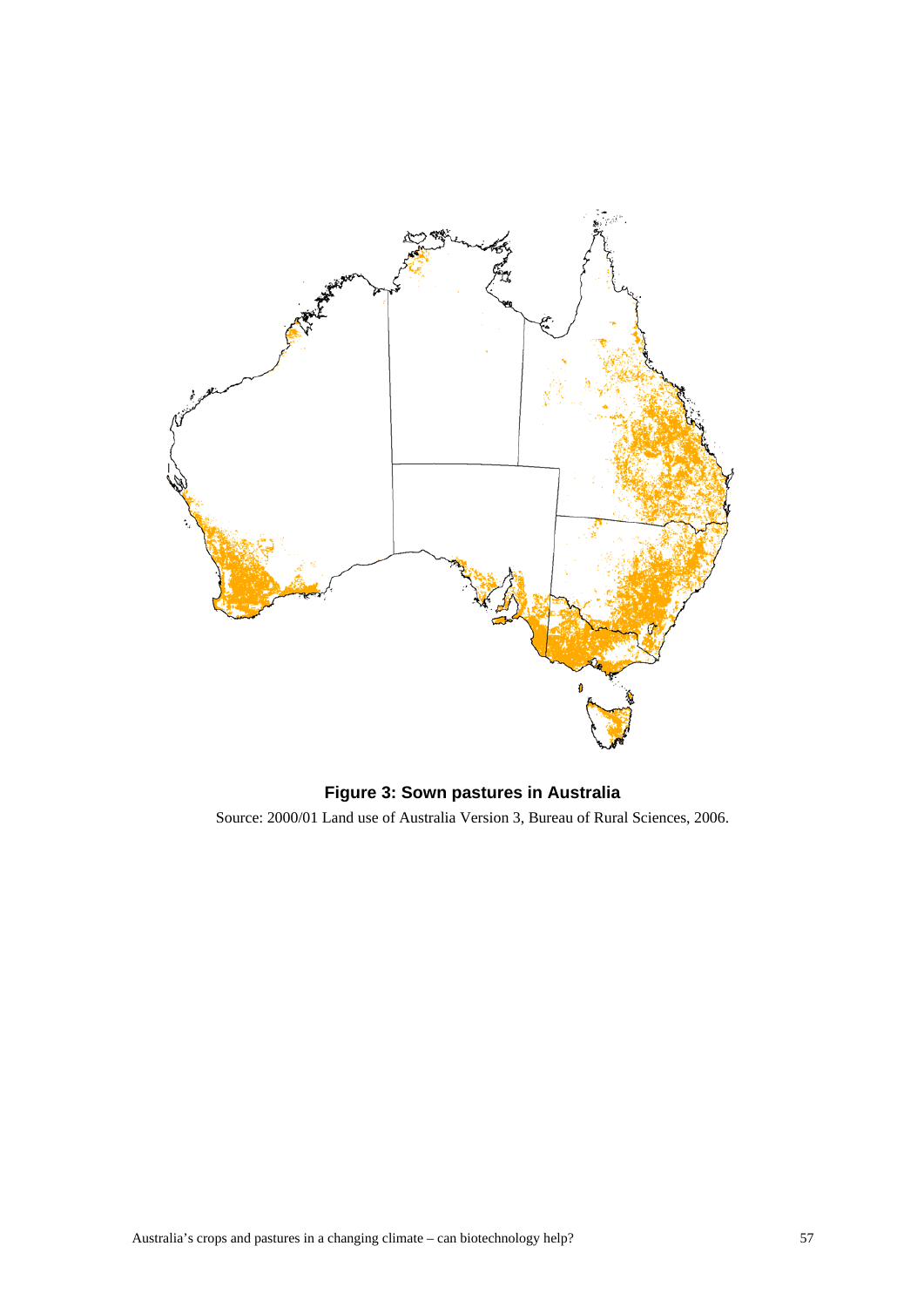**Figure 3: Sown pastures in Australia**

Source: 2000/01 Land use of Australia Version 3, Bureau of Rural Sciences, 2006.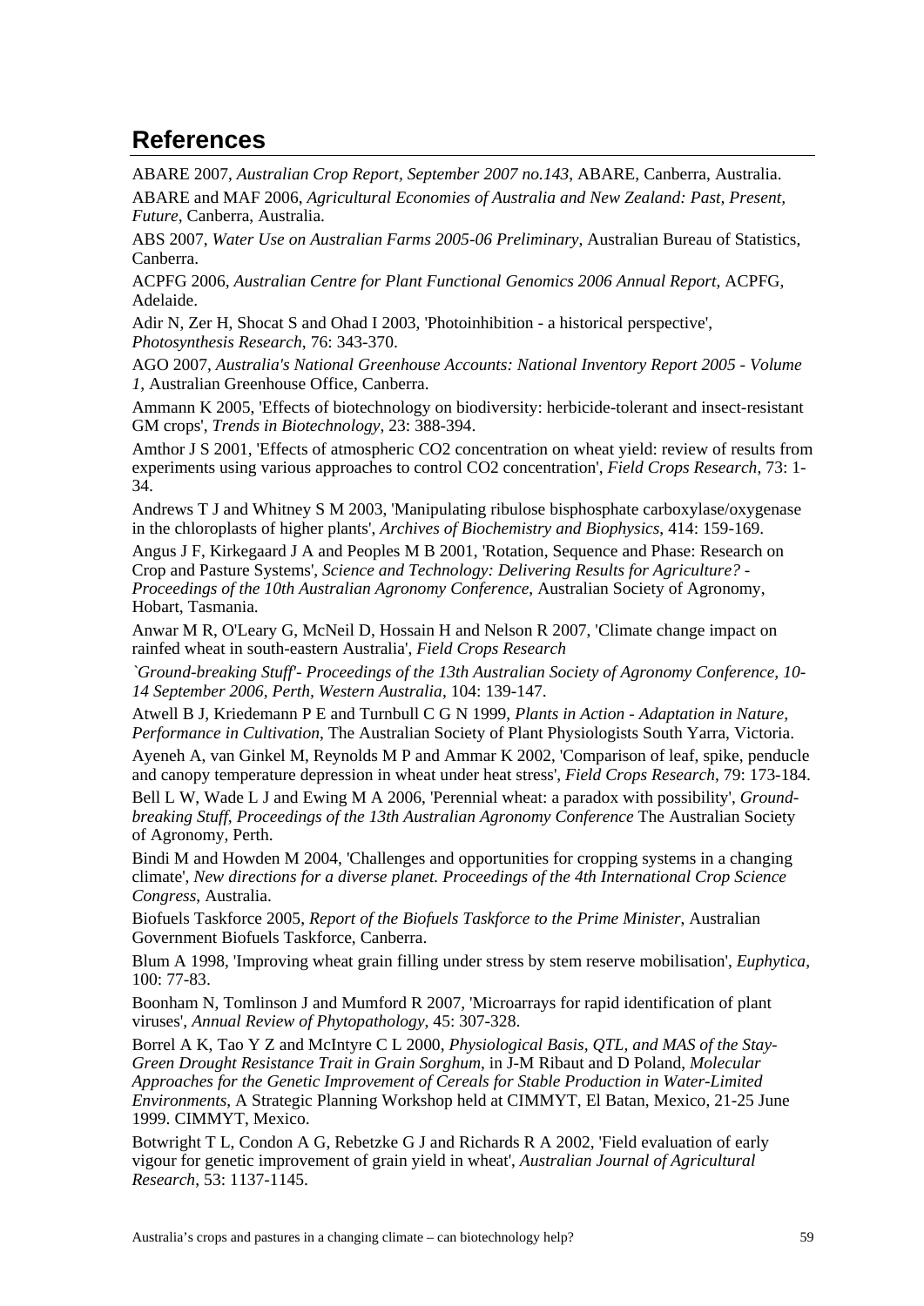## References

ABARE 2007, *Australian Crop Report, September 2007 no.143*, ABARE, Canberra, Australia.

ABARE and MAF 2006, *Agricultural Economies of Australia and New Zealand: Past, Present, Future*, Canberra, Australia.

ABS 2007, *Water Use on Australian Farms 2005-06 Preliminary*, Australian Bureau of Statistics, Canberra.

ACPFG 2006, *Australian Centre for Plant Functional Genomics 2006 Annual Report*, ACPFG, Adelaide.

Adir N, Zer H, Shocat S and Ohad I 2003, 'Photoinhibition - a historical perspective', *Photosynthesis Research*, 76: 343-370.

AGO 2007, *Australia's National Greenhouse Accounts: National Inventory Report 2005 - Volume 1*, Australian Greenhouse Office, Canberra.

Ammann K 2005, 'Effects of biotechnology on biodiversity: herbicide-tolerant and insect-resistant GM crops', *Trends in Biotechnology*, 23: 388-394.

Amthor J S 2001, 'Effects of atmospheric CO2 concentration on wheat yield: review of results from experiments using various approaches to control CO2 concentration', *Field Crops Research*, 73: 1-34.

Andrews T J and Whitney S M 2003, 'Manipulating ribulose bisphosphate carboxylase/oxygenase in the chloroplasts of higher plants', *Archives of Biochemistry and Biophysics*, 414: 159-169.

Angus J F, Kirkegaard J A and Peoples M B 2001, 'Rotation, Sequence and Phase: Research on Crop and Pasture Systems', *Science and Technology: Delivering Results for Agriculture? - Proceedings of the 10th Australian Agronomy Conference*, Australian Society of Agronomy, Hobart, Tasmania.

Anwar M R, O'Leary G, McNeil D, Hossain H and Nelson R 2007, 'Climate change impact on rainfed wheat in south-eastern Australia', *Field Crops Research*

*`Ground-breaking Stuff'- Proceedings of the 13th Australian Society of Agronomy Conference, 10-14 September 2006, Perth, Western Australia*, 104: 139-147.

Atwell B J, Kriedemann P E and Turnbull C G N 1999, *Plants in Action - Adaptation in Nature, Performance in Cultivation*, The Australian Society of Plant Physiologists South Yarra, Victoria.

Ayeneh A, van Ginkel M, Reynolds M P and Ammar K 2002, 'Comparison of leaf, spike, penducle and canopy temperature depression in wheat under heat stress', *Field Crops Research*, 79: 173-184.

Bell L W, Wade L J and Ewing M A 2006, 'Perennial wheat: a paradox with possibility', *Ground-breaking Stuff, Proceedings of the 13th Australian Agronomy Conference* The Australian Society of Agronomy, Perth.

Bindi M and Howden M 2004, 'Challenges and opportunities for cropping systems in a changing climate', *New directions for a diverse planet. Proceedings of the 4th International Crop Science Congress*, Australia.

Biofuels Taskforce 2005, *Report of the Biofuels Taskforce to the Prime Minister*, Australian Government Biofuels Taskforce, Canberra.

Blum A 1998, 'Improving wheat grain filling under stress by stem reserve mobilisation', *Euphytica*, 100: 77-83.

Boonham N, Tomlinson J and Mumford R 2007, 'Microarrays for rapid identification of plant viruses', *Annual Review of Phytopathology*, 45: 307-328.

Borrel A K, Tao Y Z and McIntyre C L 2000, *Physiological Basis, QTL, and MAS of the Stay-Green Drought Resistance Trait in Grain Sorghum*, in J-M Ribaut and D Poland, *Molecular Approaches for the Genetic Improvement of Cereals for Stable Production in Water-Limited Environments*, A Strategic Planning Workshop held at CIMMYT, El Batan, Mexico, 21-25 June 1999. CIMMYT, Mexico.

Botwright T L, Condon A G, Rebetzke G J and Richards R A 2002, 'Field evaluation of early vigour for genetic improvement of grain yield in wheat', *Australian Journal of Agricultural Research*, 53: 1137-1145.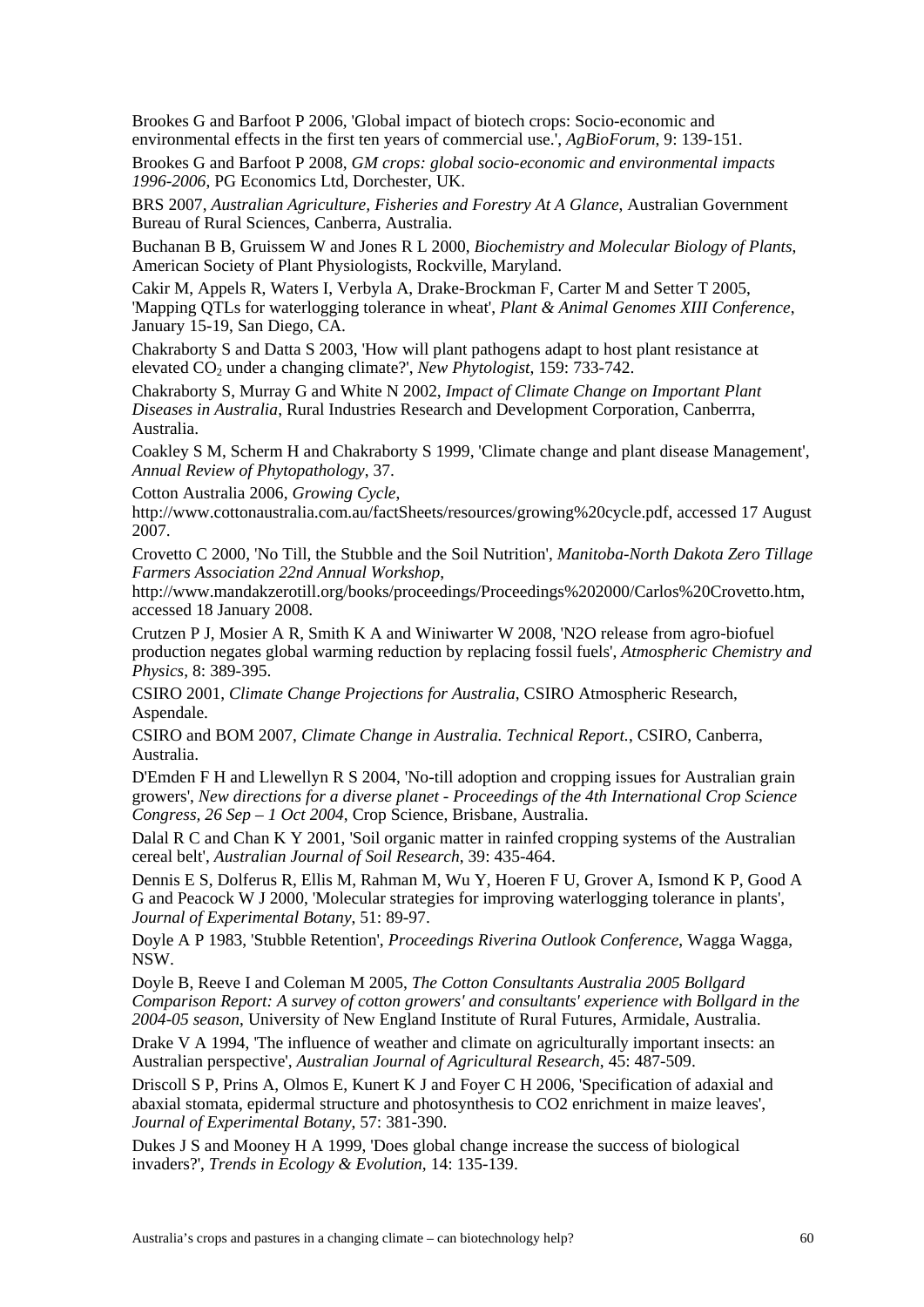Brookes G and Barfoot P 2006, 'Global impact of biotech crops: Socio-economic and environmental effects in the first ten years of commercial use.', *AgBioForum*, 9: 139-151.

Brookes G and Barfoot P 2008, *GM crops: global socio-economic and environmental impacts 1996-2006*, PG Economics Ltd, Dorchester, UK.

BRS 2007, *Australian Agriculture, Fisheries and Forestry At A Glance*, Australian Government Bureau of Rural Sciences, Canberra, Australia.

Buchanan B B, Gruissem W and Jones R L 2000, *Biochemistry and Molecular Biology of Plants*, American Society of Plant Physiologists, Rockville, Maryland.

Cakir M, Appels R, Waters I, Verbyla A, Drake-Brockman F, Carter M and Setter T 2005, 'Mapping QTLs for waterlogging tolerance in wheat', *Plant & Animal Genomes XIII Conference*, January 15-19, San Diego, CA.

Chakraborty S and Datta S 2003, 'How will plant pathogens adapt to host plant resistance at elevated $CO_2$ under a changing climate?', *New Phytologist*, 159: 733-742.

Chakraborty S, Murray G and White N 2002, *Impact of Climate Change on Important Plant Diseases in Australia*, Rural Industries Research and Development Corporation, Canberrra, Australia.

Coakley S M, Scherm H and Chakraborty S 1999, 'Climate change and plant disease Management', *Annual Review of Phytopathology*, 37.

Cotton Australia 2006, *Growing Cycle*, http://www.cottonaustralia.com.au/factSheets/resources/growing%20cycle.pdf, accessed 17 August 2007.

Crovetto C 2000, 'No Till, the Stubble and the Soil Nutrition', *Manitoba-North Dakota Zero Tillage Farmers Association 22nd Annual Workshop*, http://www.mandakzerotill.org/books/proceedings/Proceedings%202000/Carlos%20Crovetto.htm, accessed 18 January 2008.

Crutzen P J, Mosier A R, Smith K A and Winiwarter W 2008, 'N2O release from agro-biofuel production negates global warming reduction by replacing fossil fuels', *Atmospheric Chemistry and Physics*, 8: 389-395.

CSIRO 2001, *Climate Change Projections for Australia*, CSIRO Atmospheric Research, Aspendale.

CSIRO and BOM 2007, *Climate Change in Australia. Technical Report.*, CSIRO, Canberra, Australia.

D'Emden F H and Llewellyn R S 2004, 'No-till adoption and cropping issues for Australian grain growers', *New directions for a diverse planet - Proceedings of the 4th International Crop Science Congress, 26 Sep – 1 Oct 2004*, Crop Science, Brisbane, Australia.

Dalal R C and Chan K Y 2001, 'Soil organic matter in rainfed cropping systems of the Australian cereal belt', *Australian Journal of Soil Research*, 39: 435-464.

Dennis E S, Dolferus R, Ellis M, Rahman M, Wu Y, Hoeren F U, Grover A, Ismond K P, Good A G and Peacock W J 2000, 'Molecular strategies for improving waterlogging tolerance in plants', *Journal of Experimental Botany*, 51: 89-97.

Doyle A P 1983, 'Stubble Retention', *Proceedings Riverina Outlook Conference*, Wagga Wagga, NSW.

Doyle B, Reeve I and Coleman M 2005, *The Cotton Consultants Australia 2005 Bollgard Comparison Report: A survey of cotton growers' and consultants' experience with Bollgard in the 2004-05 season*, University of New England Institute of Rural Futures, Armidale, Australia.

Drake V A 1994, 'The influence of weather and climate on agriculturally important insects: an Australian perspective', *Australian Journal of Agricultural Research*, 45: 487-509.

Driscoll S P, Prins A, Olmos E, Kunert K J and Foyer C H 2006, 'Specification of adaxial and abaxial stomata, epidermal structure and photosynthesis to CO2 enrichment in maize leaves', *Journal of Experimental Botany*, 57: 381-390.

Dukes J S and Mooney H A 1999, 'Does global change increase the success of biological invaders?', *Trends in Ecology & Evolution*, 14: 135-139.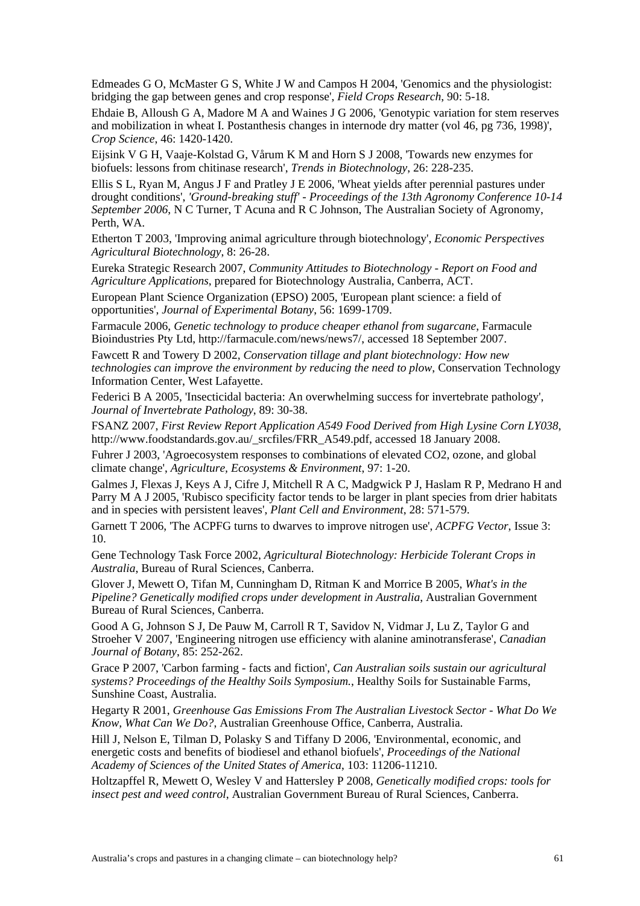Edmeades G O, McMaster G S, White J W and Campos H 2004, 'Genomics and the physiologist: bridging the gap between genes and crop response', *Field Crops Research*, 90: 5-18.

Ehdaie B, Alloush G A, Madore M A and Waines J G 2006, 'Genotypic variation for stem reserves and mobilization in wheat I. Postanthesis changes in internode dry matter (vol 46, pg 736, 1998)', *Crop Science*, 46: 1420-1420.

Eijsink V G H, Vaaje-Kolstad G, Vårum K M and Horn S J 2008, 'Towards new enzymes for biofuels: lessons from chitinase research', *Trends in Biotechnology*, 26: 228-235.

Ellis S L, Ryan M, Angus J F and Pratley J E 2006, 'Wheat yields after perennial pastures under drought conditions', *'Ground-breaking stuff' - Proceedings of the 13th Agronomy Conference 10-14 September 2006*, N C Turner, T Acuna and R C Johnson, The Australian Society of Agronomy, Perth, WA.

Etherton T 2003, 'Improving animal agriculture through biotechnology', *Economic Perspectives Agricultural Biotechnology*, 8: 26-28.

Eureka Strategic Research 2007, *Community Attitudes to Biotechnology - Report on Food and Agriculture Applications*, prepared for Biotechnology Australia, Canberra, ACT.

European Plant Science Organization (EPSO) 2005, 'European plant science: a field of opportunities', *Journal of Experimental Botany*, 56: 1699-1709.

Farmacule 2006, *Genetic technology to produce cheaper ethanol from sugarcane*, Farmacule Bioindustries Pty Ltd, http://farmacule.com/news/news7/, accessed 18 September 2007.

Fawcett R and Towery D 2002, *Conservation tillage and plant biotechnology: How new technologies can improve the environment by reducing the need to plow*, Conservation Technology Information Center, West Lafayette.

Federici B A 2005, 'Insecticidal bacteria: An overwhelming success for invertebrate pathology', *Journal of Invertebrate Pathology*, 89: 30-38.

FSANZ 2007, *First Review Report Application A549 Food Derived from High Lysine Corn LY038*, http://www.foodstandards.gov.au/_srcfiles/FRR_A549.pdf, accessed 18 January 2008.

Fuhrer J 2003, 'Agroecosystem responses to combinations of elevated CO2, ozone, and global climate change', *Agriculture, Ecosystems & Environment*, 97: 1-20.

Galmes J, Flexas J, Keys A J, Cifre J, Mitchell R A C, Madgwick P J, Haslam R P, Medrano H and Parry M A J 2005, 'Rubisco specificity factor tends to be larger in plant species from drier habitats and in species with persistent leaves', *Plant Cell and Environment*, 28: 571-579.

Garnett T 2006, 'The ACPFG turns to dwarves to improve nitrogen use', *ACPFG Vector*, Issue 3: 10.

Gene Technology Task Force 2002, *Agricultural Biotechnology: Herbicide Tolerant Crops in Australia*, Bureau of Rural Sciences, Canberra.

Glover J, Mewett O, Tifan M, Cunningham D, Ritman K and Morrice B 2005, *What's in the Pipeline? Genetically modified crops under development in Australia*, Australian Government Bureau of Rural Sciences, Canberra.

Good A G, Johnson S J, De Pauw M, Carroll R T, Savidov N, Vidmar J, Lu Z, Taylor G and Stroeher V 2007, 'Engineering nitrogen use efficiency with alanine aminotransferase', *Canadian Journal of Botany*, 85: 252-262.

Grace P 2007, 'Carbon farming - facts and fiction', *Can Australian soils sustain our agricultural systems? Proceedings of the Healthy Soils Symposium.*, Healthy Soils for Sustainable Farms, Sunshine Coast, Australia.

Hegarty R 2001, *Greenhouse Gas Emissions From The Australian Livestock Sector - What Do We Know, What Can We Do?*, Australian Greenhouse Office, Canberra, Australia.

Hill J, Nelson E, Tilman D, Polasky S and Tiffany D 2006, 'Environmental, economic, and energetic costs and benefits of biodiesel and ethanol biofuels', *Proceedings of the National Academy of Sciences of the United States of America*, 103: 11206-11210.

Holtzapffel R, Mewett O, Wesley V and Hattersley P 2008, *Genetically modified crops: tools for insect pest and weed control*, Australian Government Bureau of Rural Sciences, Canberra.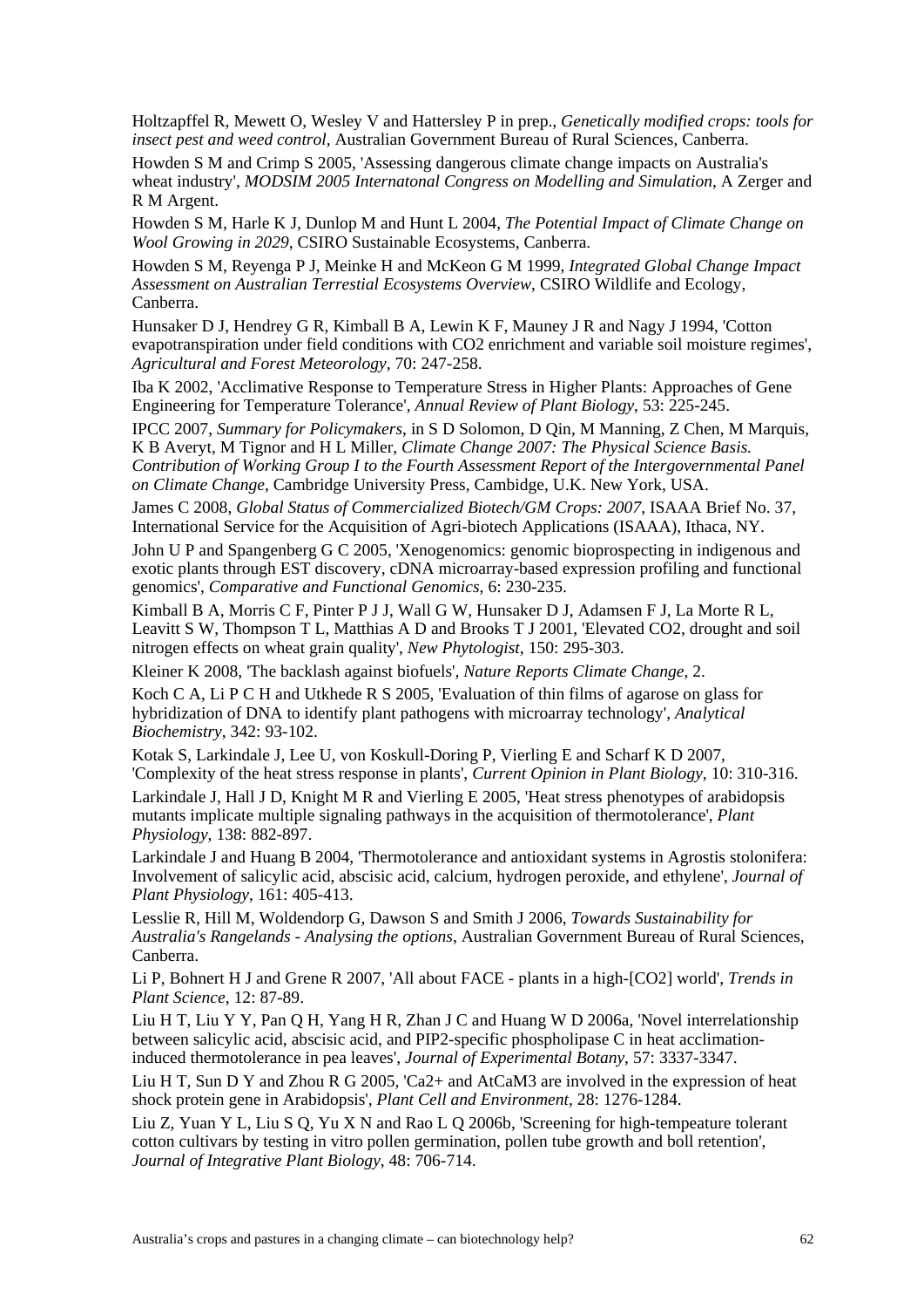Holtzapffel R, Mewett O, Wesley V and Hattersley P in prep., *Genetically modified crops: tools for insect pest and weed control*, Australian Government Bureau of Rural Sciences, Canberra.

Howden S M and Crimp S 2005, 'Assessing dangerous climate change impacts on Australia's wheat industry', *MODSIM 2005 Internatonal Congress on Modelling and Simulation*, A Zerger and R M Argent.

Howden S M, Harle K J, Dunlop M and Hunt L 2004, *The Potential Impact of Climate Change on Wool Growing in 2029*, CSIRO Sustainable Ecosystems, Canberra.

Howden S M, Reyenga P J, Meinke H and McKeon G M 1999, *Integrated Global Change Impact Assessment on Australian Terrestial Ecosystems Overview*, CSIRO Wildlife and Ecology, Canberra.

Hunsaker D J, Hendrey G R, Kimball B A, Lewin K F, Mauney J R and Nagy J 1994, 'Cotton evapotranspiration under field conditions with CO2 enrichment and variable soil moisture regimes', *Agricultural and Forest Meteorology*, 70: 247-258.

Iba K 2002, 'Acclimative Response to Temperature Stress in Higher Plants: Approaches of Gene Engineering for Temperature Tolerance', *Annual Review of Plant Biology*, 53: 225-245.

IPCC 2007, *Summary for Policymakers*, in S D Solomon, D Qin, M Manning, Z Chen, M Marquis, K B Averyt, M Tignor and H L Miller, *Climate Change 2007: The Physical Science Basis. Contribution of Working Group I to the Fourth Assessment Report of the Intergovernmental Panel on Climate Change*, Cambridge University Press, Cambidge, U.K. New York, USA.

James C 2008, *Global Status of Commercialized Biotech/GM Crops: 2007*, ISAAA Brief No. 37, International Service for the Acquisition of Agri-biotech Applications (ISAAA), Ithaca, NY.

John U P and Spangenberg G C 2005, 'Xenogenomics: genomic bioprospecting in indigenous and exotic plants through EST discovery, cDNA microarray-based expression profiling and functional genomics', *Comparative and Functional Genomics*, 6: 230-235.

Kimball B A, Morris C F, Pinter P J J, Wall G W, Hunsaker D J, Adamsen F J, La Morte R L, Leavitt S W, Thompson T L, Matthias A D and Brooks T J 2001, 'Elevated CO2, drought and soil nitrogen effects on wheat grain quality', *New Phytologist*, 150: 295-303.

Kleiner K 2008, 'The backlash against biofuels', *Nature Reports Climate Change*, 2.

Koch C A, Li P C H and Utkhede R S 2005, 'Evaluation of thin films of agarose on glass for hybridization of DNA to identify plant pathogens with microarray technology', *Analytical Biochemistry*, 342: 93-102.

Kotak S, Larkindale J, Lee U, von Koskull-Doring P, Vierling E and Scharf K D 2007, 'Complexity of the heat stress response in plants', *Current Opinion in Plant Biology*, 10: 310-316.

Larkindale J, Hall J D, Knight M R and Vierling E 2005, 'Heat stress phenotypes of arabidopsis mutants implicate multiple signaling pathways in the acquisition of thermotolerance', *Plant Physiology*, 138: 882-897.

Larkindale J and Huang B 2004, 'Thermotolerance and antioxidant systems in Agrostis stolonifera: Involvement of salicylic acid, abscisic acid, calcium, hydrogen peroxide, and ethylene', *Journal of Plant Physiology*, 161: 405-413.

Lesslie R, Hill M, Woldendorp G, Dawson S and Smith J 2006, *Towards Sustainability for Australia's Rangelands - Analysing the options*, Australian Government Bureau of Rural Sciences, Canberra.

Li P, Bohnert H J and Grene R 2007, 'All about FACE - plants in a high-[CO2] world', *Trends in Plant Science*, 12: 87-89.

Liu H T, Liu Y Y, Pan Q H, Yang H R, Zhan J C and Huang W D 2006a, 'Novel interrelationship between salicylic acid, abscisic acid, and PIP2-specific phospholipase C in heat acclimation-induced thermotolerance in pea leaves', *Journal of Experimental Botany*, 57: 3337-3347.

Liu H T, Sun D Y and Zhou R G 2005, 'Ca2+ and AtCaM3 are involved in the expression of heat shock protein gene in Arabidopsis', *Plant Cell and Environment*, 28: 1276-1284.

Liu Z, Yuan Y L, Liu S Q, Yu X N and Rao L Q 2006b, 'Screening for high-tempeature tolerant cotton cultivars by testing in vitro pollen germination, pollen tube growth and boll retention', *Journal of Integrative Plant Biology*, 48: 706-714.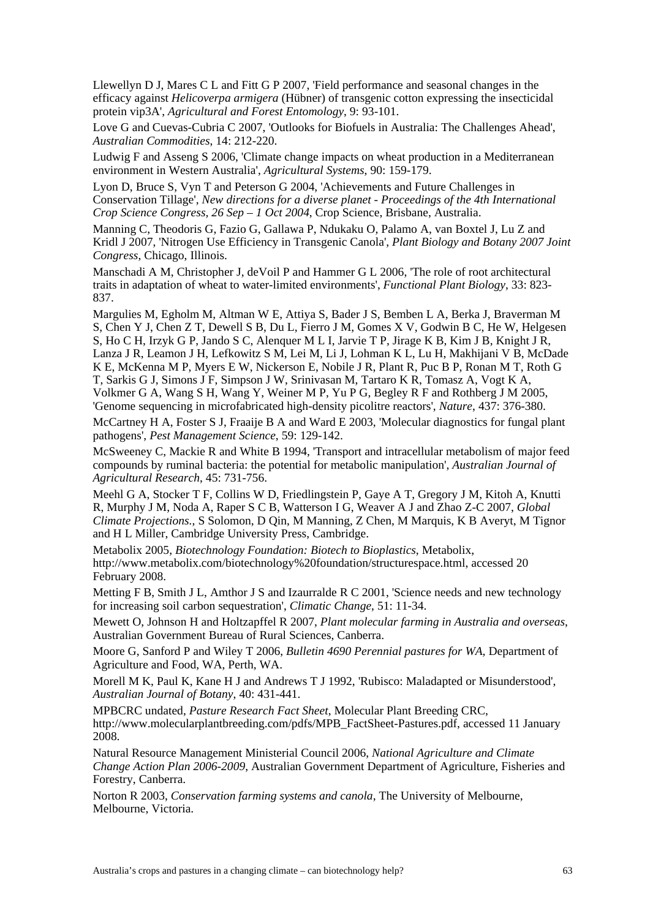Llewellyn D J, Mares C L and Fitt G P 2007, 'Field performance and seasonal changes in the efficacy against *Helicoverpa armigera* (Hübner) of transgenic cotton expressing the insecticidal protein vip3A', *Agricultural and Forest Entomology*, 9: 93-101.

Love G and Cuevas-Cubria C 2007, 'Outlooks for Biofuels in Australia: The Challenges Ahead', *Australian Commodities*, 14: 212-220.

Ludwig F and Asseng S 2006, 'Climate change impacts on wheat production in a Mediterranean environment in Western Australia', *Agricultural Systems*, 90: 159-179.

Lyon D, Bruce S, Vyn T and Peterson G 2004, 'Achievements and Future Challenges in Conservation Tillage', *New directions for a diverse planet - Proceedings of the 4th International Crop Science Congress, 26 Sep – 1 Oct 2004*, Crop Science, Brisbane, Australia.

Manning C, Theodoris G, Fazio G, Gallawa P, Ndukaku O, Palamo A, van Boxtel J, Lu Z and Kridl J 2007, 'Nitrogen Use Efficiency in Transgenic Canola', *Plant Biology and Botany 2007 Joint Congress*, Chicago, Illinois.

Manschadi A M, Christopher J, deVoil P and Hammer G L 2006, 'The role of root architectural traits in adaptation of wheat to water-limited environments', *Functional Plant Biology*, 33: 823-837.

Margulies M, Egholm M, Altman W E, Attiya S, Bader J S, Bemben L A, Berka J, Braverman M S, Chen Y J, Chen Z T, Dewell S B, Du L, Fierro J M, Gomes X V, Godwin B C, He W, Helgesen S, Ho C H, Irzyk G P, Jando S C, Alenquer M L I, Jarvie T P, Jirage K B, Kim J B, Knight J R, Lanza J R, Leamon J H, Lefkowitz S M, Lei M, Li J, Lohman K L, Lu H, Makhijani V B, McDade K E, McKenna M P, Myers E W, Nickerson E, Nobile J R, Plant R, Puc B P, Ronan M T, Roth G T, Sarkis G J, Simons J F, Simpson J W, Srinivasan M, Tartaro K R, Tomasz A, Vogt K A, Volkmer G A, Wang S H, Wang Y, Weiner M P, Yu P G, Begley R F and Rothberg J M 2005, 'Genome sequencing in microfabricated high-density picolitre reactors', *Nature*, 437: 376-380.

McCartney H A, Foster S J, Fraaije B A and Ward E 2003, 'Molecular diagnostics for fungal plant pathogens', *Pest Management Science*, 59: 129-142.

McSweeney C, Mackie R and White B 1994, 'Transport and intracellular metabolism of major feed compounds by ruminal bacteria: the potential for metabolic manipulation', *Australian Journal of Agricultural Research*, 45: 731-756.

Meehl G A, Stocker T F, Collins W D, Friedlingstein P, Gaye A T, Gregory J M, Kitoh A, Knutti R, Murphy J M, Noda A, Raper S C B, Watterson I G, Weaver A J and Zhao Z-C 2007, *Global Climate Projections.*, S Solomon, D Qin, M Manning, Z Chen, M Marquis, K B Averyt, M Tignor and H L Miller, Cambridge University Press, Cambridge.

Metabolix 2005, *Biotechnology Foundation: Biotech to Bioplastics*, Metabolix, http://www.metabolix.com/biotechnology%20foundation/structurespace.html, accessed 20 February 2008.

Metting F B, Smith J L, Amthor J S and Izaurralde R C 2001, 'Science needs and new technology for increasing soil carbon sequestration', *Climatic Change*, 51: 11-34.

Mewett O, Johnson H and Holtzapffel R 2007, *Plant molecular farming in Australia and overseas*, Australian Government Bureau of Rural Sciences, Canberra.

Moore G, Sanford P and Wiley T 2006, *Bulletin 4690 Perennial pastures for WA*, Department of Agriculture and Food, WA, Perth, WA.

Morell M K, Paul K, Kane H J and Andrews T J 1992, 'Rubisco: Maladapted or Misunderstood', *Australian Journal of Botany*, 40: 431-441.

MPBCRC undated, *Pasture Research Fact Sheet*, Molecular Plant Breeding CRC, http://www.molecularplantbreeding.com/pdfs/MPB_FactSheet-Pastures.pdf, accessed 11 January 2008.

Natural Resource Management Ministerial Council 2006, *National Agriculture and Climate Change Action Plan 2006-2009*, Australian Government Department of Agriculture, Fisheries and Forestry, Canberra.

Norton R 2003, *Conservation farming systems and canola*, The University of Melbourne, Melbourne, Victoria.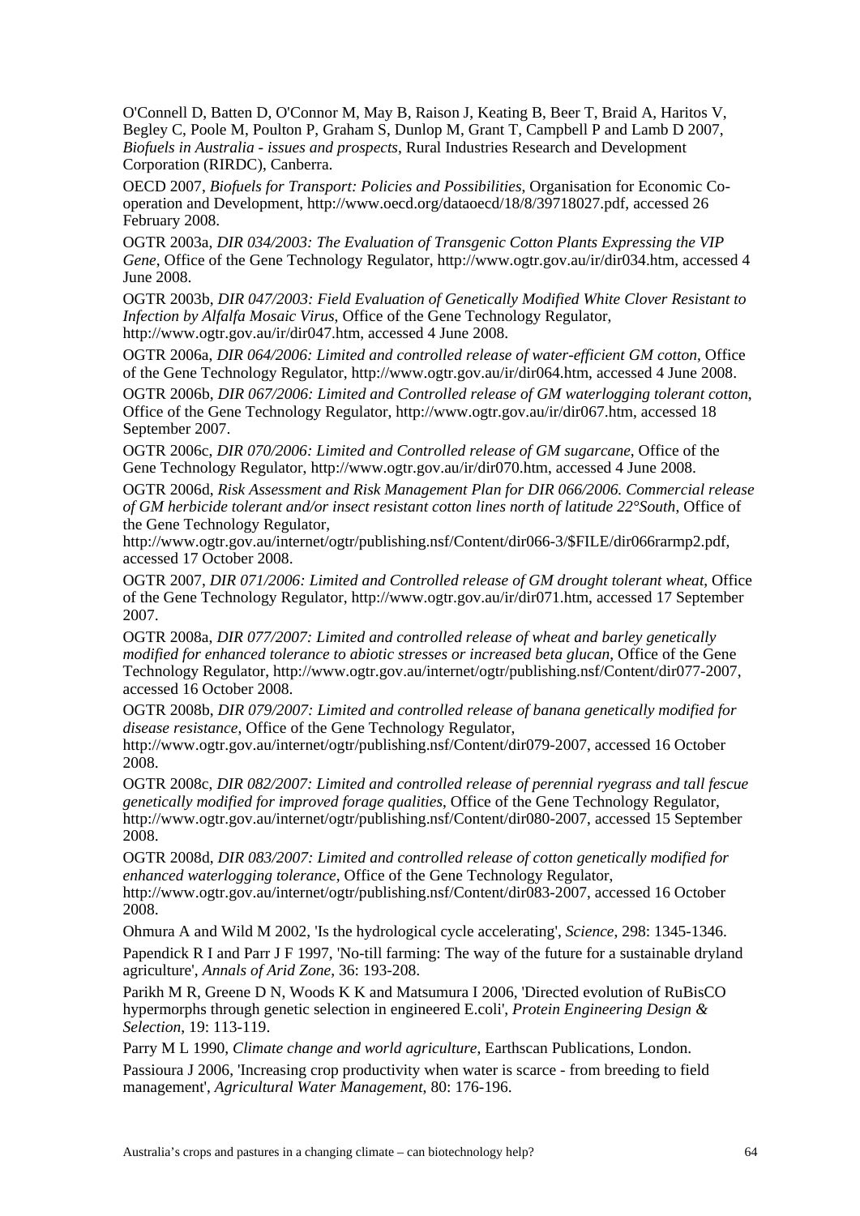O'Connell D, Batten D, O'Connor M, May B, Raison J, Keating B, Beer T, Braid A, Haritos V, Begley C, Poole M, Poulton P, Graham S, Dunlop M, Grant T, Campbell P and Lamb D 2007, *Biofuels in Australia - issues and prospects*, Rural Industries Research and Development Corporation (RIRDC), Canberra.

OECD 2007, *Biofuels for Transport: Policies and Possibilities*, Organisation for Economic Co-operation and Development, http://www.oecd.org/dataoecd/18/8/39718027.pdf, accessed 26 February 2008.

OGTR 2003a, *DIR 034/2003: The Evaluation of Transgenic Cotton Plants Expressing the VIP Gene*, Office of the Gene Technology Regulator, http://www.ogtr.gov.au/ir/dir034.htm, accessed 4 June 2008.

OGTR 2003b, *DIR 047/2003: Field Evaluation of Genetically Modified White Clover Resistant to Infection by Alfalfa Mosaic Virus*, Office of the Gene Technology Regulator, http://www.ogtr.gov.au/ir/dir047.htm, accessed 4 June 2008.

OGTR 2006a, *DIR 064/2006: Limited and controlled release of water-efficient GM cotton*, Office of the Gene Technology Regulator, http://www.ogtr.gov.au/ir/dir064.htm, accessed 4 June 2008.

OGTR 2006b, *DIR 067/2006: Limited and Controlled release of GM waterlogging tolerant cotton*, Office of the Gene Technology Regulator, http://www.ogtr.gov.au/ir/dir067.htm, accessed 18 September 2007.

OGTR 2006c, *DIR 070/2006: Limited and Controlled release of GM sugarcane*, Office of the Gene Technology Regulator, http://www.ogtr.gov.au/ir/dir070.htm, accessed 4 June 2008.

OGTR 2006d, *Risk Assessment and Risk Management Plan for DIR 066/2006. Commercial release of GM herbicide tolerant and/or insect resistant cotton lines north of latitude 22°South*, Office of the Gene Technology Regulator, http://www.ogtr.gov.au/internet/ogtr/publishing.nsf/Content/dir066-3/$FILE/dir066rarmp2.pdf, accessed 17 October 2008.

OGTR 2007, *DIR 071/2006: Limited and Controlled release of GM drought tolerant wheat*, Office of the Gene Technology Regulator, http://www.ogtr.gov.au/ir/dir071.htm, accessed 17 September 2007.

OGTR 2008a, *DIR 077/2007: Limited and controlled release of wheat and barley genetically modified for enhanced tolerance to abiotic stresses or increased beta glucan*, Office of the Gene Technology Regulator, http://www.ogtr.gov.au/internet/ogtr/publishing.nsf/Content/dir077-2007, accessed 16 October 2008.

OGTR 2008b, *DIR 079/2007: Limited and controlled release of banana genetically modified for disease resistance*, Office of the Gene Technology Regulator, http://www.ogtr.gov.au/internet/ogtr/publishing.nsf/Content/dir079-2007, accessed 16 October 2008.

OGTR 2008c, *DIR 082/2007: Limited and controlled release of perennial ryegrass and tall fescue genetically modified for improved forage qualities*, Office of the Gene Technology Regulator, http://www.ogtr.gov.au/internet/ogtr/publishing.nsf/Content/dir080-2007, accessed 15 September 2008.

OGTR 2008d, *DIR 083/2007: Limited and controlled release of cotton genetically modified for enhanced waterlogging tolerance*, Office of the Gene Technology Regulator, http://www.ogtr.gov.au/internet/ogtr/publishing.nsf/Content/dir083-2007, accessed 16 October 2008.

Ohmura A and Wild M 2002, 'Is the hydrological cycle accelerating', *Science*, 298: 1345-1346.

Papendick R I and Parr J F 1997, 'No-till farming: The way of the future for a sustainable dryland agriculture', *Annals of Arid Zone*, 36: 193-208.

Parikh M R, Greene D N, Woods K K and Matsumura I 2006, 'Directed evolution of RuBisCO hypermorphs through genetic selection in engineered E.coli', *Protein Engineering Design & Selection*, 19: 113-119.

Parry M L 1990, *Climate change and world agriculture*, Earthscan Publications, London.

Passioura J 2006, 'Increasing crop productivity when water is scarce - from breeding to field management', *Agricultural Water Management*, 80: 176-196.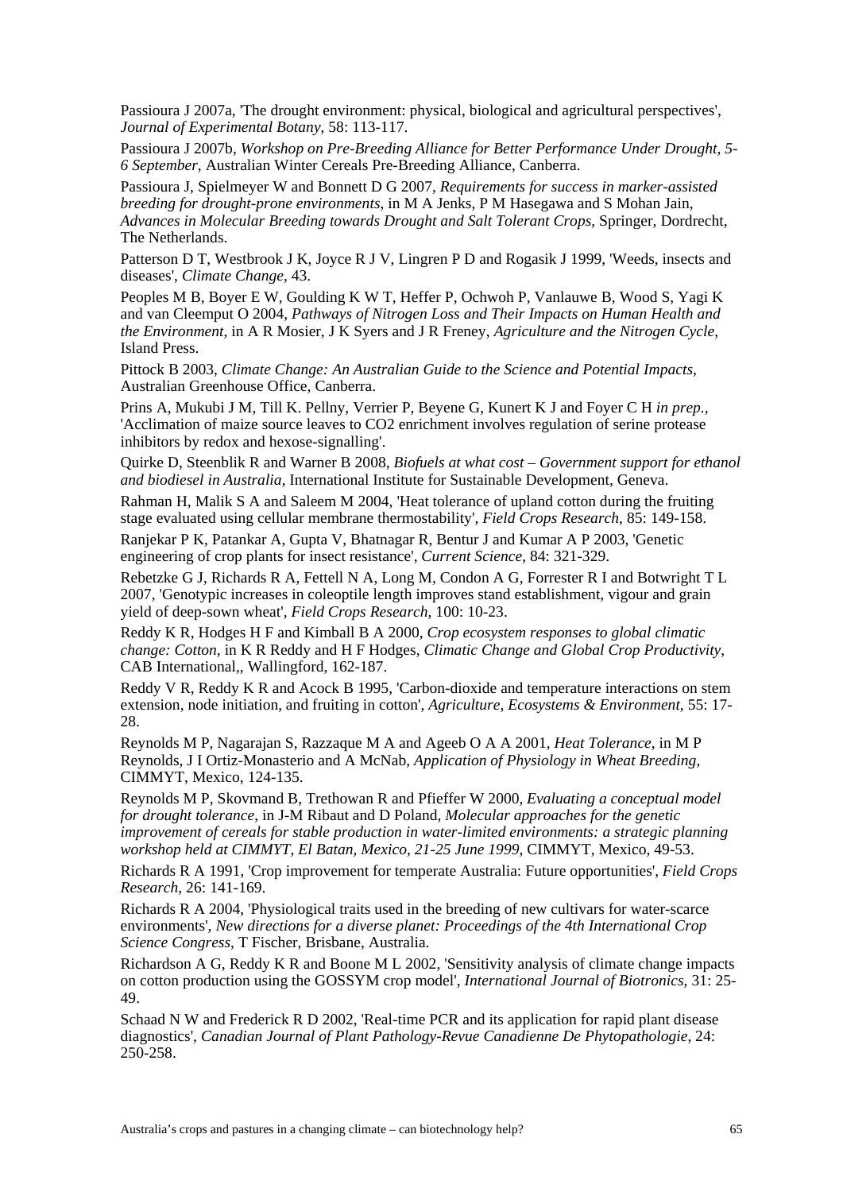Passioura J 2007a, 'The drought environment: physical, biological and agricultural perspectives', *Journal of Experimental Botany*, 58: 113-117.

Passioura J 2007b, *Workshop on Pre-Breeding Alliance for Better Performance Under Drought, 5-6 September*, Australian Winter Cereals Pre-Breeding Alliance, Canberra.

Passioura J, Spielmeyer W and Bonnett D G 2007, *Requirements for success in marker-assisted breeding for drought-prone environments*, in M A Jenks, P M Hasegawa and S Mohan Jain, *Advances in Molecular Breeding towards Drought and Salt Tolerant Crops*, Springer, Dordrecht, The Netherlands.

Patterson D T, Westbrook J K, Joyce R J V, Lingren P D and Rogasik J 1999, 'Weeds, insects and diseases', *Climate Change*, 43.

Peoples M B, Boyer E W, Goulding K W T, Heffer P, Ochwoh P, Vanlauwe B, Wood S, Yagi K and van Cleemput O 2004, *Pathways of Nitrogen Loss and Their Impacts on Human Health and the Environment*, in A R Mosier, J K Syers and J R Freney, *Agriculture and the Nitrogen Cycle*, Island Press.

Pittock B 2003, *Climate Change: An Australian Guide to the Science and Potential Impacts*, Australian Greenhouse Office, Canberra.

Prins A, Mukubi J M, Till K. Pellny, Verrier P, Beyene G, Kunert K J and Foyer C H *in prep.*, 'Acclimation of maize source leaves to CO2 enrichment involves regulation of serine protease inhibitors by redox and hexose-signalling'.

Quirke D, Steenblik R and Warner B 2008, *Biofuels at what cost – Government support for ethanol and biodiesel in Australia*, International Institute for Sustainable Development, Geneva.

Rahman H, Malik S A and Saleem M 2004, 'Heat tolerance of upland cotton during the fruiting stage evaluated using cellular membrane thermostability', *Field Crops Research*, 85: 149-158.

Ranjekar P K, Patankar A, Gupta V, Bhatnagar R, Bentur J and Kumar A P 2003, 'Genetic engineering of crop plants for insect resistance', *Current Science*, 84: 321-329.

Rebetzke G J, Richards R A, Fettell N A, Long M, Condon A G, Forrester R I and Botwright T L 2007, 'Genotypic increases in coleoptile length improves stand establishment, vigour and grain yield of deep-sown wheat', *Field Crops Research*, 100: 10-23.

Reddy K R, Hodges H F and Kimball B A 2000, *Crop ecosystem responses to global climatic change: Cotton*, in K R Reddy and H F Hodges, *Climatic Change and Global Crop Productivity*, CAB International,, Wallingford, 162-187.

Reddy V R, Reddy K R and Acock B 1995, 'Carbon-dioxide and temperature interactions on stem extension, node initiation, and fruiting in cotton', *Agriculture, Ecosystems & Environment*, 55: 17-28.

Reynolds M P, Nagarajan S, Razzaque M A and Ageeb O A A 2001, *Heat Tolerance*, in M P Reynolds, J I Ortiz-Monasterio and A McNab, *Application of Physiology in Wheat Breeding*, CIMMYT, Mexico, 124-135.

Reynolds M P, Skovmand B, Trethowan R and Pfieffer W 2000, *Evaluating a conceptual model for drought tolerance*, in J-M Ribaut and D Poland, *Molecular approaches for the genetic improvement of cereals for stable production in water-limited environments: a strategic planning workshop held at CIMMYT, El Batan, Mexico, 21-25 June 1999*, CIMMYT, Mexico, 49-53.

Richards R A 1991, 'Crop improvement for temperate Australia: Future opportunities', *Field Crops Research*, 26: 141-169.

Richards R A 2004, 'Physiological traits used in the breeding of new cultivars for water-scarce environments', *New directions for a diverse planet: Proceedings of the 4th International Crop Science Congress*, T Fischer, Brisbane, Australia.

Richardson A G, Reddy K R and Boone M L 2002, 'Sensitivity analysis of climate change impacts on cotton production using the GOSSYM crop model', *International Journal of Biotronics*, 31: 25-49.

Schaad N W and Frederick R D 2002, 'Real-time PCR and its application for rapid plant disease diagnostics', *Canadian Journal of Plant Pathology-Revue Canadienne De Phytopathologie*, 24: 250-258.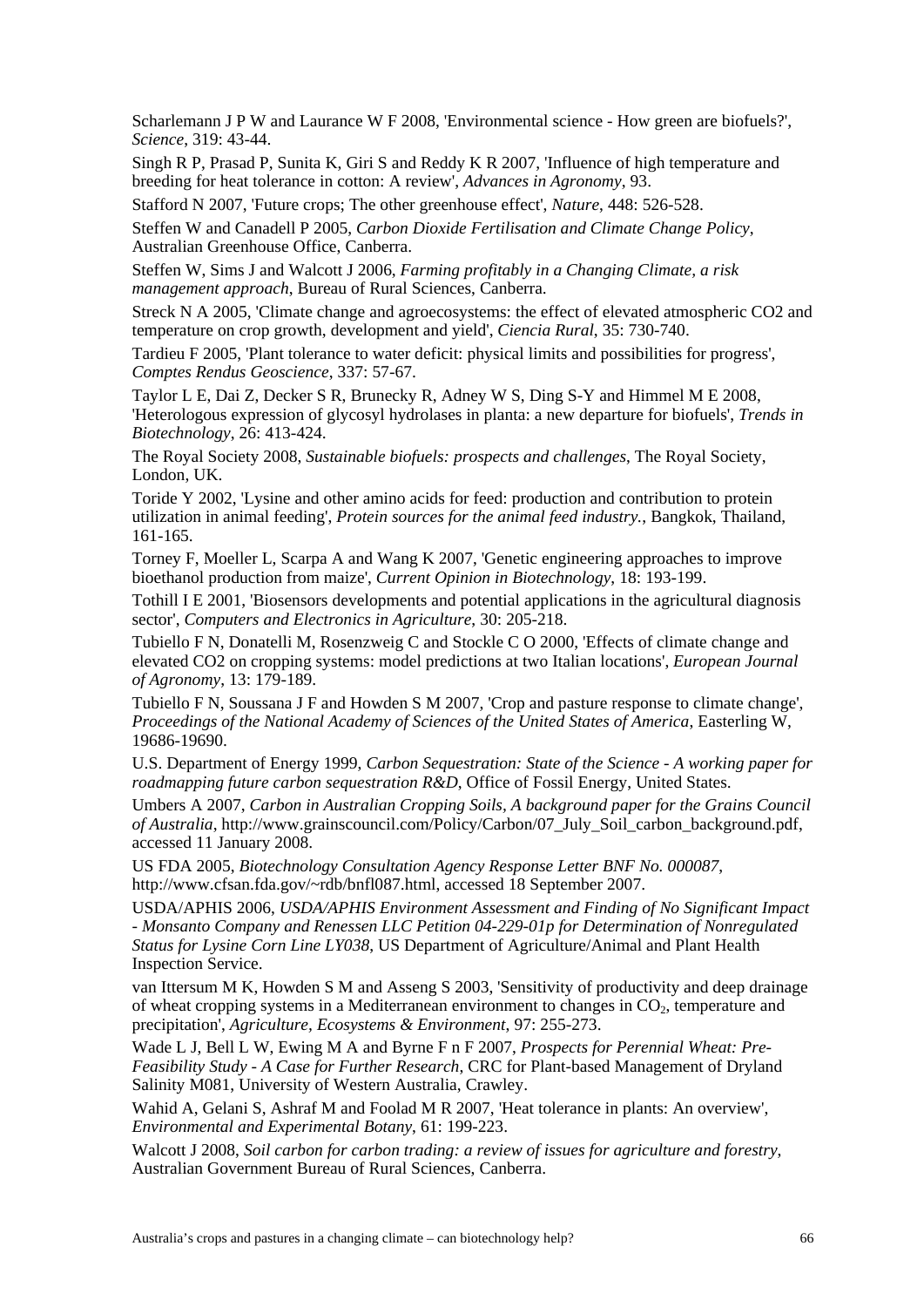Scharlemann J P W and Laurance W F 2008, 'Environmental science - How green are biofuels?', *Science*, 319: 43-44.

Singh R P, Prasad P, Sunita K, Giri S and Reddy K R 2007, 'Influence of high temperature and breeding for heat tolerance in cotton: A review', *Advances in Agronomy*, 93.

Stafford N 2007, 'Future crops; The other greenhouse effect', *Nature*, 448: 526-528.

Steffen W and Canadell P 2005, *Carbon Dioxide Fertilisation and Climate Change Policy*, Australian Greenhouse Office, Canberra.

Steffen W, Sims J and Walcott J 2006, *Farming profitably in a Changing Climate, a risk management approach*, Bureau of Rural Sciences, Canberra.

Streck N A 2005, 'Climate change and agroecosystems: the effect of elevated atmospheric CO2 and temperature on crop growth, development and yield', *Ciencia Rural*, 35: 730-740.

Tardieu F 2005, 'Plant tolerance to water deficit: physical limits and possibilities for progress', *Comptes Rendus Geoscience*, 337: 57-67.

Taylor L E, Dai Z, Decker S R, Brunecky R, Adney W S, Ding S-Y and Himmel M E 2008, 'Heterologous expression of glycosyl hydrolases in planta: a new departure for biofuels', *Trends in Biotechnology*, 26: 413-424.

The Royal Society 2008, *Sustainable biofuels: prospects and challenges*, The Royal Society, London, UK.

Toride Y 2002, 'Lysine and other amino acids for feed: production and contribution to protein utilization in animal feeding', *Protein sources for the animal feed industry.*, Bangkok, Thailand, 161-165.

Torney F, Moeller L, Scarpa A and Wang K 2007, 'Genetic engineering approaches to improve bioethanol production from maize', *Current Opinion in Biotechnology*, 18: 193-199.

Tothill I E 2001, 'Biosensors developments and potential applications in the agricultural diagnosis sector', *Computers and Electronics in Agriculture*, 30: 205-218.

Tubiello F N, Donatelli M, Rosenzweig C and Stockle C O 2000, 'Effects of climate change and elevated CO2 on cropping systems: model predictions at two Italian locations', *European Journal of Agronomy*, 13: 179-189.

Tubiello F N, Soussana J F and Howden S M 2007, 'Crop and pasture response to climate change', *Proceedings of the National Academy of Sciences of the United States of America*, Easterling W, 19686-19690.

U.S. Department of Energy 1999, *Carbon Sequestration: State of the Science - A working paper for roadmapping future carbon sequestration R&D*, Office of Fossil Energy, United States.

Umbers A 2007, *Carbon in Australian Cropping Soils, A background paper for the Grains Council of Australia*, http://www.grainscouncil.com/Policy/Carbon/07_July_Soil_carbon_background.pdf, accessed 11 January 2008.

US FDA 2005, *Biotechnology Consultation Agency Response Letter BNF No. 000087*, http://www.cfsan.fda.gov/~rdb/bnfl087.html, accessed 18 September 2007.

USDA/APHIS 2006, *USDA/APHIS Environment Assessment and Finding of No Significant Impact - Monsanto Company and Renessen LLC Petition 04-229-01p for Determination of Nonregulated Status for Lysine Corn Line LY038*, US Department of Agriculture/Animal and Plant Health Inspection Service.

van Ittersum M K, Howden S M and Asseng S 2003, 'Sensitivity of productivity and deep drainage of wheat cropping systems in a Mediterranean environment to changes in $CO_2$, temperature and precipitation', *Agriculture, Ecosystems & Environment*, 97: 255-273.

Wade L J, Bell L W, Ewing M A and Byrne F n F 2007, *Prospects for Perennial Wheat: Pre-Feasibility Study - A Case for Further Research*, CRC for Plant-based Management of Dryland Salinity M081, University of Western Australia, Crawley.

Wahid A, Gelani S, Ashraf M and Foolad M R 2007, 'Heat tolerance in plants: An overview', *Environmental and Experimental Botany*, 61: 199-223.

Walcott J 2008, *Soil carbon for carbon trading: a review of issues for agriculture and forestry*, Australian Government Bureau of Rural Sciences, Canberra.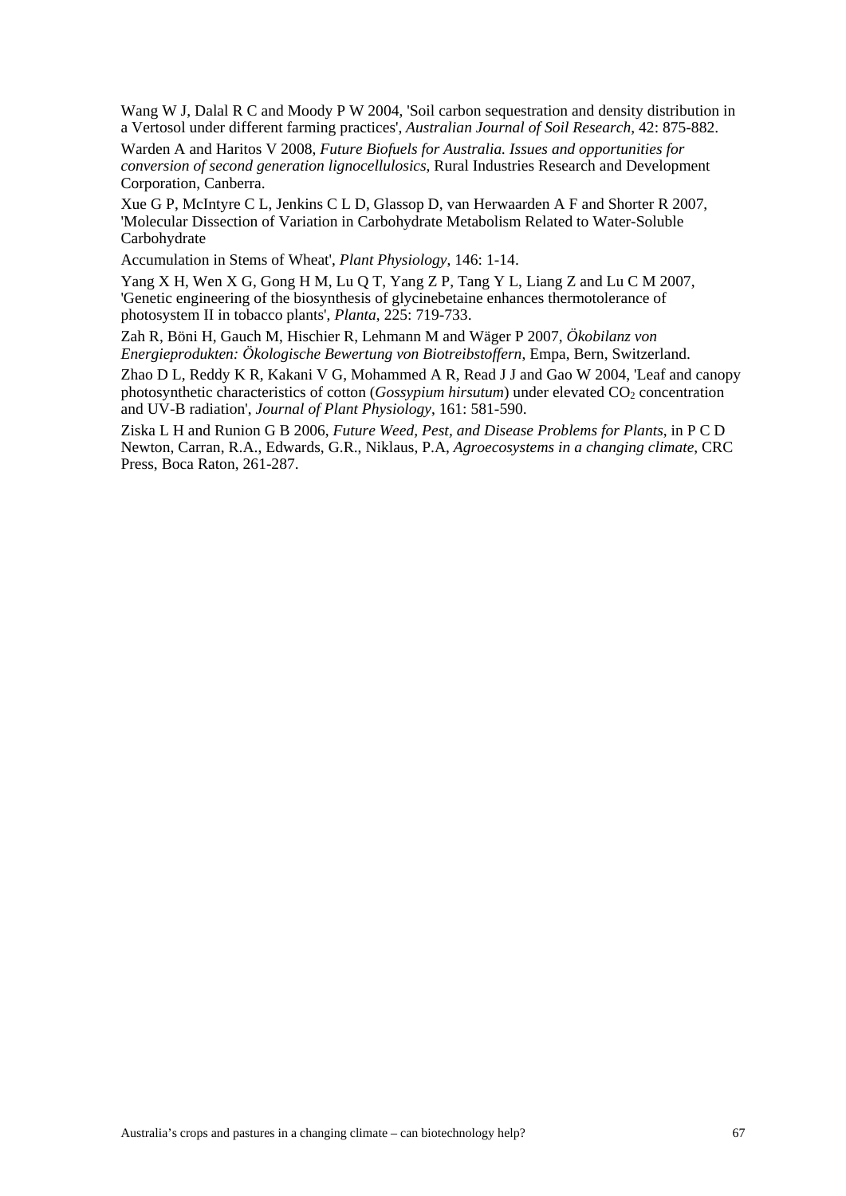Wang W J, Dalal R C and Moody P W 2004, 'Soil carbon sequestration and density distribution in a Vertosol under different farming practices', *Australian Journal of Soil Research*, 42: 875-882.

Warden A and Haritos V 2008, *Future Biofuels for Australia. Issues and opportunities for conversion of second generation lignocellulosics*, Rural Industries Research and Development Corporation, Canberra.

Xue G P, McIntyre C L, Jenkins C L D, Glassop D, van Herwaarden A F and Shorter R 2007, 'Molecular Dissection of Variation in Carbohydrate Metabolism Related to Water-Soluble Carbohydrate

Accumulation in Stems of Wheat', *Plant Physiology*, 146: 1-14.

Yang X H, Wen X G, Gong H M, Lu Q T, Yang Z P, Tang Y L, Liang Z and Lu C M 2007, 'Genetic engineering of the biosynthesis of glycinebetaine enhances thermotolerance of photosystem II in tobacco plants', *Planta*, 225: 719-733.

Zah R, Böni H, Gauch M, Hischier R, Lehmann M and Wäger P 2007, *Ökobilanz von Energieprodukten: Ökologische Bewertung von Biotreibstoffern*, Empa, Bern, Switzerland.

Zhao D L, Reddy K R, Kakani V G, Mohammed A R, Read J J and Gao W 2004, 'Leaf and canopy photosynthetic characteristics of cotton (*Gossypium hirsutum*) under elevated $CO_2$ concentration and UV-B radiation', *Journal of Plant Physiology*, 161: 581-590.

Ziska L H and Runion G B 2006, *Future Weed, Pest, and Disease Problems for Plants*, in P C D Newton, Carran, R.A., Edwards, G.R., Niklaus, P.A, *Agroecosystems in a changing climate*, CRC Press, Boca Raton, 261-287.